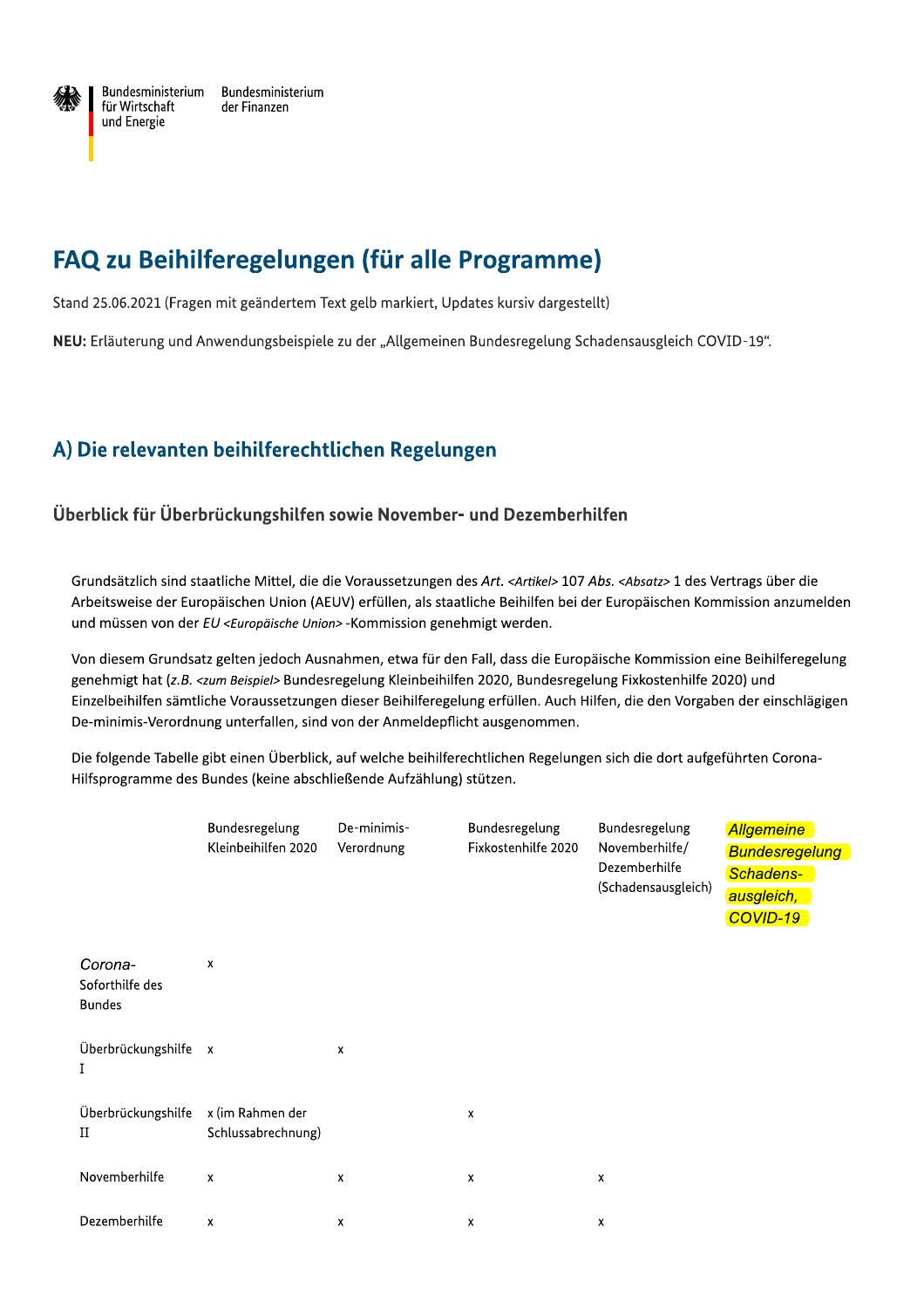Bundesministerium für Wirtschaft und Energie

Bundesministerium der Finanzen

# FAQ zu Beihilferegelungen (für alle Programme)

Stand 25.06.2021 (Fragen mit geändertem Text gelb markiert, Updates kursiv dargestellt)

**NEU:** Erläuterung und Anwendungsbeispiele zu der „Allgemeinen Bundesregelung Schadensausgleich COVID-19".

## A) Die relevanten beihilferechtlichen Regelungen

### Überblick für Überbrückungshilfen sowie November- und Dezemberhilfen

Grundsätzlich sind staatliche Mittel, die die Voraussetzungen des *Art. <Artikel>* 107 *Abs. <Absatz>* 1 des Vertrags über die Arbeitsweise der Europäischen Union (AEUV) erfüllen, als staatliche Beihilfen bei der Europäischen Kommission anzumelden und müssen von der *EU <Europäische Union>* -Kommission genehmigt werden.

Von diesem Grundsatz gelten jedoch Ausnahmen, etwa für den Fall, dass die Europäische Kommission eine Beihilferegelung genehmigt hat (*z.B. <zum Beispiel>* Bundesregelung Kleinbeihilfen 2020, Bundesregelung Fixkostenhilfe 2020) und Einzelbeihilfen sämtliche Voraussetzungen dieser Beihilferegelung erfüllen. Auch Hilfen, die den Vorgaben der einschlägigen De-minimis-Verordnung unterfallen, sind von der Anmeldepflicht ausgenommen.

Die folgende Tabelle gibt einen Überblick, auf welche beihilferechtlichen Regelungen sich die dort aufgeführten Corona-Hilfsprogramme des Bundes (keine abschließende Aufzählung) stützen.

| | Bundesregelung Kleinbeihilfen 2020 | De-minimis-Verordnung | Bundesregelung Fixkostenhilfe 2020 | Bundesregelung Novemberhilfe/ Dezemberhilfe (Schadensausgleich) | *Allgemeine Bundesregelung Schadens-ausgleich, COVID-19* |
|---|---|---|---|---|---|
| *Corona-* Soforthilfe des Bundes | x | | | | |
| Überbrückungshilfe I | x | x | | | |
| Überbrückungshilfe II | x (im Rahmen der Schlussabrechnung) | | x | | |
| Novemberhilfe | x | x | x | x | |
| Dezemberhilfe | x | x | x | x | |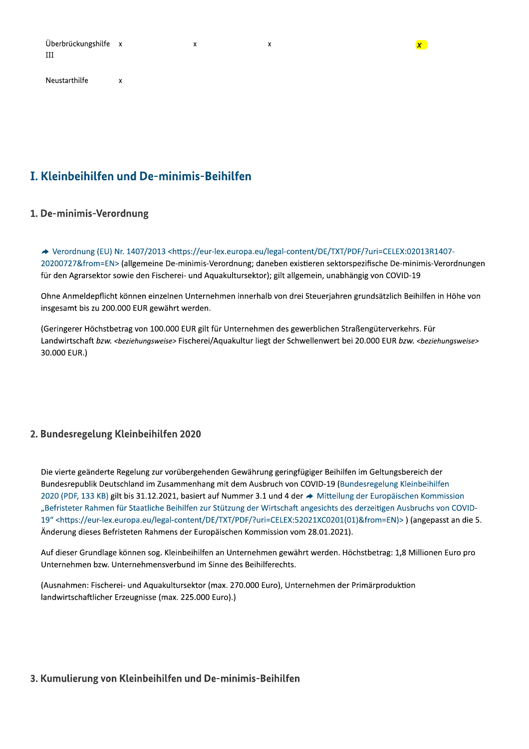| | | | | |
|---|---|---|---|---|
| Überbrückungshilfe III | x | x | x | x |
| Neustarthilfe | x | | | |

## I. Kleinbeihilfen und De-minimis-Beihilfen

### 1. De-minimis-Verordnung

➔ Verordnung (EU) Nr. 1407/2013 <https://eur-lex.europa.eu/legal-content/DE/TXT/PDF/?uri=CELEX:02013R1407-20200727&from=EN> (allgemeine De-minimis-Verordnung; daneben existieren sektorspezifische De-minimis-Verordnungen für den Agrarsektor sowie den Fischerei- und Aquakultursektor); gilt allgemein, unabhängig von COVID-19

Ohne Anmeldepflicht können einzelnen Unternehmen innerhalb von drei Steuerjahren grundsätzlich Beihilfen in Höhe von insgesamt bis zu 200.000 EUR gewährt werden.

(Geringerer Höchstbetrag von 100.000 EUR gilt für Unternehmen des gewerblichen Straßengüterverkehrs. Für Landwirtschaft *bzw.* <*beziehungsweise*> Fischerei/Aquakultur liegt der Schwellenwert bei 20.000 EUR *bzw.* <*beziehungsweise*> 30.000 EUR.)

### 2. Bundesregelung Kleinbeihilfen 2020

Die vierte geänderte Regelung zur vorübergehenden Gewährung geringfügiger Beihilfen im Geltungsbereich der Bundesrepublik Deutschland im Zusammenhang mit dem Ausbruch von COVID-19 (Bundesregelung Kleinbeihilfen 2020 (PDF, 133 KB) gilt bis 31.12.2021, basiert auf Nummer 3.1 und 4 der ➔ Mitteilung der Europäischen Kommission „Befristeter Rahmen für Staatliche Beihilfen zur Stützung der Wirtschaft angesichts des derzeitigen Ausbruchs von COVID-19" <https://eur-lex.europa.eu/legal-content/DE/TXT/PDF/?uri=CELEX:52021XC0201(01)&from=EN)> ) (angepasst an die 5. Änderung dieses Befristeten Rahmens der Europäischen Kommission vom 28.01.2021).

Auf dieser Grundlage können sog. Kleinbeihilfen an Unternehmen gewährt werden. Höchstbetrag: 1,8 Millionen Euro pro Unternehmen bzw. Unternehmensverbund im Sinne des Beihilferechts.

(Ausnahmen: Fischerei- und Aquakultursektor (max. 270.000 Euro), Unternehmen der Primärproduktion landwirtschaftlicher Erzeugnisse (max. 225.000 Euro).)

### 3. Kumulierung von Kleinbeihilfen und De-minimis-Beihilfen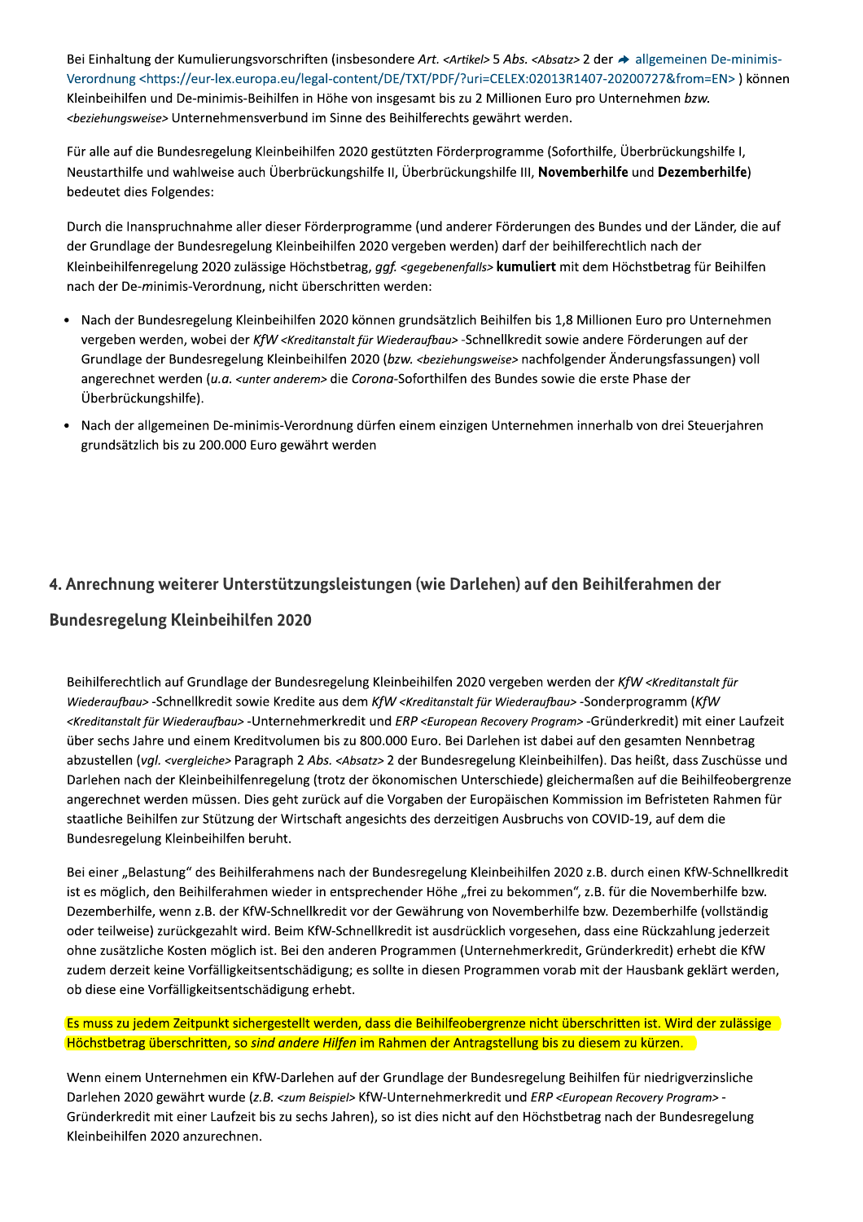Bei Einhaltung der Kumulierungsvorschriften (insbesondere *Art.* <*Artikel*> 5 *Abs.* <*Absatz*> 2 der allgemeinen De-minimis-Verordnung <https://eur-lex.europa.eu/legal-content/DE/TXT/PDF/?uri=CELEX:02013R1407-20200727&from=EN> ) können Kleinbeihilfen und De-minimis-Beihilfen in Höhe von insgesamt bis zu 2 Millionen Euro pro Unternehmen *bzw.* <*beziehungsweise*> Unternehmensverbund im Sinne des Beihilferechts gewährt werden.

Für alle auf die Bundesregelung Kleinbeihilfen 2020 gestützten Förderprogramme (Soforthilfe, Überbrückungshilfe I, Neustarthilfe und wahlweise auch Überbrückungshilfe II, Überbrückungshilfe III, **Novemberhilfe** und **Dezemberhilfe**) bedeutet dies Folgendes:

Durch die Inanspruchnahme aller dieser Förderprogramme (und anderer Förderungen des Bundes und der Länder, die auf der Grundlage der Bundesregelung Kleinbeihilfen 2020 vergeben werden) darf der beihilferechtlich nach der Kleinbeihilfenregelung 2020 zulässige Höchstbetrag, *ggf.* <*gegebenenfalls*> **kumuliert** mit dem Höchstbetrag für Beihilfen nach der De-*minimis*-Verordnung, nicht überschritten werden:

- Nach der Bundesregelung Kleinbeihilfen 2020 können grundsätzlich Beihilfen bis 1,8 Millionen Euro pro Unternehmen vergeben werden, wobei der *KfW* <*Kreditanstalt für Wiederaufbau*> -Schnellkredit sowie andere Förderungen auf der Grundlage der Bundesregelung Kleinbeihilfen 2020 (*bzw.* <*beziehungsweise*> nachfolgender Änderungsfassungen) voll angerechnet werden (*u.a.* <*unter anderem*> die *Corona*-Soforthilfen des Bundes sowie die erste Phase der Überbrückungshilfe).
- Nach der allgemeinen De-minimis-Verordnung dürfen einem einzigen Unternehmen innerhalb von drei Steuerjahren grundsätzlich bis zu 200.000 Euro gewährt werden

## 4. Anrechnung weiterer Unterstützungsleistungen (wie Darlehen) auf den Beihilferahmen der Bundesregelung Kleinbeihilfen 2020

Beihilferechtlich auf Grundlage der Bundesregelung Kleinbeihilfen 2020 vergeben werden der *KfW* <*Kreditanstalt für Wiederaufbau*> -Schnellkredit sowie Kredite aus dem *KfW* <*Kreditanstalt für Wiederaufbau*> -Sonderprogramm (*KfW* <*Kreditanstalt für Wiederaufbau*> -Unternehmerkredit und *ERP* <*European Recovery Program*> -Gründerkredit) mit einer Laufzeit über sechs Jahre und einem Kreditvolumen bis zu 800.000 Euro. Bei Darlehen ist dabei auf den gesamten Nennbetrag abzustellen (*vgl.* <*vergleiche*> Paragraph 2 *Abs.* <*Absatz*> 2 der Bundesregelung Kleinbeihilfen). Das heißt, dass Zuschüsse und Darlehen nach der Kleinbeihilfenregelung (trotz der ökonomischen Unterschiede) gleichermaßen auf die Beihilfeobergrenze angerechnet werden müssen. Dies geht zurück auf die Vorgaben der Europäischen Kommission im Befristeten Rahmen für staatliche Beihilfen zur Stützung der Wirtschaft angesichts des derzeitigen Ausbruchs von COVID-19, auf dem die Bundesregelung Kleinbeihilfen beruht.

Bei einer „Belastung" des Beihilferahmens nach der Bundesregelung Kleinbeihilfen 2020 z.B. durch einen KfW-Schnellkredit ist es möglich, den Beihilferahmen wieder in entsprechender Höhe „frei zu bekommen", z.B. für die Novemberhilfe bzw. Dezemberhilfe, wenn z.B. der KfW-Schnellkredit vor der Gewährung von Novemberhilfe bzw. Dezemberhilfe (vollständig oder teilweise) zurückgezahlt wird. Beim KfW-Schnellkredit ist ausdrücklich vorgesehen, dass eine Rückzahlung jederzeit ohne zusätzliche Kosten möglich ist. Bei den anderen Programmen (Unternehmerkredit, Gründerkredit) erhebt die KfW zudem derzeit keine Vorfälligkeitsentschädigung; es sollte in diesen Programmen vorab mit der Hausbank geklärt werden, ob diese eine Vorfälligkeitsentschädigung erhebt.

Es muss zu jedem Zeitpunkt sichergestellt werden, dass die Beihilfeobergrenze nicht überschritten ist. Wird der zulässige Höchstbetrag überschritten, so *sind andere Hilfen* im Rahmen der Antragstellung bis zu diesem zu kürzen.

Wenn einem Unternehmen ein KfW-Darlehen auf der Grundlage der Bundesregelung Beihilfen für niedrigverzinsliche Darlehen 2020 gewährt wurde (*z.B.* <*zum Beispiel*> KfW-Unternehmerkredit und *ERP* <*European Recovery Program*> -Gründerkredit mit einer Laufzeit bis zu sechs Jahren), so ist dies nicht auf den Höchstbetrag nach der Bundesregelung Kleinbeihilfen 2020 anzurechnen.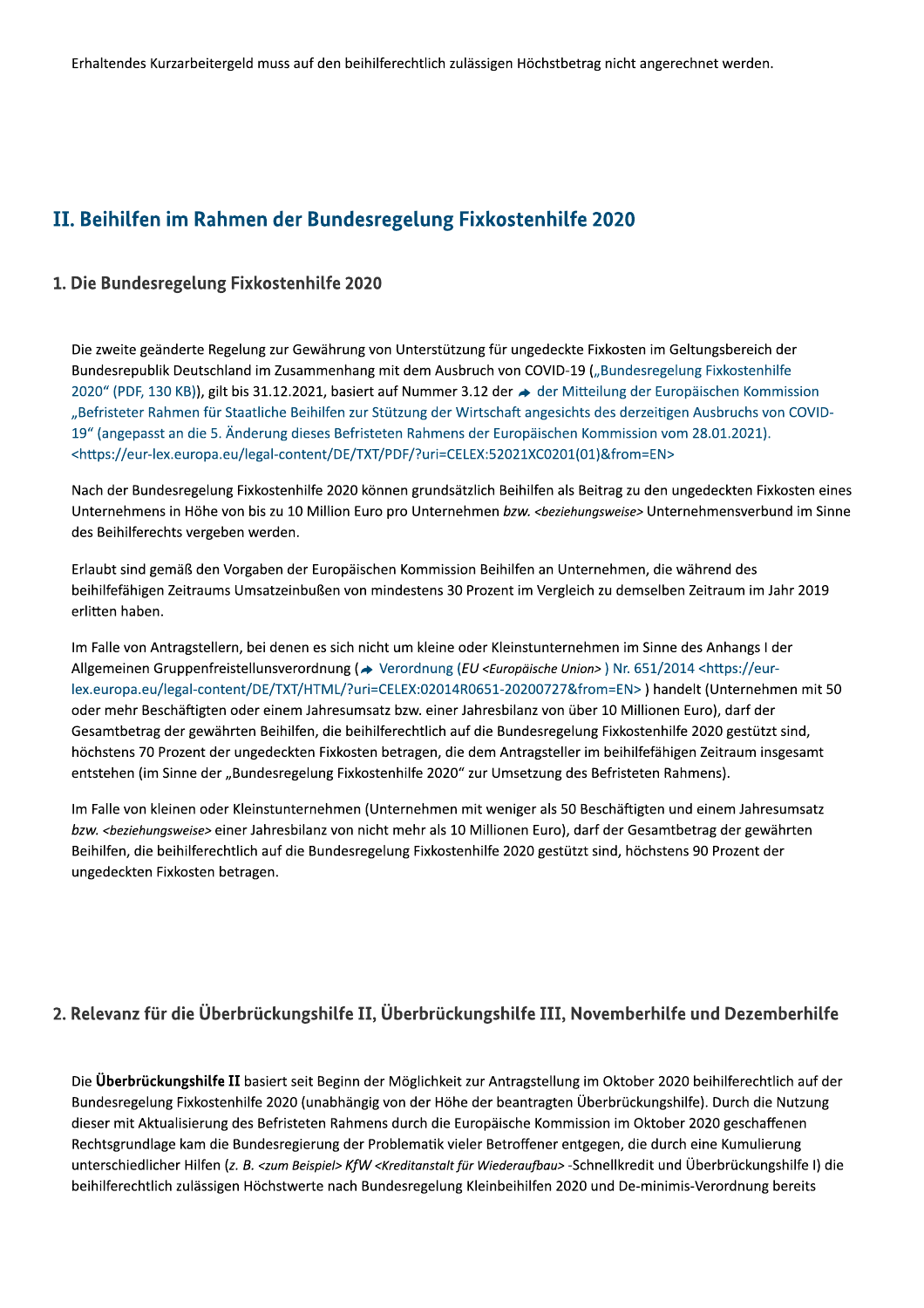Erhaltendes Kurzarbeitergeld muss auf den beihilferechtlich zulässigen Höchstbetrag nicht angerechnet werden.

## II. Beihilfen im Rahmen der Bundesregelung Fixkostenhilfe 2020

### 1. Die Bundesregelung Fixkostenhilfe 2020

Die zweite geänderte Regelung zur Gewährung von Unterstützung für ungedeckte Fixkosten im Geltungsbereich der Bundesrepublik Deutschland im Zusammenhang mit dem Ausbruch von COVID-19 („Bundesregelung Fixkostenhilfe 2020“ (PDF, 130 KB)), gilt bis 31.12.2021, basiert auf Nummer 3.12 der der Mitteilung der Europäischen Kommission „Befristeter Rahmen für Staatliche Beihilfen zur Stützung der Wirtschaft angesichts des derzeitigen Ausbruchs von COVID-19“ (angepasst an die 5. Änderung dieses Befristeten Rahmens der Europäischen Kommission vom 28.01.2021). <https://eur-lex.europa.eu/legal-content/DE/TXT/PDF/?uri=CELEX:52021XC0201(01)&from=EN>

Nach der Bundesregelung Fixkostenhilfe 2020 können grundsätzlich Beihilfen als Beitrag zu den ungedeckten Fixkosten eines Unternehmens in Höhe von bis zu 10 Million Euro pro Unternehmen *bzw.* <*beziehungsweise*> Unternehmensverbund im Sinne des Beihilferechts vergeben werden.

Erlaubt sind gemäß den Vorgaben der Europäischen Kommission Beihilfen an Unternehmen, die während des beihilfefähigen Zeitraums Umsatzeinbußen von mindestens 30 Prozent im Vergleich zu demselben Zeitraum im Jahr 2019 erlitten haben.

Im Falle von Antragstellern, bei denen es sich nicht um kleine oder Kleinstunternehmen im Sinne des Anhangs I der Allgemeinen Gruppenfreistellungsverordnung ( Verordnung (*EU* <*Europäische Union*> ) Nr. 651/2014 <https://eur-lex.europa.eu/legal-content/DE/TXT/HTML/?uri=CELEX:02014R0651-20200727&from=EN> ) handelt (Unternehmen mit 50 oder mehr Beschäftigten oder einem Jahresumsatz bzw. einer Jahresbilanz von über 10 Millionen Euro), darf der Gesamtbetrag der gewährten Beihilfen, die beihilferechtlich auf die Bundesregelung Fixkostenhilfe 2020 gestützt sind, höchstens 70 Prozent der ungedeckten Fixkosten betragen, die dem Antragsteller im beihilfefähigen Zeitraum insgesamt entstehen (im Sinne der „Bundesregelung Fixkostenhilfe 2020“ zur Umsetzung des Befristeten Rahmens).

Im Falle von kleinen oder Kleinstunternehmen (Unternehmen mit weniger als 50 Beschäftigten und einem Jahresumsatz *bzw.* <*beziehungsweise*> einer Jahresbilanz von nicht mehr als 10 Millionen Euro), darf der Gesamtbetrag der gewährten Beihilfen, die beihilferechtlich auf die Bundesregelung Fixkostenhilfe 2020 gestützt sind, höchstens 90 Prozent der ungedeckten Fixkosten betragen.

### 2. Relevanz für die Überbrückungshilfe II, Überbrückungshilfe III, Novemberhilfe und Dezemberhilfe

Die **Überbrückungshilfe II** basiert seit Beginn der Möglichkeit zur Antragstellung im Oktober 2020 beihilferechtlich auf der Bundesregelung Fixkostenhilfe 2020 (unabhängig von der Höhe der beantragten Überbrückungshilfe). Durch die Nutzung dieser mit Aktualisierung des Befristeten Rahmens durch die Europäische Kommission im Oktober 2020 geschaffenen Rechtsgrundlage kam die Bundesregierung der Problematik vieler Betroffener entgegen, die durch eine Kumulierung unterschiedlicher Hilfen (*z. B.* <*zum Beispiel*> *KfW* <*Kreditanstalt für Wiederaufbau*> -Schnellkredit und Überbrückungshilfe I) die beihilferechtlich zulässigen Höchstwerte nach Bundesregelung Kleinbeihilfen 2020 und De-minimis-Verordnung bereits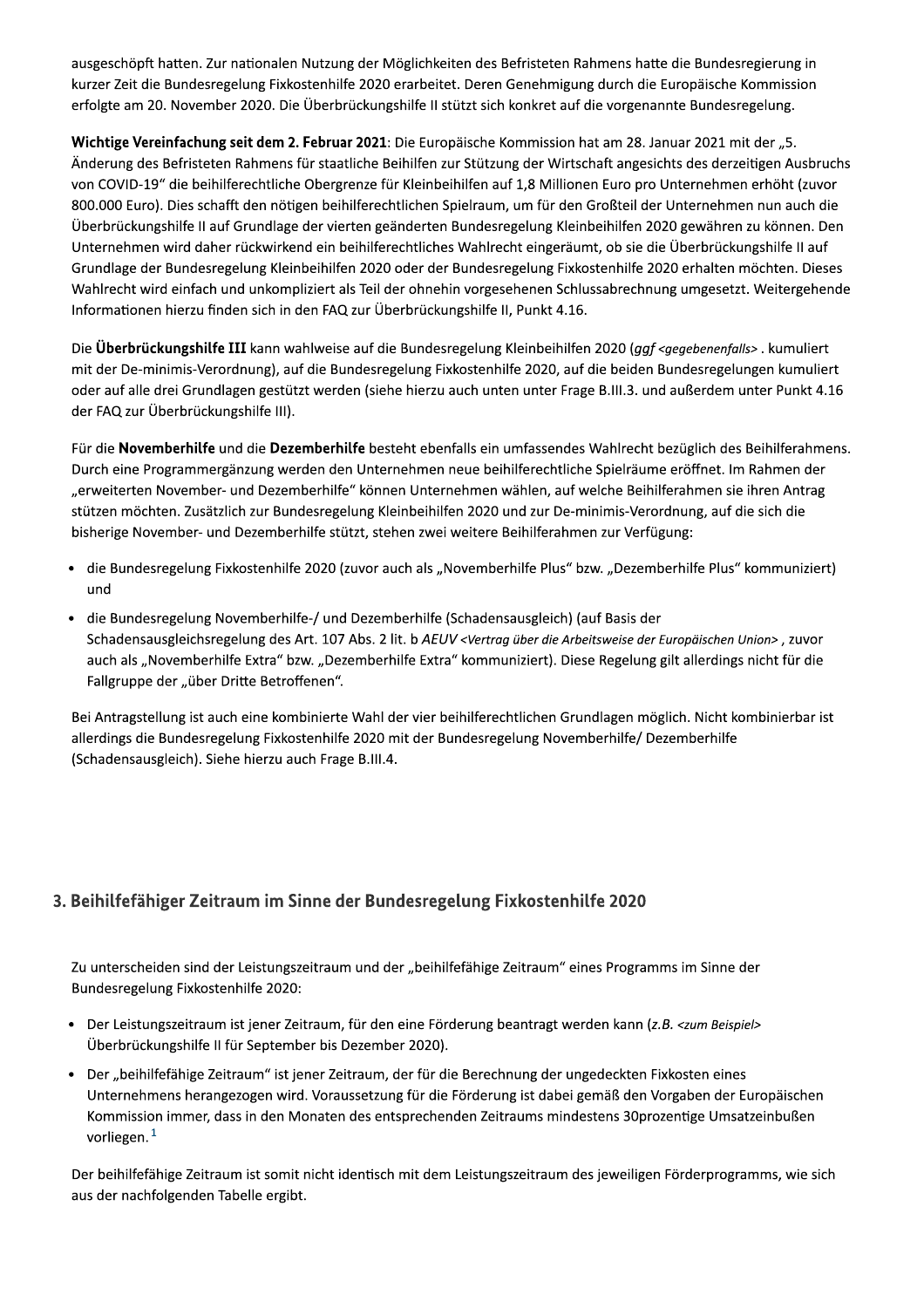ausgeschöpft hatten. Zur nationalen Nutzung der Möglichkeiten des Befristeten Rahmens hatte die Bundesregierung in kurzer Zeit die Bundesregelung Fixkostenhilfe 2020 erarbeitet. Deren Genehmigung durch die Europäische Kommission erfolgte am 20. November 2020. Die Überbrückungshilfe II stützt sich konkret auf die vorgenannte Bundesregelung.

**Wichtige Vereinfachung seit dem 2. Februar 2021**: Die Europäische Kommission hat am 28. Januar 2021 mit der „5. Änderung des Befristeten Rahmens für staatliche Beihilfen zur Stützung der Wirtschaft angesichts des derzeitigen Ausbruchs von COVID-19" die beihilferechtliche Obergrenze für Kleinbeihilfen auf 1,8 Millionen Euro pro Unternehmen erhöht (zuvor 800.000 Euro). Dies schafft den nötigen beihilferechtlichen Spielraum, um für den Großteil der Unternehmen nun auch die Überbrückungshilfe II auf Grundlage der vierten geänderten Bundesregelung Kleinbeihilfen 2020 gewähren zu können. Den Unternehmen wird daher rückwirkend ein beihilferechtliches Wahlrecht eingeräumt, ob sie die Überbrückungshilfe II auf Grundlage der Bundesregelung Kleinbeihilfen 2020 oder der Bundesregelung Fixkostenhilfe 2020 erhalten möchten. Dieses Wahlrecht wird einfach und unkompliziert als Teil der ohnehin vorgesehenen Schlussabrechnung umgesetzt. Weitergehende Informationen hierzu finden sich in den FAQ zur Überbrückungshilfe II, Punkt 4.16.

Die **Überbrückungshilfe III** kann wahlweise auf die Bundesregelung Kleinbeihilfen 2020 (*ggf* <gegebenenfalls> . kumuliert mit der De-minimis-Verordnung), auf die Bundesregelung Fixkostenhilfe 2020, auf die beiden Bundesregelungen kumuliert oder auf alle drei Grundlagen gestützt werden (siehe hierzu auch unten unter Frage B.III.3. und außerdem unter Punkt 4.16 der FAQ zur Überbrückungshilfe III).

Für die **Novemberhilfe** und die **Dezemberhilfe** besteht ebenfalls ein umfassendes Wahlrecht bezüglich des Beihilferahmens. Durch eine Programmergänzung werden den Unternehmen neue beihilferechtliche Spielräume eröffnet. Im Rahmen der „erweiterten November- und Dezemberhilfe" können Unternehmen wählen, auf welche Beihilferahmen sie ihren Antrag stützen möchten. Zusätzlich zur Bundesregelung Kleinbeihilfen 2020 und zur De-minimis-Verordnung, auf die sich die bisherige November- und Dezemberhilfe stützt, stehen zwei weitere Beihilferahmen zur Verfügung:

- die Bundesregelung Fixkostenhilfe 2020 (zuvor auch als „Novemberhilfe Plus" bzw. „Dezemberhilfe Plus" kommuniziert) und
- die Bundesregelung Novemberhilfe-/ und Dezemberhilfe (Schadensausgleich) (auf Basis der Schadensausgleichsregelung des Art. 107 Abs. 2 lit. b *AEUV* <Vertrag über die Arbeitsweise der Europäischen Union> , zuvor auch als „Novemberhilfe Extra" bzw. „Dezemberhilfe Extra" kommuniziert). Diese Regelung gilt allerdings nicht für die Fallgruppe der „über Dritte Betroffenen".

Bei Antragstellung ist auch eine kombinierte Wahl der vier beihilferechtlichen Grundlagen möglich. Nicht kombinierbar ist allerdings die Bundesregelung Fixkostenhilfe 2020 mit der Bundesregelung Novemberhilfe/ Dezemberhilfe (Schadensausgleich). Siehe hierzu auch Frage B.III.4.

## 3. Beihilfefähiger Zeitraum im Sinne der Bundesregelung Fixkostenhilfe 2020

Zu unterscheiden sind der Leistungszeitraum und der „beihilfefähige Zeitraum" eines Programms im Sinne der Bundesregelung Fixkostenhilfe 2020:

- Der Leistungszeitraum ist jener Zeitraum, für den eine Förderung beantragt werden kann (*z.B.* <zum Beispiel> Überbrückungshilfe II für September bis Dezember 2020).
- Der „beihilfefähige Zeitraum" ist jener Zeitraum, der für die Berechnung der ungedeckten Fixkosten eines Unternehmens herangezogen wird. Voraussetzung für die Förderung ist dabei gemäß den Vorgaben der Europäischen Kommission immer, dass in den Monaten des entsprechenden Zeitraums mindestens 30prozentige Umsatzeinbußen vorliegen.[1]

Der beihilfefähige Zeitraum ist somit nicht identisch mit dem Leistungszeitraum des jeweiligen Förderprogramms, wie sich aus der nachfolgenden Tabelle ergibt.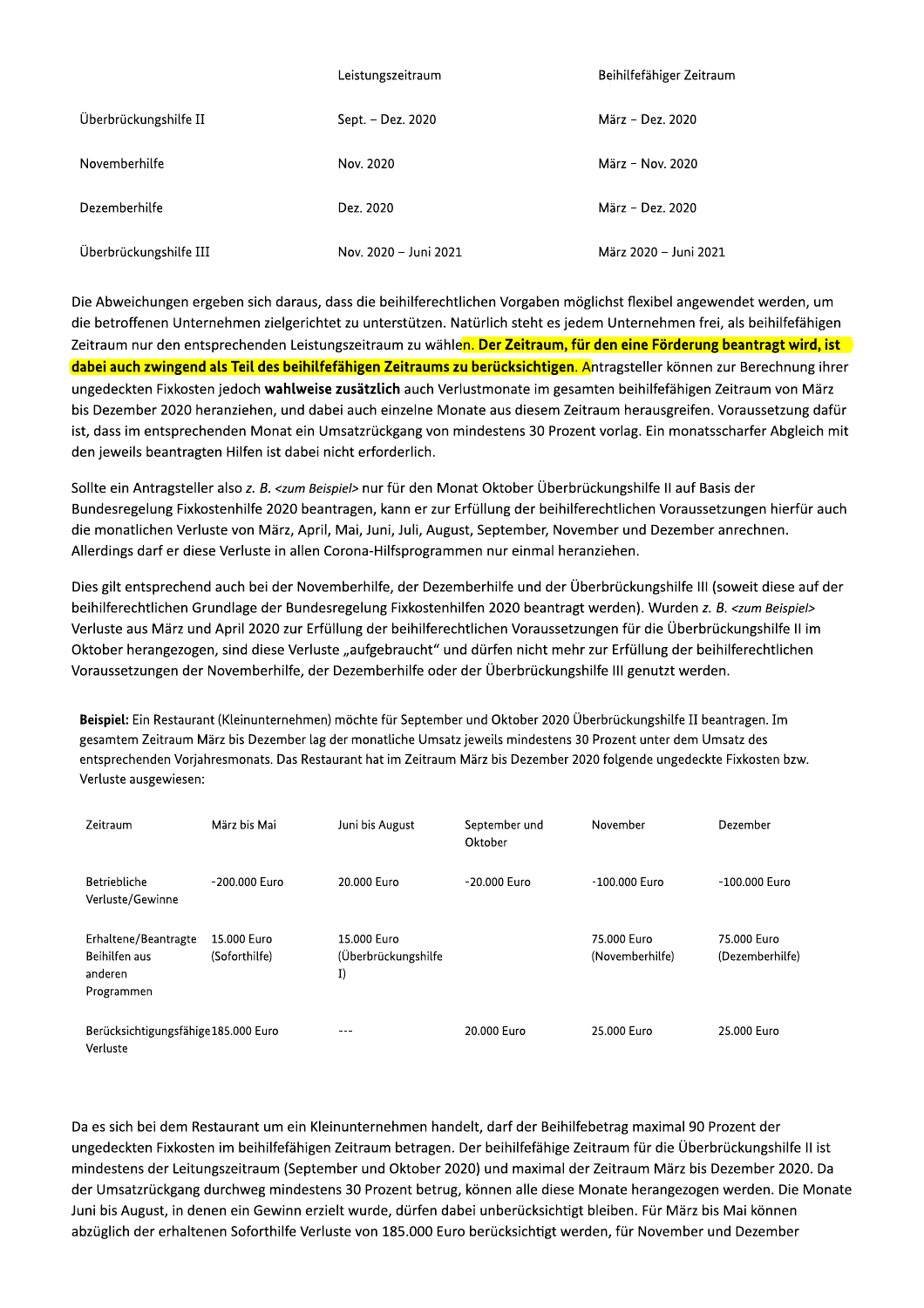| | Leistungszeitraum | Beihilfefähiger Zeitraum |
|---|---|---|
| Überbrückungshilfe II | Sept. – Dez. 2020 | März – Dez. 2020 |
| Novemberhilfe | Nov. 2020 | März – Nov. 2020 |
| Dezemberhilfe | Dez. 2020 | März – Dez. 2020 |
| Überbrückungshilfe III | Nov. 2020 – Juni 2021 | März 2020 – Juni 2021 |

Die Abweichungen ergeben sich daraus, dass die beihilferechtlichen Vorgaben möglichst flexibel angewendet werden, um die betroffenen Unternehmen zielgerichtet zu unterstützen. Natürlich steht es jedem Unternehmen frei, als beihilfefähigen Zeitraum nur den entsprechenden Leistungszeitraum zu wählen. **Der Zeitraum, für den eine Förderung beantragt wird, ist dabei auch zwingend als Teil des beihilfefähigen Zeitraums zu berücksichtigen.** Antragsteller können zur Berechnung ihrer ungedeckten Fixkosten jedoch **wahlweise zusätzlich** auch Verlustmonate im gesamten beihilfefähigen Zeitraum von März bis Dezember 2020 heranziehen, und dabei auch einzelne Monate aus diesem Zeitraum herausgreifen. Voraussetzung dafür ist, dass im entsprechenden Monat ein Umsatzrückgang von mindestens 30 Prozent vorlag. Ein monatsscharfer Abgleich mit den jeweils beantragten Hilfen ist dabei nicht erforderlich.

Sollte ein Antragsteller also *z. B.* <zum Beispiel> nur für den Monat Oktober Überbrückungshilfe II auf Basis der Bundesregelung Fixkostenhilfe 2020 beantragen, kann er zur Erfüllung der beihilferechtlichen Voraussetzungen hierfür auch die monatlichen Verluste von März, April, Mai, Juni, Juli, August, September, November und Dezember anrechnen. Allerdings darf er diese Verluste in allen Corona-Hilfsprogrammen nur einmal heranziehen.

Dies gilt entsprechend auch bei der Novemberhilfe, der Dezemberhilfe und der Überbrückungshilfe III (soweit diese auf der beihilferechtlichen Grundlage der Bundesregelung Fixkostenhilfen 2020 beantragt werden). Wurden *z. B.* <zum Beispiel> Verluste aus März und April 2020 zur Erfüllung der beihilferechtlichen Voraussetzungen für die Überbrückungshilfe II im Oktober herangezogen, sind diese Verluste „aufgebraucht" und dürfen nicht mehr zur Erfüllung der beihilferechtlichen Voraussetzungen der Novemberhilfe, der Dezemberhilfe oder der Überbrückungshilfe III genutzt werden.

**Beispiel:** Ein Restaurant (Kleinunternehmen) möchte für September und Oktober 2020 Überbrückungshilfe II beantragen. Im gesamtem Zeitraum März bis Dezember lag der monatliche Umsatz jeweils mindestens 30 Prozent unter dem Umsatz des entsprechenden Vorjahresmonats. Das Restaurant hat im Zeitraum März bis Dezember 2020 folgende ungedeckte Fixkosten bzw. Verluste ausgewiesen:

| Zeitraum | März bis Mai | Juni bis August | September und Oktober | November | Dezember |
|---|---|---|---|---|---|
| Betriebliche Verluste/Gewinne | -200.000 Euro | 20.000 Euro | -20.000 Euro | -100.000 Euro | -100.000 Euro |
| Erhaltene/Beantragte Beihilfen aus anderen Programmen | 15.000 Euro (Soforthilfe) | 15.000 Euro (Überbrückungshilfe I) | | 75.000 Euro (Novemberhilfe) | 75.000 Euro (Dezemberhilfe) |
| Berücksichtigungsfähige Verluste | 185.000 Euro | --- | 20.000 Euro | 25.000 Euro | 25.000 Euro |

Da es sich bei dem Restaurant um ein Kleinunternehmen handelt, darf der Beihilfebetrag maximal 90 Prozent der ungedeckten Fixkosten im beihilfefähigen Zeitraum betragen. Der beihilfefähige Zeitraum für die Überbrückungshilfe II ist mindestens der Leitungszeitraum (September und Oktober 2020) und maximal der Zeitraum März bis Dezember 2020. Da der Umsatzrückgang durchweg mindestens 30 Prozent betrug, können alle diese Monate herangezogen werden. Die Monate Juni bis August, in denen ein Gewinn erzielt wurde, dürfen dabei unberücksichtigt bleiben. Für März bis Mai können abzüglich der erhaltenen Soforthilfe Verluste von 185.000 Euro berücksichtigt werden, für November und Dezember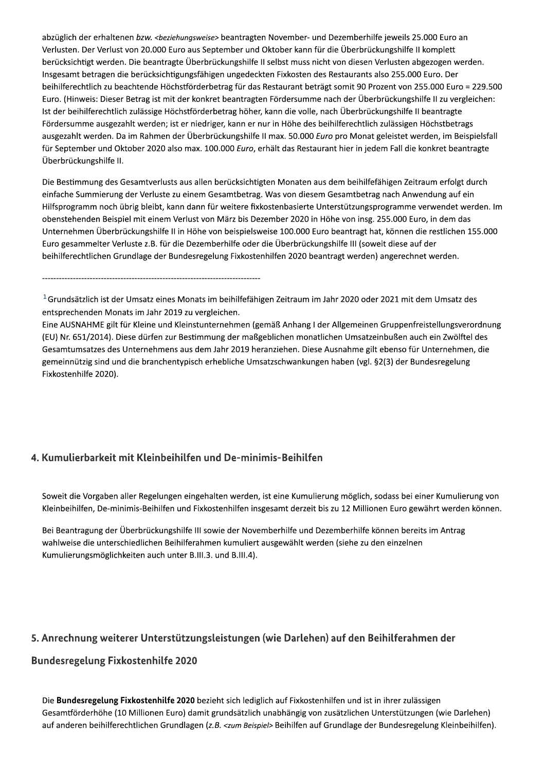abzüglich der erhaltenen *bzw.* <*beziehungsweise*> beantragten November- und Dezemberhilfe jeweils 25.000 Euro an Verlusten. Der Verlust von 20.000 Euro aus September und Oktober kann für die Überbrückungshilfe II komplett berücksichtigt werden. Die beantragte Überbrückungshilfe II selbst muss nicht von diesen Verlusten abgezogen werden. Insgesamt betragen die berücksichtigungsfähigen ungedeckten Fixkosten des Restaurants also 255.000 Euro. Der beihilferechtlich zu beachtende Höchstförderbetrag für das Restaurant beträgt somit 90 Prozent von 255.000 Euro = 229.500 Euro. (Hinweis: Dieser Betrag ist mit der konkret beantragten Fördersumme nach der Überbrückungshilfe II zu vergleichen: Ist der beihilferechtlich zulässige Höchstförderbetrag höher, kann die volle, nach Überbrückungshilfe II beantragte Fördersumme ausgezahlt werden; ist er niedriger, kann er nur in Höhe des beihilferechtlich zulässigen Höchstbetrags ausgezahlt werden. Da im Rahmen der Überbrückungshilfe II max. 50.000 *Euro* pro Monat geleistet werden, im Beispielsfall für September und Oktober 2020 also max. 100.000 *Euro*, erhält das Restaurant hier in jedem Fall die konkret beantragte Überbrückungshilfe II.

Die Bestimmung des Gesamtverlusts aus allen berücksichtigten Monaten aus dem beihilfefähigen Zeitraum erfolgt durch einfache Summierung der Verluste zu einem Gesamtbetrag. Was von diesem Gesamtbetrag nach Anwendung auf ein Hilfsprogramm noch übrig bleibt, kann dann für weitere fixkostenbasierte Unterstützungsprogramme verwendet werden. Im obenstehenden Beispiel mit einem Verlust von März bis Dezember 2020 in Höhe von insg. 255.000 Euro, in dem das Unternehmen Überbrückungshilfe II in Höhe von beispielsweise 100.000 Euro beantragt hat, können die restlichen 155.000 Euro gesammelter Verluste z.B. für die Dezemberhilfe oder die Überbrückungshilfe III (soweit diese auf der beihilferechtlichen Grundlage der Bundesregelung Fixkostenhilfen 2020 beantragt werden) angerechnet werden.

--------------------------------------------------------------------------------

[1] Grundsätzlich ist der Umsatz eines Monats im beihilfefähigen Zeitraum im Jahr 2020 oder 2021 mit dem Umsatz des entsprechenden Monats im Jahr 2019 zu vergleichen.
Eine AUSNAHME gilt für Kleine und Kleinstunternehmen (gemäß Anhang I der Allgemeinen Gruppenfreistellungsverordnung (EU) Nr. 651/2014). Diese dürfen zur Bestimmung der maßgeblichen monatlichen Umsatzeinbußen auch ein Zwölftel des Gesamtumsatzes des Unternehmens aus dem Jahr 2019 heranziehen. Diese Ausnahme gilt ebenso für Unternehmen, die gemeinnützig sind und die branchentypisch erhebliche Umsatzschwankungen haben (vgl. §2(3) der Bundesregelung Fixkostenhilfe 2020).

## 4. Kumulierbarkeit mit Kleinbeihilfen und De-minimis-Beihilfen

Soweit die Vorgaben aller Regelungen eingehalten werden, ist eine Kumulierung möglich, sodass bei einer Kumulierung von Kleinbeihilfen, De-minimis-Beihilfen und Fixkostenhilfen insgesamt derzeit bis zu 12 Millionen Euro gewährt werden können.

Bei Beantragung der Überbrückungshilfe III sowie der Novemberhilfe und Dezemberhilfe können bereits im Antrag wahlweise die unterschiedlichen Beihilferahmen kumuliert ausgewählt werden (siehe zu den einzelnen Kumulierungsmöglichkeiten auch unter B.III.3. und B.III.4).

## 5. Anrechnung weiterer Unterstützungsleistungen (wie Darlehen) auf den Beihilferahmen der Bundesregelung Fixkostenhilfe 2020

Die **Bundesregelung Fixkostenhilfe 2020** bezieht sich lediglich auf Fixkostenhilfen und ist in ihrer zulässigen Gesamtförderhöhe (10 Millionen Euro) damit grundsätzlich unabhängig von zusätzlichen Unterstützungen (wie Darlehen) auf anderen beihilferechtlichen Grundlagen (*z.B.* <*zum Beispiel*> Beihilfen auf Grundlage der Bundesregelung Kleinbeihilfen).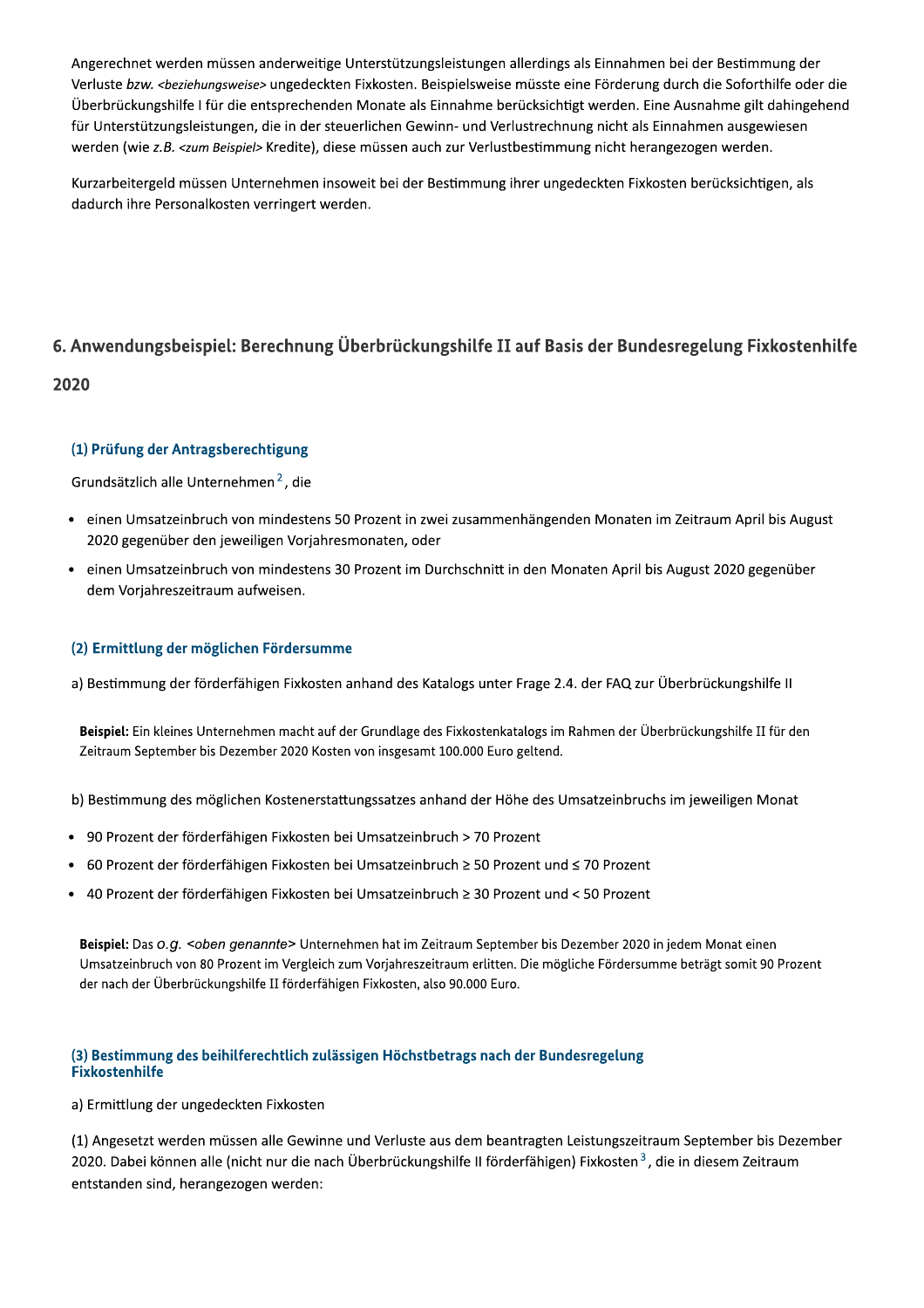Angerechnet werden müssen anderweitige Unterstützungsleistungen allerdings als Einnahmen bei der Bestimmung der Verluste *bzw.* <beziehungsweise> ungedeckten Fixkosten. Beispielsweise müsste eine Förderung durch die Soforthilfe oder die Überbrückungshilfe I für die entsprechenden Monate als Einnahme berücksichtigt werden. Eine Ausnahme gilt dahingehend für Unterstützungsleistungen, die in der steuerlichen Gewinn- und Verlustrechnung nicht als Einnahmen ausgewiesen werden (wie *z.B.* <zum Beispiel> Kredite), diese müssen auch zur Verlustbestimmung nicht herangezogen werden.

Kurzarbeitergeld müssen Unternehmen insoweit bei der Bestimmung ihrer ungedeckten Fixkosten berücksichtigen, als dadurch ihre Personalkosten verringert werden.

## 6. Anwendungsbeispiel: Berechnung Überbrückungshilfe II auf Basis der Bundesregelung Fixkostenhilfe 2020

### (1) Prüfung der Antragsberechtigung

Grundsätzlich alle Unternehmen[2], die

- einen Umsatzeinbruch von mindestens 50 Prozent in zwei zusammenhängenden Monaten im Zeitraum April bis August 2020 gegenüber den jeweiligen Vorjahresmonaten, oder
- einen Umsatzeinbruch von mindestens 30 Prozent im Durchschnitt in den Monaten April bis August 2020 gegenüber dem Vorjahreszeitraum aufweisen.

### (2) Ermittlung der möglichen Fördersumme

a) Bestimmung der förderfähigen Fixkosten anhand des Katalogs unter Frage 2.4. der FAQ zur Überbrückungshilfe II

**Beispiel:** Ein kleines Unternehmen macht auf der Grundlage des Fixkostenkatalogs im Rahmen der Überbrückungshilfe II für den Zeitraum September bis Dezember 2020 Kosten von insgesamt 100.000 Euro geltend.

b) Bestimmung des möglichen Kostenerstattungssatzes anhand der Höhe des Umsatzeinbruchs im jeweiligen Monat

- 90 Prozent der förderfähigen Fixkosten bei Umsatzeinbruch > 70 Prozent
- 60 Prozent der förderfähigen Fixkosten bei Umsatzeinbruch ≥ 50 Prozent und ≤ 70 Prozent
- 40 Prozent der förderfähigen Fixkosten bei Umsatzeinbruch ≥ 30 Prozent und < 50 Prozent

**Beispiel:** Das *o.g.* <oben genannte> Unternehmen hat im Zeitraum September bis Dezember 2020 in jedem Monat einen Umsatzeinbruch von 80 Prozent im Vergleich zum Vorjahreszeitraum erlitten. Die mögliche Fördersumme beträgt somit 90 Prozent der nach der Überbrückungshilfe II förderfähigen Fixkosten, also 90.000 Euro.

### (3) Bestimmung des beihilferechtlich zulässigen Höchstbetrags nach der Bundesregelung Fixkostenhilfe

a) Ermittlung der ungedeckten Fixkosten

(1) Angesetzt werden müssen alle Gewinne und Verluste aus dem beantragten Leistungszeitraum September bis Dezember 2020. Dabei können alle (nicht nur die nach Überbrückungshilfe II förderfähigen) Fixkosten[3], die in diesem Zeitraum entstanden sind, herangezogen werden: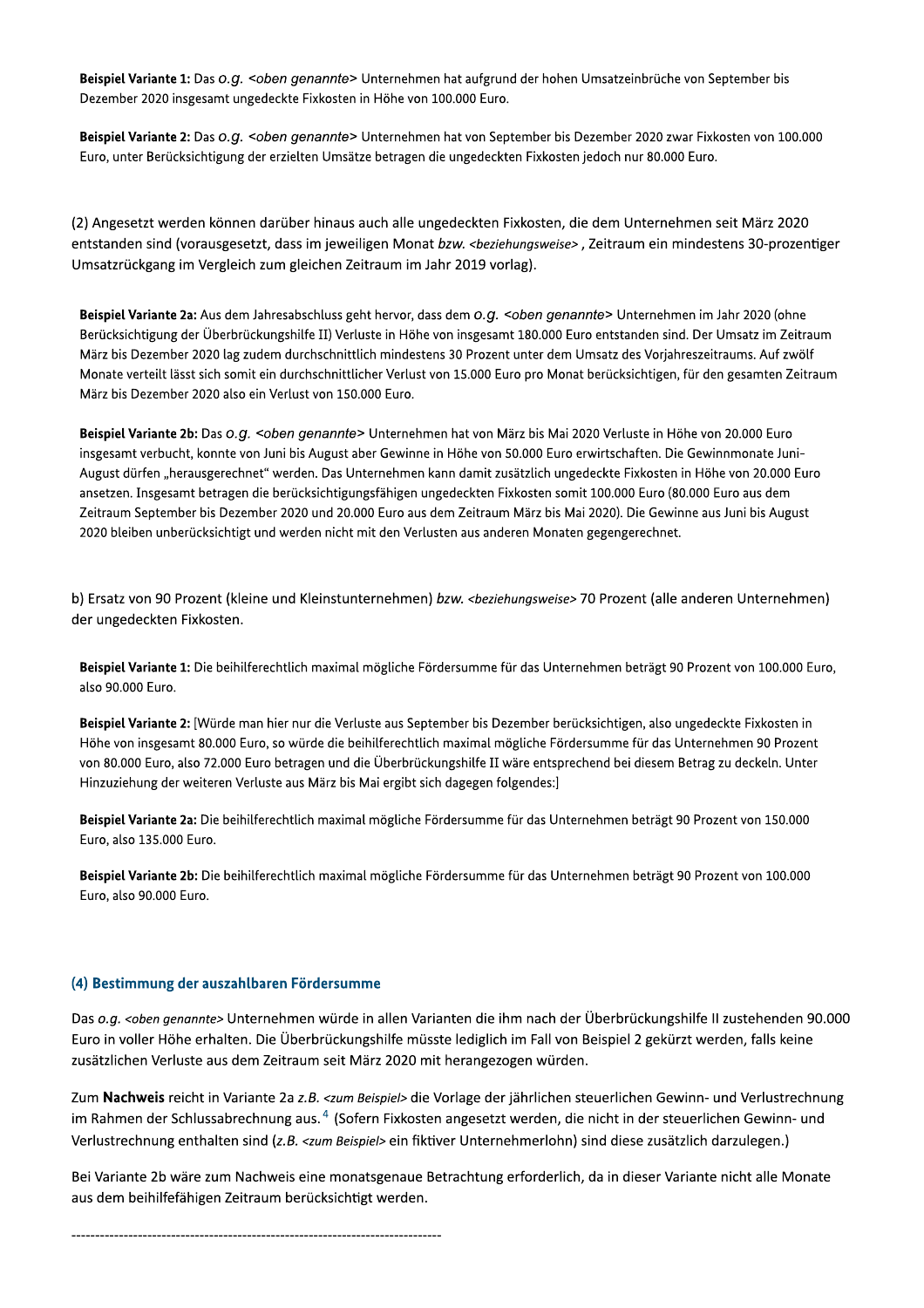**Beispiel Variante 1:** Das *o.g.* <oben genannte> Unternehmen hat aufgrund der hohen Umsatzeinbrüche von September bis Dezember 2020 insgesamt ungedeckte Fixkosten in Höhe von 100.000 Euro.

**Beispiel Variante 2:** Das *o.g.* <oben genannte> Unternehmen hat von September bis Dezember 2020 zwar Fixkosten von 100.000 Euro, unter Berücksichtigung der erzielten Umsätze betragen die ungedeckten Fixkosten jedoch nur 80.000 Euro.

(2) Angesetzt werden können darüber hinaus auch alle ungedeckten Fixkosten, die dem Unternehmen seit März 2020 entstanden sind (vorausgesetzt, dass im jeweiligen Monat *bzw.* <beziehungsweise> , Zeitraum ein mindestens 30-prozentiger Umsatzrückgang im Vergleich zum gleichen Zeitraum im Jahr 2019 vorlag).

**Beispiel Variante 2a:** Aus dem Jahresabschluss geht hervor, dass dem *o.g.* <oben genannte> Unternehmen im Jahr 2020 (ohne Berücksichtigung der Überbrückungshilfe II) Verluste in Höhe von insgesamt 180.000 Euro entstanden sind. Der Umsatz im Zeitraum März bis Dezember 2020 lag zudem durchschnittlich mindestens 30 Prozent unter dem Umsatz des Vorjahreszeitraums. Auf zwölf Monate verteilt lässt sich somit ein durchschnittlicher Verlust von 15.000 Euro pro Monat berücksichtigen, für den gesamten Zeitraum März bis Dezember 2020 also ein Verlust von 150.000 Euro.

**Beispiel Variante 2b:** Das *o.g.* <oben genannte> Unternehmen hat von März bis Mai 2020 Verluste in Höhe von 20.000 Euro insgesamt verbucht, konnte von Juni bis August aber Gewinne in Höhe von 50.000 Euro erwirtschaften. Die Gewinnmonate Juni-August dürfen „herausgerechnet" werden. Das Unternehmen kann damit zusätzlich ungedeckte Fixkosten in Höhe von 20.000 Euro ansetzen. Insgesamt betragen die berücksichtigungsfähigen ungedeckten Fixkosten somit 100.000 Euro (80.000 Euro aus dem Zeitraum September bis Dezember 2020 und 20.000 Euro aus dem Zeitraum März bis Mai 2020). Die Gewinne aus Juni bis August 2020 bleiben unberücksichtigt und werden nicht mit den Verlusten aus anderen Monaten gegengerechnet.

b) Ersatz von 90 Prozent (kleine und Kleinstunternehmen) *bzw.* <beziehungsweise> 70 Prozent (alle anderen Unternehmen) der ungedeckten Fixkosten.

**Beispiel Variante 1:** Die beihilferechtlich maximal mögliche Fördersumme für das Unternehmen beträgt 90 Prozent von 100.000 Euro, also 90.000 Euro.

**Beispiel Variante 2:** [Würde man hier nur die Verluste aus September bis Dezember berücksichtigen, also ungedeckte Fixkosten in Höhe von insgesamt 80.000 Euro, so würde die beihilferechtlich maximal mögliche Fördersumme für das Unternehmen 90 Prozent von 80.000 Euro, also 72.000 Euro betragen und die Überbrückungshilfe II wäre entsprechend bei diesem Betrag zu deckeln. Unter Hinzuziehung der weiteren Verluste aus März bis Mai ergibt sich dagegen folgendes:]

**Beispiel Variante 2a:** Die beihilferechtlich maximal mögliche Fördersumme für das Unternehmen beträgt 90 Prozent von 150.000 Euro, also 135.000 Euro.

**Beispiel Variante 2b:** Die beihilferechtlich maximal mögliche Fördersumme für das Unternehmen beträgt 90 Prozent von 100.000 Euro, also 90.000 Euro.

### (4) Bestimmung der auszahlbaren Fördersumme

Das *o.g.* <oben genannte> Unternehmen würde in allen Varianten die ihm nach der Überbrückungshilfe II zustehenden 90.000 Euro in voller Höhe erhalten. Die Überbrückungshilfe müsste lediglich im Fall von Beispiel 2 gekürzt werden, falls keine zusätzlichen Verluste aus dem Zeitraum seit März 2020 mit herangezogen würden.

Zum **Nachweis** reicht in Variante 2a *z.B.* <zum Beispiel> die Vorlage der jährlichen steuerlichen Gewinn- und Verlustrechnung im Rahmen der Schlussabrechnung aus.[4] (Sofern Fixkosten angesetzt werden, die nicht in der steuerlichen Gewinn- und Verlustrechnung enthalten sind (*z.B.* <zum Beispiel> ein fiktiver Unternehmerlohn) sind diese zusätzlich darzulegen.)

Bei Variante 2b wäre zum Nachweis eine monatsgenaue Betrachtung erforderlich, da in dieser Variante nicht alle Monate aus dem beihilfefähigen Zeitraum berücksichtigt werden.

-------------------------------------------------------------------------------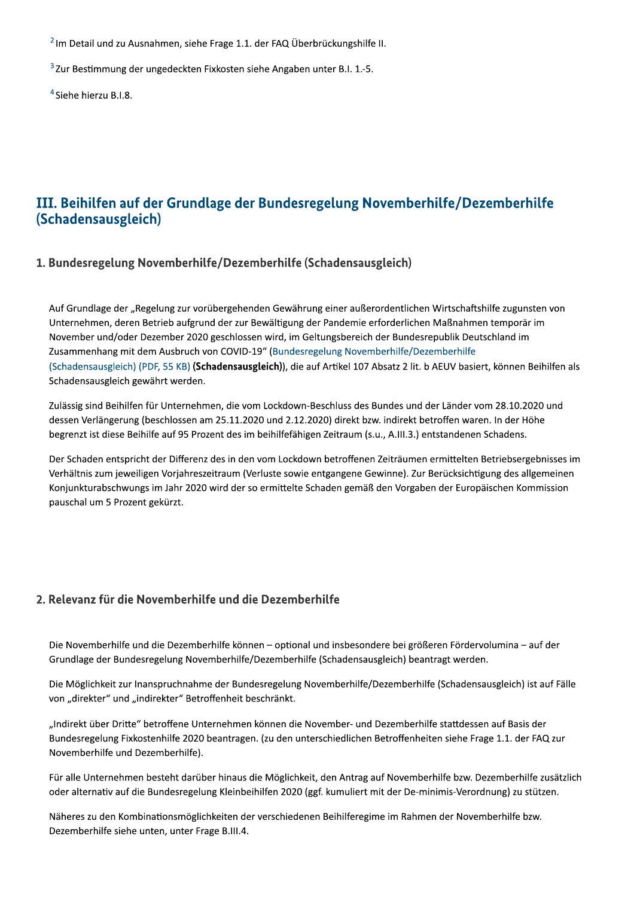[2] Im Detail und zu Ausnahmen, siehe Frage 1.1. der FAQ Überbrückungshilfe II.

[3] Zur Bestimmung der ungedeckten Fixkosten siehe Angaben unter B.I. 1.-5.

[4] Siehe hierzu B.I.8.

## III. Beihilfen auf der Grundlage der Bundesregelung Novemberhilfe/Dezemberhilfe (Schadensausgleich)

### 1. Bundesregelung Novemberhilfe/Dezemberhilfe (Schadensausgleich)

Auf Grundlage der „Regelung zur vorübergehenden Gewährung einer außerordentlichen Wirtschaftshilfe zugunsten von Unternehmen, deren Betrieb aufgrund der zur Bewältigung der Pandemie erforderlichen Maßnahmen temporär im November und/oder Dezember 2020 geschlossen wird, im Geltungsbereich der Bundesrepublik Deutschland im Zusammenhang mit dem Ausbruch von COVID-19" (Bundesregelung Novemberhilfe/Dezemberhilfe (Schadensausgleich) (PDF, 55 KB) **(Schadensausgleich)**), die auf Artikel 107 Absatz 2 lit. b AEUV basiert, können Beihilfen als Schadensausgleich gewährt werden.

Zulässig sind Beihilfen für Unternehmen, die vom Lockdown-Beschluss des Bundes und der Länder vom 28.10.2020 und dessen Verlängerung (beschlossen am 25.11.2020 und 2.12.2020) direkt bzw. indirekt betroffen waren. In der Höhe begrenzt ist diese Beihilfe auf 95 Prozent des im beihilfefähigen Zeitraum (s.u., A.III.3.) entstandenen Schadens.

Der Schaden entspricht der Differenz des in den vom Lockdown betroffenen Zeiträumen ermittelten Betriebsergebnisses im Verhältnis zum jeweiligen Vorjahreszeitraum (Verluste sowie entgangene Gewinne). Zur Berücksichtigung des allgemeinen Konjunkturabschwungs im Jahr 2020 wird der so ermittelte Schaden gemäß den Vorgaben der Europäischen Kommission pauschal um 5 Prozent gekürzt.

### 2. Relevanz für die Novemberhilfe und die Dezemberhilfe

Die Novemberhilfe und die Dezemberhilfe können – optional und insbesondere bei größeren Fördervolumina – auf der Grundlage der Bundesregelung Novemberhilfe/Dezemberhilfe (Schadensausgleich) beantragt werden.

Die Möglichkeit zur Inanspruchnahme der Bundesregelung Novemberhilfe/Dezemberhilfe (Schadensausgleich) ist auf Fälle von „direkter" und „indirekter" Betroffenheit beschränkt.

„Indirekt über Dritte" betroffene Unternehmen können die November- und Dezemberhilfe stattdessen auf Basis der Bundesregelung Fixkostenhilfe 2020 beantragen. (zu den unterschiedlichen Betroffenheiten siehe Frage 1.1. der FAQ zur Novemberhilfe und Dezemberhilfe).

Für alle Unternehmen besteht darüber hinaus die Möglichkeit, den Antrag auf Novemberhilfe bzw. Dezemberhilfe zusätzlich oder alternativ auf die Bundesregelung Kleinbeihilfen 2020 (ggf. kumuliert mit der De-minimis-Verordnung) zu stützen.

Näheres zu den Kombinationsmöglichkeiten der verschiedenen Beihilferegime im Rahmen der Novemberhilfe bzw. Dezemberhilfe siehe unten, unter Frage B.III.4.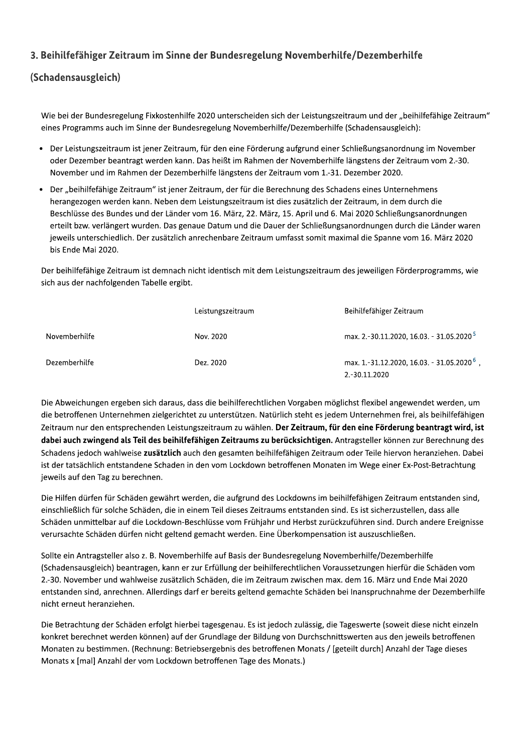## 3. Beihilfefähiger Zeitraum im Sinne der Bundesregelung Novemberhilfe/Dezemberhilfe (Schadensausgleich)

Wie bei der Bundesregelung Fixkostenhilfe 2020 unterscheiden sich der Leistungszeitraum und der „beihilfefähige Zeitraum" eines Programms auch im Sinne der Bundesregelung Novemberhilfe/Dezemberhilfe (Schadensausgleich):

- Der Leistungszeitraum ist jener Zeitraum, für den eine Förderung aufgrund einer Schließungsanordnung im November oder Dezember beantragt werden kann. Das heißt im Rahmen der Novemberhilfe längstens der Zeitraum vom 2.-30. November und im Rahmen der Dezemberhilfe längstens der Zeitraum vom 1.-31. Dezember 2020.
- Der „beihilfefähige Zeitraum" ist jener Zeitraum, der für die Berechnung des Schadens eines Unternehmens herangezogen werden kann. Neben dem Leistungszeitraum ist dies zusätzlich der Zeitraum, in dem durch die Beschlüsse des Bundes und der Länder vom 16. März, 22. März, 15. April und 6. Mai 2020 Schließungsanordnungen erteilt bzw. verlängert wurden. Das genaue Datum und die Dauer der Schließungsanordnungen durch die Länder waren jeweils unterschiedlich. Der zusätzlich anrechenbare Zeitraum umfasst somit maximal die Spanne vom 16. März 2020 bis Ende Mai 2020.

Der beihilfefähige Zeitraum ist demnach nicht identisch mit dem Leistungszeitraum des jeweiligen Förderprogramms, wie sich aus der nachfolgenden Tabelle ergibt.

| | Leistungszeitraum | Beihilfefähiger Zeitraum |
|---|---|---|
| Novemberhilfe | Nov. 2020 | max. 2.-30.11.2020, 16.03. - 31.05.2020 [5] |
| Dezemberhilfe | Dez. 2020 | max. 1.-31.12.2020, 16.03. - 31.05.2020 [6], 2.-30.11.2020 |

Die Abweichungen ergeben sich daraus, dass die beihilferechtlichen Vorgaben möglichst flexibel angewendet werden, um die betroffenen Unternehmen zielgerichtet zu unterstützen. Natürlich steht es jedem Unternehmen frei, als beihilfefähigen Zeitraum nur den entsprechenden Leistungszeitraum zu wählen. **Der Zeitraum, für den eine Förderung beantragt wird, ist dabei auch zwingend als Teil des beihilfefähigen Zeitraums zu berücksichtigen.** Antragsteller können zur Berechnung des Schadens jedoch wahlweise **zusätzlich** auch den gesamten beihilfefähigen Zeitraum oder Teile hiervon heranziehen. Dabei ist der tatsächlich entstandene Schaden in den vom Lockdown betroffenen Monaten im Wege einer Ex-Post-Betrachtung jeweils auf den Tag zu berechnen.

Die Hilfen dürfen für Schäden gewährt werden, die aufgrund des Lockdowns im beihilfefähigen Zeitraum entstanden sind, einschließlich für solche Schäden, die in einem Teil dieses Zeitraums entstanden sind. Es ist sicherzustellen, dass alle Schäden unmittelbar auf die Lockdown-Beschlüsse vom Frühjahr und Herbst zurückzuführen sind. Durch andere Ereignisse verursachte Schäden dürfen nicht geltend gemacht werden. Eine Überkompensation ist auszuschließen.

Sollte ein Antragsteller also z. B. Novemberhilfe auf Basis der Bundesregelung Novemberhilfe/Dezemberhilfe (Schadensausgleich) beantragen, kann er zur Erfüllung der beihilferechtlichen Voraussetzungen hierfür die Schäden vom 2.-30. November und wahlweise zusätzlich Schäden, die im Zeitraum zwischen max. dem 16. März und Ende Mai 2020 entstanden sind, anrechnen. Allerdings darf er bereits geltend gemachte Schäden bei Inanspruchnahme der Dezemberhilfe nicht erneut heranziehen.

Die Betrachtung der Schäden erfolgt hierbei tagesgenau. Es ist jedoch zulässig, die Tageswerte (soweit diese nicht einzeln konkret berechnet werden können) auf der Grundlage der Bildung von Durchschnittswerten aus den jeweils betroffenen Monaten zu bestimmen. (Rechnung: Betriebsergebnis des betroffenen Monats / [geteilt durch] Anzahl der Tage dieses Monats x [mal] Anzahl der vom Lockdown betroffenen Tage des Monats.)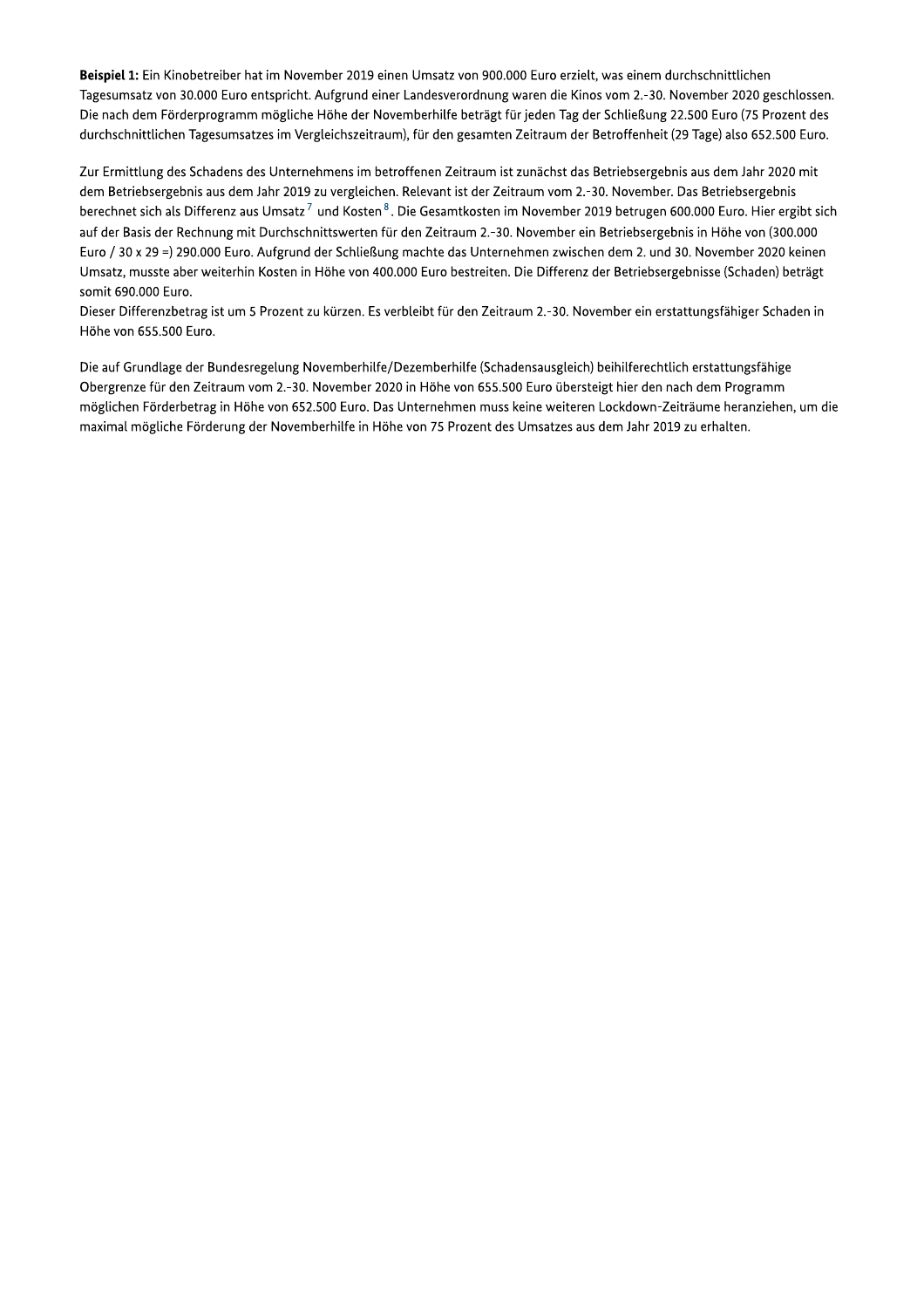**Beispiel 1:** Ein Kinobetreiber hat im November 2019 einen Umsatz von 900.000 Euro erzielt, was einem durchschnittlichen Tagesumsatz von 30.000 Euro entspricht. Aufgrund einer Landesverordnung waren die Kinos vom 2.-30. November 2020 geschlossen. Die nach dem Förderprogramm mögliche Höhe der Novemberhilfe beträgt für jeden Tag der Schließung 22.500 Euro (75 Prozent des durchschnittlichen Tagesumsatzes im Vergleichszeitraum), für den gesamten Zeitraum der Betroffenheit (29 Tage) also 652.500 Euro.

Zur Ermittlung des Schadens des Unternehmens im betroffenen Zeitraum ist zunächst das Betriebsergebnis aus dem Jahr 2020 mit dem Betriebsergebnis aus dem Jahr 2019 zu vergleichen. Relevant ist der Zeitraum vom 2.-30. November. Das Betriebsergebnis berechnet sich als Differenz aus Umsatz[7] und Kosten[8]. Die Gesamtkosten im November 2019 betrugen 600.000 Euro. Hier ergibt sich auf der Basis der Rechnung mit Durchschnittswerten für den Zeitraum 2.-30. November ein Betriebsergebnis in Höhe von (300.000 Euro / 30 x 29 =) 290.000 Euro. Aufgrund der Schließung machte das Unternehmen zwischen dem 2. und 30. November 2020 keinen Umsatz, musste aber weiterhin Kosten in Höhe von 400.000 Euro bestreiten. Die Differenz der Betriebsergebnisse (Schaden) beträgt somit 690.000 Euro.
Dieser Differenzbetrag ist um 5 Prozent zu kürzen. Es verbleibt für den Zeitraum 2.-30. November ein erstattungsfähiger Schaden in Höhe von 655.500 Euro.

Die auf Grundlage der Bundesregelung Novemberhilfe/Dezemberhilfe (Schadensausgleich) beihilferechtlich erstattungsfähige Obergrenze für den Zeitraum vom 2.-30. November 2020 in Höhe von 655.500 Euro übersteigt hier den nach dem Programm möglichen Förderbetrag in Höhe von 652.500 Euro. Das Unternehmen muss keine weiteren Lockdown-Zeiträume heranziehen, um die maximal mögliche Förderung der Novemberhilfe in Höhe von 75 Prozent des Umsatzes aus dem Jahr 2019 zu erhalten.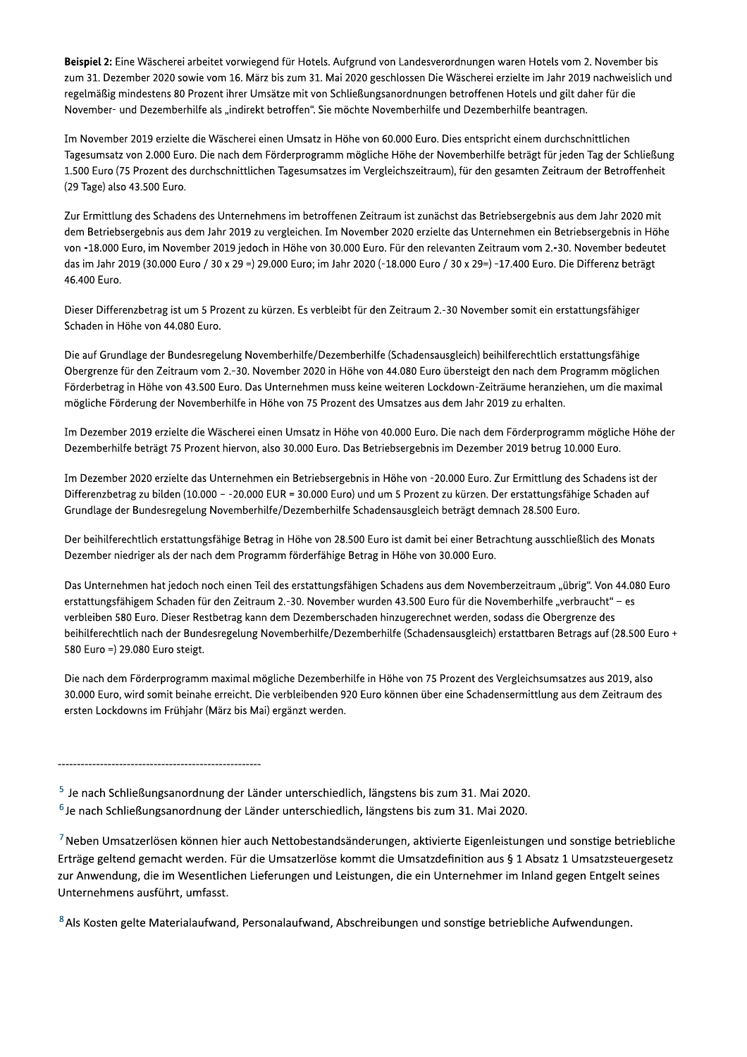**Beispiel 2:** Eine Wäscherei arbeitet vorwiegend für Hotels. Aufgrund von Landesverordnungen waren Hotels vom 2. November bis zum 31. Dezember 2020 sowie vom 16. März bis zum 31. Mai 2020 geschlossen Die Wäscherei erzielte im Jahr 2019 nachweislich und regelmäßig mindestens 80 Prozent ihrer Umsätze mit von Schließungsanordnungen betroffenen Hotels und gilt daher für die November- und Dezemberhilfe als „indirekt betroffen". Sie möchte Novemberhilfe und Dezemberhilfe beantragen.

Im November 2019 erzielte die Wäscherei einen Umsatz in Höhe von 60.000 Euro. Dies entspricht einem durchschnittlichen Tagesumsatz von 2.000 Euro. Die nach dem Förderprogramm mögliche Höhe der Novemberhilfe beträgt für jeden Tag der Schließung 1.500 Euro (75 Prozent des durchschnittlichen Tagesumsatzes im Vergleichszeitraum), für den gesamten Zeitraum der Betroffenheit (29 Tage) also 43.500 Euro.

Zur Ermittlung des Schadens des Unternehmens im betroffenen Zeitraum ist zunächst das Betriebsergebnis aus dem Jahr 2020 mit dem Betriebsergebnis aus dem Jahr 2019 zu vergleichen. Im November 2020 erzielte das Unternehmen ein Betriebsergebnis in Höhe von -18.000 Euro, im November 2019 jedoch in Höhe von 30.000 Euro. Für den relevanten Zeitraum vom 2.-30. November bedeutet das im Jahr 2019 (30.000 Euro / 30 x 29 =) 29.000 Euro; im Jahr 2020 (-18.000 Euro / 30 x 29=) -17.400 Euro. Die Differenz beträgt 46.400 Euro.

Dieser Differenzbetrag ist um 5 Prozent zu kürzen. Es verbleibt für den Zeitraum 2.-30 November somit ein erstattungsfähiger Schaden in Höhe von 44.080 Euro.

Die auf Grundlage der Bundesregelung Novemberhilfe/Dezemberhilfe (Schadensausgleich) beihilferechtlich erstattungsfähige Obergrenze für den Zeitraum vom 2.-30. November 2020 in Höhe von 44.080 Euro übersteigt den nach dem Programm möglichen Förderbetrag in Höhe von 43.500 Euro. Das Unternehmen muss keine weiteren Lockdown-Zeiträume heranziehen, um die maximal mögliche Förderung der Novemberhilfe in Höhe von 75 Prozent des Umsatzes aus dem Jahr 2019 zu erhalten.

Im Dezember 2019 erzielte die Wäscherei einen Umsatz in Höhe von 40.000 Euro. Die nach dem Förderprogramm mögliche Höhe der Dezemberhilfe beträgt 75 Prozent hiervon, also 30.000 Euro. Das Betriebsergebnis im Dezember 2019 betrug 10.000 Euro.

Im Dezember 2020 erzielte das Unternehmen ein Betriebsergebnis in Höhe von -20.000 Euro. Zur Ermittlung des Schadens ist der Differenzbetrag zu bilden (10.000 – -20.000 EUR = 30.000 Euro) und um 5 Prozent zu kürzen. Der erstattungsfähige Schaden auf Grundlage der Bundesregelung Novemberhilfe/Dezemberhilfe Schadensausgleich beträgt demnach 28.500 Euro.

Der beihilferechtlich erstattungsfähige Betrag in Höhe von 28.500 Euro ist damit bei einer Betrachtung ausschließlich des Monats Dezember niedriger als der nach dem Programm förderfähige Betrag in Höhe von 30.000 Euro.

Das Unternehmen hat jedoch noch einen Teil des erstattungsfähigen Schadens aus dem Novemberzeitraum „übrig". Von 44.080 Euro erstattungsfähigem Schaden für den Zeitraum 2.-30. November wurden 43.500 Euro für die Novemberhilfe „verbraucht" – es verbleiben 580 Euro. Dieser Restbetrag kann dem Dezemberschaden hinzugerechnet werden, sodass die Obergrenze des beihilferechtlich nach der Bundesregelung Novemberhilfe/Dezemberhilfe (Schadensausgleich) erstattbaren Betrags auf (28.500 Euro + 580 Euro =) 29.080 Euro steigt.

Die nach dem Förderprogramm maximal mögliche Dezemberhilfe in Höhe von 75 Prozent des Vergleichsumsatzes aus 2019, also 30.000 Euro, wird somit beinahe erreicht. Die verbleibenden 920 Euro können über eine Schadensermittlung aus dem Zeitraum des ersten Lockdowns im Frühjahr (März bis Mai) ergänzt werden.

-----------------------------------------------------

[5] Je nach Schließungsanordnung der Länder unterschiedlich, längstens bis zum 31. Mai 2020.

[6] Je nach Schließungsanordnung der Länder unterschiedlich, längstens bis zum 31. Mai 2020.

[7] Neben Umsatzerlösen können hier auch Nettobestandsänderungen, aktivierte Eigenleistungen und sonstige betriebliche Erträge geltend gemacht werden. Für die Umsatzerlöse kommt die Umsatzdefinition aus § 1 Absatz 1 Umsatzsteuergesetz zur Anwendung, die im Wesentlichen Lieferungen und Leistungen, die ein Unternehmer im Inland gegen Entgelt seines Unternehmens ausführt, umfasst.

[8] Als Kosten gelte Materialaufwand, Personalaufwand, Abschreibungen und sonstige betriebliche Aufwendungen.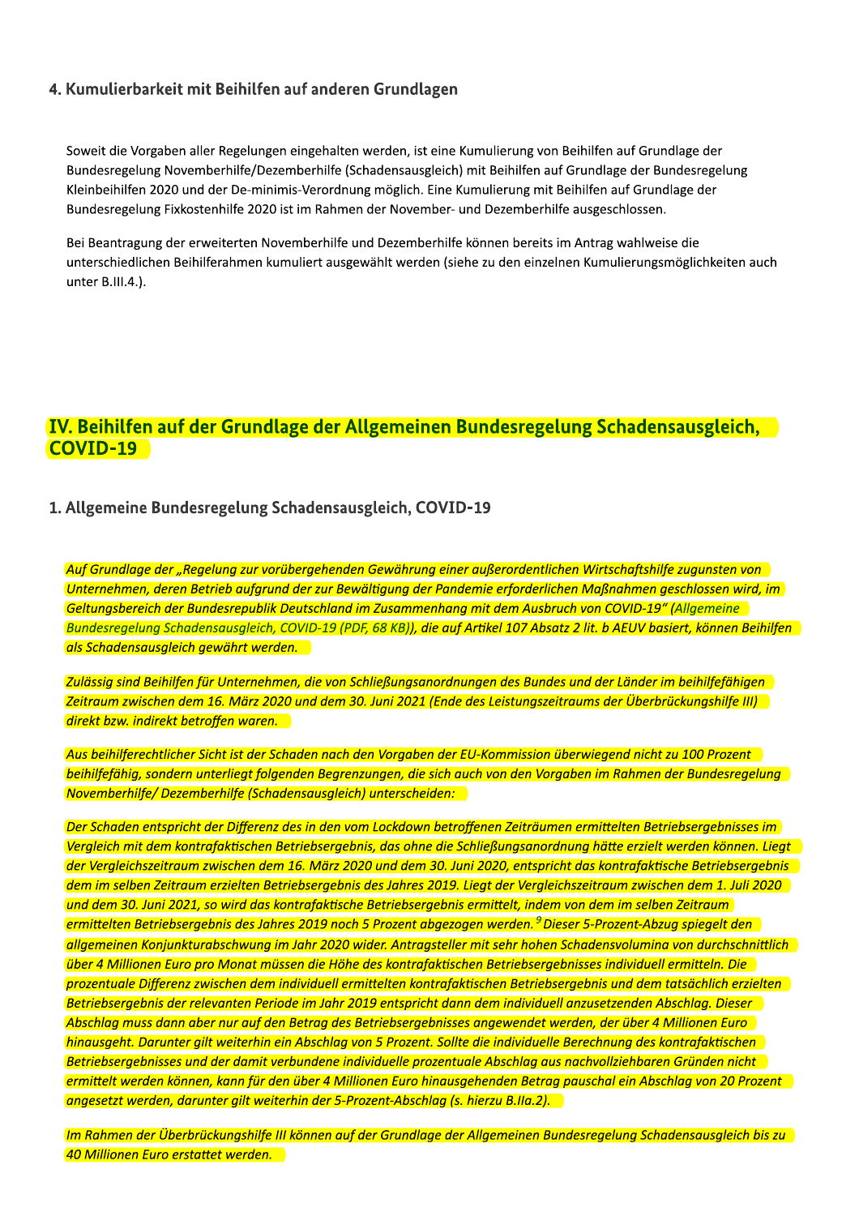### 4. Kumulierbarkeit mit Beihilfen auf anderen Grundlagen

Soweit die Vorgaben aller Regelungen eingehalten werden, ist eine Kumulierung von Beihilfen auf Grundlage der Bundesregelung Novemberhilfe/Dezemberhilfe (Schadensausgleich) mit Beihilfen auf Grundlage der Bundesregelung Kleinbeihilfen 2020 und der De-minimis-Verordnung möglich. Eine Kumulierung mit Beihilfen auf Grundlage der Bundesregelung Fixkostenhilfe 2020 ist im Rahmen der November- und Dezemberhilfe ausgeschlossen.

Bei Beantragung der erweiterten Novemberhilfe und Dezemberhilfe können bereits im Antrag wahlweise die unterschiedlichen Beihilferahmen kumuliert ausgewählt werden (siehe zu den einzelnen Kumulierungsmöglichkeiten auch unter B.III.4.).

## IV. Beihilfen auf der Grundlage der Allgemeinen Bundesregelung Schadensausgleich, COVID-19

### 1. Allgemeine Bundesregelung Schadensausgleich, COVID-19

*Auf Grundlage der „Regelung zur vorübergehenden Gewährung einer außerordentlichen Wirtschaftshilfe zugunsten von Unternehmen, deren Betrieb aufgrund der zur Bewältigung der Pandemie erforderlichen Maßnahmen geschlossen wird, im Geltungsbereich der Bundesrepublik Deutschland im Zusammenhang mit dem Ausbruch von COVID-19" (Allgemeine Bundesregelung Schadensausgleich, COVID-19 (PDF, 68 KB)), die auf Artikel 107 Absatz 2 lit. b AEUV basiert, können Beihilfen als Schadensausgleich gewährt werden.*

*Zulässig sind Beihilfen für Unternehmen, die von Schließungsanordnungen des Bundes und der Länder im beihilfefähigen Zeitraum zwischen dem 16. März 2020 und dem 30. Juni 2021 (Ende des Leistungszeitraums der Überbrückungshilfe III) direkt bzw. indirekt betroffen waren.*

*Aus beihilferechtlicher Sicht ist der Schaden nach den Vorgaben der EU-Kommission überwiegend nicht zu 100 Prozent beihilfefähig, sondern unterliegt folgenden Begrenzungen, die sich auch von den Vorgaben im Rahmen der Bundesregelung Novemberhilfe/ Dezemberhilfe (Schadensausgleich) unterscheiden:*

*Der Schaden entspricht der Differenz des in den vom Lockdown betroffenen Zeiträumen ermittelten Betriebsergebnisses im Vergleich mit dem kontrafaktischen Betriebsergebnis, das ohne die Schließungsanordnung hätte erzielt werden können. Liegt der Vergleichszeitraum zwischen dem 16. März 2020 und dem 30. Juni 2020, entspricht das kontrafaktische Betriebsergebnis dem im selben Zeitraum erzielten Betriebsergebnis des Jahres 2019. Liegt der Vergleichszeitraum zwischen dem 1. Juli 2020 und dem 30. Juni 2021, so wird das kontrafaktische Betriebsergebnis ermittelt, indem von dem im selben Zeitraum ermittelten Betriebsergebnis des Jahres 2019 noch 5 Prozent abgezogen werden.[9] Dieser 5-Prozent-Abzug spiegelt den allgemeinen Konjunkturabschwung im Jahr 2020 wider. Antragsteller mit sehr hohen Schadensvolumina von durchschnittlich über 4 Millionen Euro pro Monat müssen die Höhe des kontrafaktischen Betriebsergebnisses individuell ermitteln. Die prozentuale Differenz zwischen dem individuell ermittelten kontrafaktischen Betriebsergebnis und dem tatsächlich erzielten Betriebsergebnis der relevanten Periode im Jahr 2019 entspricht dann dem individuell anzusetzenden Abschlag. Dieser Abschlag muss dann aber nur auf den Betrag des Betriebsergebnisses angewendet werden, der über 4 Millionen Euro hinausgeht. Darunter gilt weiterhin ein Abschlag von 5 Prozent. Sollte die individuelle Berechnung des kontrafaktischen Betriebsergebnisses und der damit verbundene individuelle prozentuale Abschlag aus nachvollziehbaren Gründen nicht ermittelt werden können, kann für den über 4 Millionen Euro hinausgehenden Betrag pauschal ein Abschlag von 20 Prozent angesetzt werden, darunter gilt weiterhin der 5-Prozent-Abschlag (s. hierzu B.IIa.2).*

*Im Rahmen der Überbrückungshilfe III können auf der Grundlage der Allgemeinen Bundesregelung Schadensausgleich bis zu 40 Millionen Euro erstattet werden.*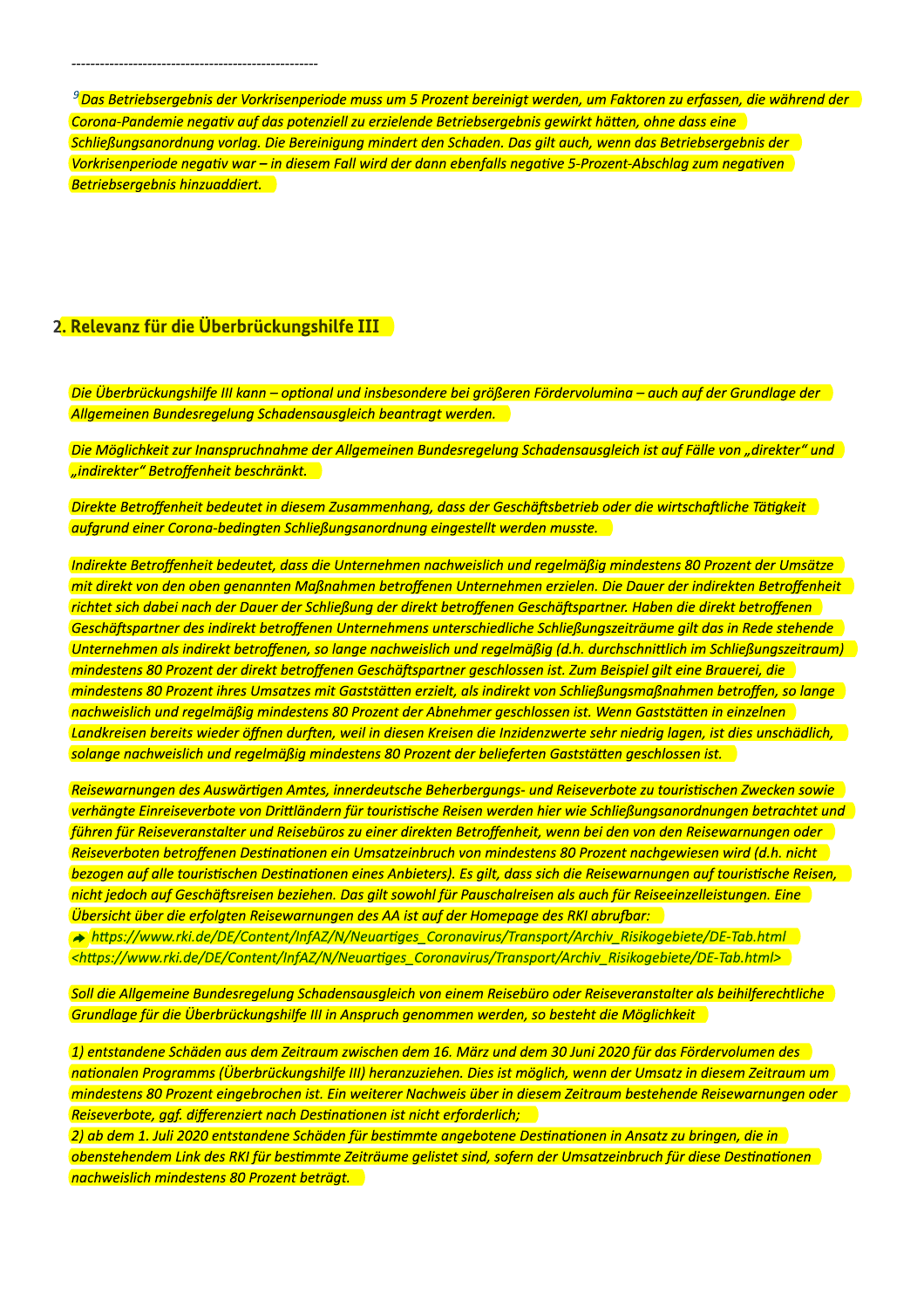---

[9] *Das Betriebsergebnis der Vorkrisenperiode muss um 5 Prozent bereinigt werden, um Faktoren zu erfassen, die während der Corona-Pandemie negativ auf das potenziell zu erzielende Betriebsergebnis gewirkt hätten, ohne dass eine Schließungsanordnung vorlag. Die Bereinigung mindert den Schaden. Das gilt auch, wenn das Betriebsergebnis der Vorkrisenperiode negativ war – in diesem Fall wird der dann ebenfalls negative 5-Prozent-Abschlag zum negativen Betriebsergebnis hinzuaddiert.*

## 2. Relevanz für die Überbrückungshilfe III

*Die Überbrückungshilfe III kann – optional und insbesondere bei größeren Fördervolumina – auch auf der Grundlage der Allgemeinen Bundesregelung Schadensausgleich beantragt werden.*

*Die Möglichkeit zur Inanspruchnahme der Allgemeinen Bundesregelung Schadensausgleich ist auf Fälle von „direkter“ und „indirekter“ Betroffenheit beschränkt.*

*Direkte Betroffenheit bedeutet in diesem Zusammenhang, dass der Geschäftsbetrieb oder die wirtschaftliche Tätigkeit aufgrund einer Corona-bedingten Schließungsanordnung eingestellt werden musste.*

*Indirekte Betroffenheit bedeutet, dass die Unternehmen nachweislich und regelmäßig mindestens 80 Prozent der Umsätze mit direkt von den oben genannten Maßnahmen betroffenen Unternehmen erzielen. Die Dauer der indirekten Betroffenheit richtet sich dabei nach der Dauer der Schließung der direkt betroffenen Geschäftspartner. Haben die direkt betroffenen Geschäftspartner des indirekt betroffenen Unternehmens unterschiedliche Schließungszeiträume gilt das in Rede stehende Unternehmen als indirekt betroffenen, so lange nachweislich und regelmäßig (d.h. durchschnittlich im Schließungszeitraum) mindestens 80 Prozent der direkt betroffenen Geschäftspartner geschlossen ist. Zum Beispiel gilt eine Brauerei, die mindestens 80 Prozent ihres Umsatzes mit Gaststätten erzielt, als indirekt von Schließungsmaßnahmen betroffen, so lange nachweislich und regelmäßig mindestens 80 Prozent der Abnehmer geschlossen ist. Wenn Gaststätten in einzelnen Landkreisen bereits wieder öffnen durften, weil in diesen Kreisen die Inzidenzwerte sehr niedrig lagen, ist dies unschädlich, solange nachweislich und regelmäßig mindestens 80 Prozent der belieferten Gaststätten geschlossen ist.*

*Reisewarnungen des Auswärtigen Amtes, innerdeutsche Beherbergungs- und Reiseverbote zu touristischen Zwecken sowie verhängte Einreiseverbote von Drittländern für touristische Reisen werden hier wie Schließungsanordnungen betrachtet und führen für Reiseveranstalter und Reisebüros zu einer direkten Betroffenheit, wenn bei den von den Reisewarnungen oder Reiseverboten betroffenen Destinationen ein Umsatzeinbruch von mindestens 80 Prozent nachgewiesen wird (d.h. nicht bezogen auf alle touristischen Destinationen eines Anbieters). Es gilt, dass sich die Reisewarnungen auf touristische Reisen, nicht jedoch auf Geschäftsreisen beziehen. Das gilt sowohl für Pauschalreisen als auch für Reiseeinzelleistungen. Eine Übersicht über die erfolgten Reisewarnungen des AA ist auf der Homepage des RKI abrufbar:*
*➔ https://www.rki.de/DE/Content/InfAZ/N/Neuartiges_Coronavirus/Transport/Archiv_Risikogebiete/DE-Tab.html <https://www.rki.de/DE/Content/InfAZ/N/Neuartiges_Coronavirus/Transport/Archiv_Risikogebiete/DE-Tab.html>*

*Soll die Allgemeine Bundesregelung Schadensausgleich von einem Reisebüro oder Reiseveranstalter als beihilferechtliche Grundlage für die Überbrückungshilfe III in Anspruch genommen werden, so besteht die Möglichkeit*

*1) entstandene Schäden aus dem Zeitraum zwischen dem 16. März und dem 30 Juni 2020 für das Fördervolumen des nationalen Programms (Überbrückungshilfe III) heranzuziehen. Dies ist möglich, wenn der Umsatz in diesem Zeitraum um mindestens 80 Prozent eingebrochen ist. Ein weiterer Nachweis über in diesem Zeitraum bestehende Reisewarnungen oder Reiseverbote, ggf. differenziert nach Destinationen ist nicht erforderlich;*
*2) ab dem 1. Juli 2020 entstandene Schäden für bestimmte angebotene Destinationen in Ansatz zu bringen, die in obenstehendem Link des RKI für bestimmte Zeiträume gelistet sind, sofern der Umsatzeinbruch für diese Destinationen nachweislich mindestens 80 Prozent beträgt.*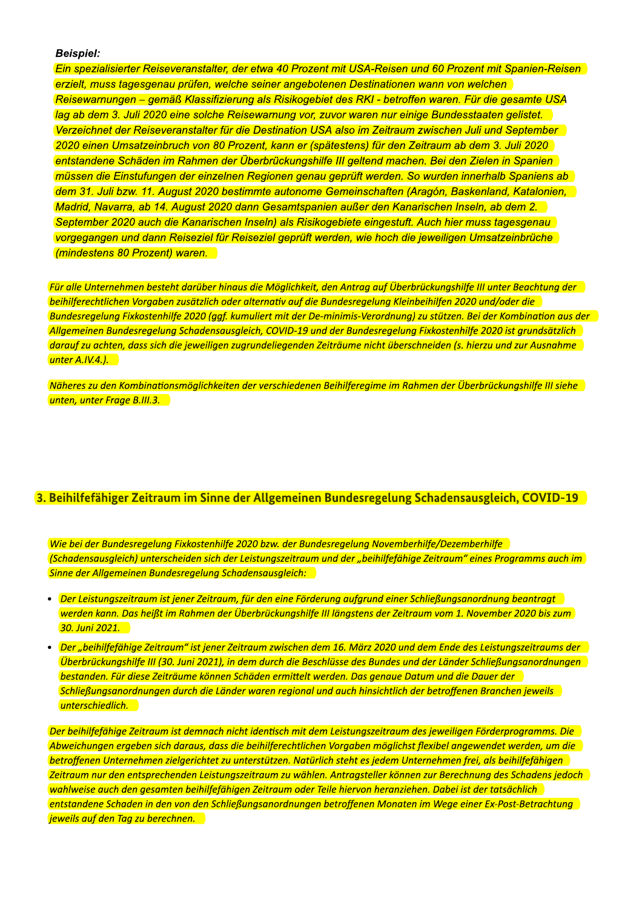***Beispiel:***

*Ein spezialisierter Reiseveranstalter, der etwa 40 Prozent mit USA-Reisen und 60 Prozent mit Spanien-Reisen erzielt, muss tagesgenau prüfen, welche seiner angebotenen Destinationen wann von welchen Reisewarnungen – gemäß Klassifizierung als Risikogebiet des RKI - betroffen waren. Für die gesamte USA lag ab dem 3. Juli 2020 eine solche Reisewarnung vor, zuvor waren nur einige Bundesstaaten gelistet. Verzeichnet der Reiseveranstalter für die Destination USA also im Zeitraum zwischen Juli und September 2020 einen Umsatzeinbruch von 80 Prozent, kann er (spätestens) für den Zeitraum ab dem 3. Juli 2020 entstandene Schäden im Rahmen der Überbrückungshilfe III geltend machen. Bei den Zielen in Spanien müssen die Einstufungen der einzelnen Regionen genau geprüft werden. So wurden innerhalb Spaniens ab dem 31. Juli bzw. 11. August 2020 bestimmte autonome Gemeinschaften (Aragón, Baskenland, Katalonien, Madrid, Navarra, ab 14. August 2020 dann Gesamtspanien außer den Kanarischen Inseln, ab dem 2. September 2020 auch die Kanarischen Inseln) als Risikogebiete eingestuft. Auch hier muss tagesgenau vorgegangen und dann Reiseziel für Reiseziel geprüft werden, wie hoch die jeweiligen Umsatzeinbrüche (mindestens 80 Prozent) waren.*

*Für alle Unternehmen besteht darüber hinaus die Möglichkeit, den Antrag auf Überbrückungshilfe III unter Beachtung der beihilferechtlichen Vorgaben zusätzlich oder alternativ auf die Bundesregelung Kleinbeihilfen 2020 und/oder die Bundesregelung Fixkostenhilfe 2020 (ggf. kumuliert mit der De-minimis-Verordnung) zu stützen. Bei der Kombination aus der Allgemeinen Bundesregelung Schadensausgleich, COVID-19 und der Bundesregelung Fixkostenhilfe 2020 ist grundsätzlich darauf zu achten, dass sich die jeweiligen zugrundeliegenden Zeiträume nicht überschneiden (s. hierzu und zur Ausnahme unter A.IV.4.).*

*Näheres zu den Kombinationsmöglichkeiten der verschiedenen Beihilferegime im Rahmen der Überbrückungshilfe III siehe unten, unter Frage B.III.3.*

## 3. Beihilfefähiger Zeitraum im Sinne der Allgemeinen Bundesregelung Schadensausgleich, COVID-19

*Wie bei der Bundesregelung Fixkostenhilfe 2020 bzw. der Bundesregelung Novemberhilfe/Dezemberhilfe (Schadensausgleich) unterscheiden sich der Leistungszeitraum und der „beihilfefähige Zeitraum" eines Programms auch im Sinne der Allgemeinen Bundesregelung Schadensausgleich:*

- *Der Leistungszeitraum ist jener Zeitraum, für den eine Förderung aufgrund einer Schließungsanordnung beantragt werden kann. Das heißt im Rahmen der Überbrückungshilfe III längstens der Zeitraum vom 1. November 2020 bis zum 30. Juni 2021.*
- *Der „beihilfefähige Zeitraum" ist jener Zeitraum zwischen dem 16. März 2020 und dem Ende des Leistungszeitraums der Überbrückungshilfe III (30. Juni 2021), in dem durch die Beschlüsse des Bundes und der Länder Schließungsanordnungen bestanden. Für diese Zeiträume können Schäden ermittelt werden. Das genaue Datum und die Dauer der Schließungsanordnungen durch die Länder waren regional und auch hinsichtlich der betroffenen Branchen jeweils unterschiedlich.*

*Der beihilfefähige Zeitraum ist demnach nicht identisch mit dem Leistungszeitraum des jeweiligen Förderprogramms. Die Abweichungen ergeben sich daraus, dass die beihilferechtlichen Vorgaben möglichst flexibel angewendet werden, um die betroffenen Unternehmen zielgerichtet zu unterstützen. Natürlich steht es jedem Unternehmen frei, als beihilfefähigen Zeitraum nur den entsprechenden Leistungszeitraum zu wählen. Antragsteller können zur Berechnung des Schadens jedoch wahlweise auch den gesamten beihilfefähigen Zeitraum oder Teile hiervon heranziehen. Dabei ist der tatsächlich entstandene Schaden in den von den Schließungsanordnungen betroffenen Monaten im Wege einer Ex-Post-Betrachtung jeweils auf den Tag zu berechnen.*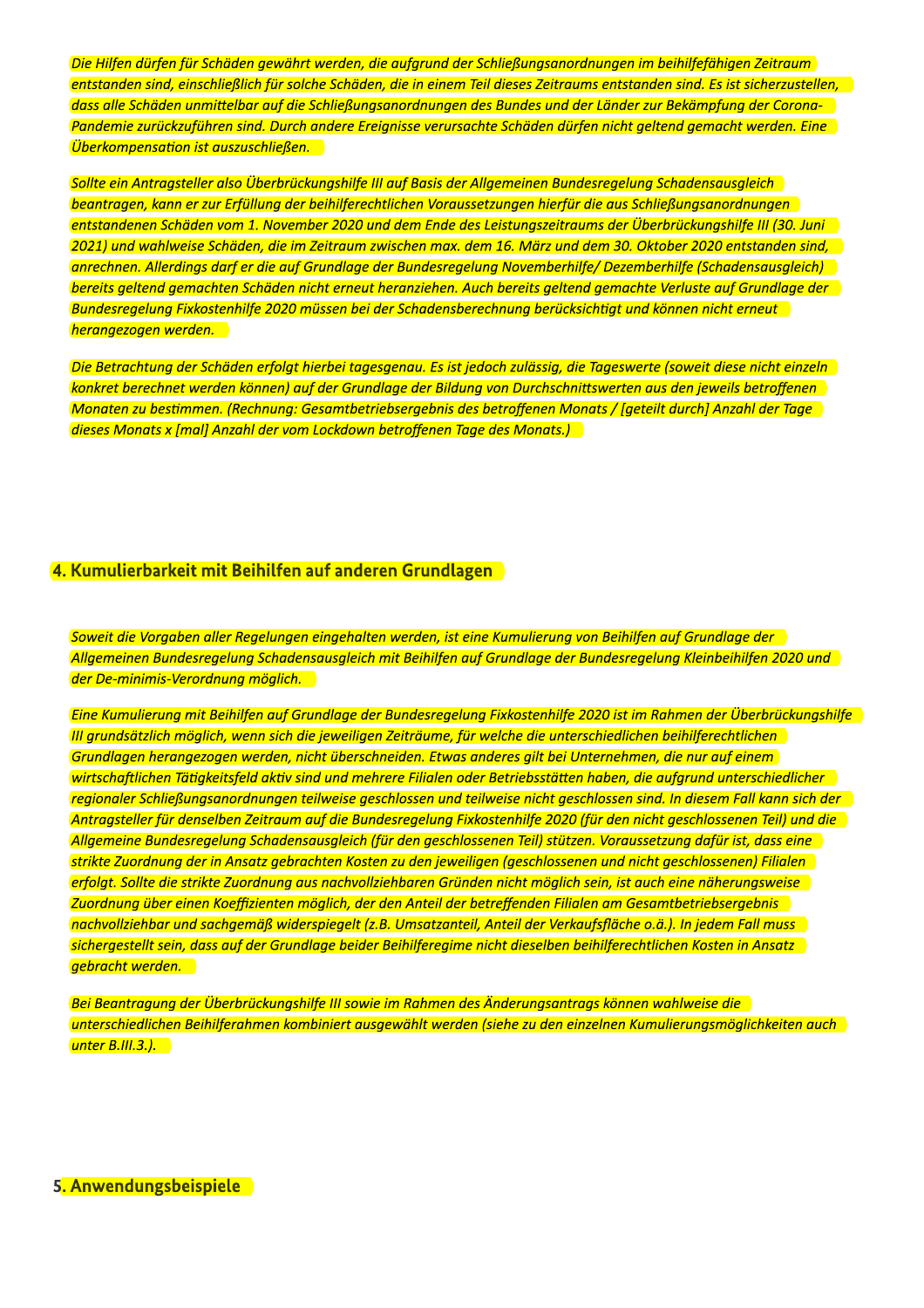*Die Hilfen dürfen für Schäden gewährt werden, die aufgrund der Schließungsanordnungen im beihilfefähigen Zeitraum entstanden sind, einschließlich für solche Schäden, die in einem Teil dieses Zeitraums entstanden sind. Es ist sicherzustellen, dass alle Schäden unmittelbar auf die Schließungsanordnungen des Bundes und der Länder zur Bekämpfung der Corona-Pandemie zurückzuführen sind. Durch andere Ereignisse verursachte Schäden dürfen nicht geltend gemacht werden. Eine Überkompensation ist auszuschließen.*

*Sollte ein Antragsteller also Überbrückungshilfe III auf Basis der Allgemeinen Bundesregelung Schadensausgleich beantragen, kann er zur Erfüllung der beihilferechtlichen Voraussetzungen hierfür die aus Schließungsanordnungen entstandenen Schäden vom 1. November 2020 und dem Ende des Leistungszeitraums der Überbrückungshilfe III (30. Juni 2021) und wahlweise Schäden, die im Zeitraum zwischen max. dem 16. März und dem 30. Oktober 2020 entstanden sind, anrechnen. Allerdings darf er die auf Grundlage der Bundesregelung Novemberhilfe/ Dezemberhilfe (Schadensausgleich) bereits geltend gemachten Schäden nicht erneut heranziehen. Auch bereits geltend gemachte Verluste auf Grundlage der Bundesregelung Fixkostenhilfe 2020 müssen bei der Schadensberechnung berücksichtigt und können nicht erneut herangezogen werden.*

*Die Betrachtung der Schäden erfolgt hierbei tagesgenau. Es ist jedoch zulässig, die Tageswerte (soweit diese nicht einzeln konkret berechnet werden können) auf der Grundlage der Bildung von Durchschnittswerten aus den jeweils betroffenen Monaten zu bestimmen. (Rechnung: Gesamtbetriebsergebnis des betroffenen Monats / [geteilt durch] Anzahl der Tage dieses Monats x [mal] Anzahl der vom Lockdown betroffenen Tage des Monats.)*

## 4. Kumulierbarkeit mit Beihilfen auf anderen Grundlagen

*Soweit die Vorgaben aller Regelungen eingehalten werden, ist eine Kumulierung von Beihilfen auf Grundlage der Allgemeinen Bundesregelung Schadensausgleich mit Beihilfen auf Grundlage der Bundesregelung Kleinbeihilfen 2020 und der De-minimis-Verordnung möglich.*

*Eine Kumulierung mit Beihilfen auf Grundlage der Bundesregelung Fixkostenhilfe 2020 ist im Rahmen der Überbrückungshilfe III grundsätzlich möglich, wenn sich die jeweiligen Zeiträume, für welche die unterschiedlichen beihilferechtlichen Grundlagen herangezogen werden, nicht überschneiden. Etwas anderes gilt bei Unternehmen, die nur auf einem wirtschaftlichen Tätigkeitsfeld aktiv sind und mehrere Filialen oder Betriebsstätten haben, die aufgrund unterschiedlicher regionaler Schließungsanordnungen teilweise geschlossen und teilweise nicht geschlossen sind. In diesem Fall kann sich der Antragsteller für denselben Zeitraum auf die Bundesregelung Fixkostenhilfe 2020 (für den nicht geschlossenen Teil) und die Allgemeine Bundesregelung Schadensausgleich (für den geschlossenen Teil) stützen. Voraussetzung dafür ist, dass eine strikte Zuordnung der in Ansatz gebrachten Kosten zu den jeweiligen (geschlossenen und nicht geschlossenen) Filialen erfolgt. Sollte die strikte Zuordnung aus nachvollziehbaren Gründen nicht möglich sein, ist auch eine näherungsweise Zuordnung über einen Koeffizienten möglich, der den Anteil der betreffenden Filialen am Gesamtbetriebsergebnis nachvollziehbar und sachgemäß widerspiegelt (z.B. Umsatzanteil, Anteil der Verkaufsfläche o.ä.). In jedem Fall muss sichergestellt sein, dass auf der Grundlage beider Beihilferegime nicht dieselben beihilferechtlichen Kosten in Ansatz gebracht werden.*

*Bei Beantragung der Überbrückungshilfe III sowie im Rahmen des Änderungsantrags können wahlweise die unterschiedlichen Beihilferahmen kombiniert ausgewählt werden (siehe zu den einzelnen Kumulierungsmöglichkeiten auch unter B.III.3.).*

## 5. Anwendungsbeispiele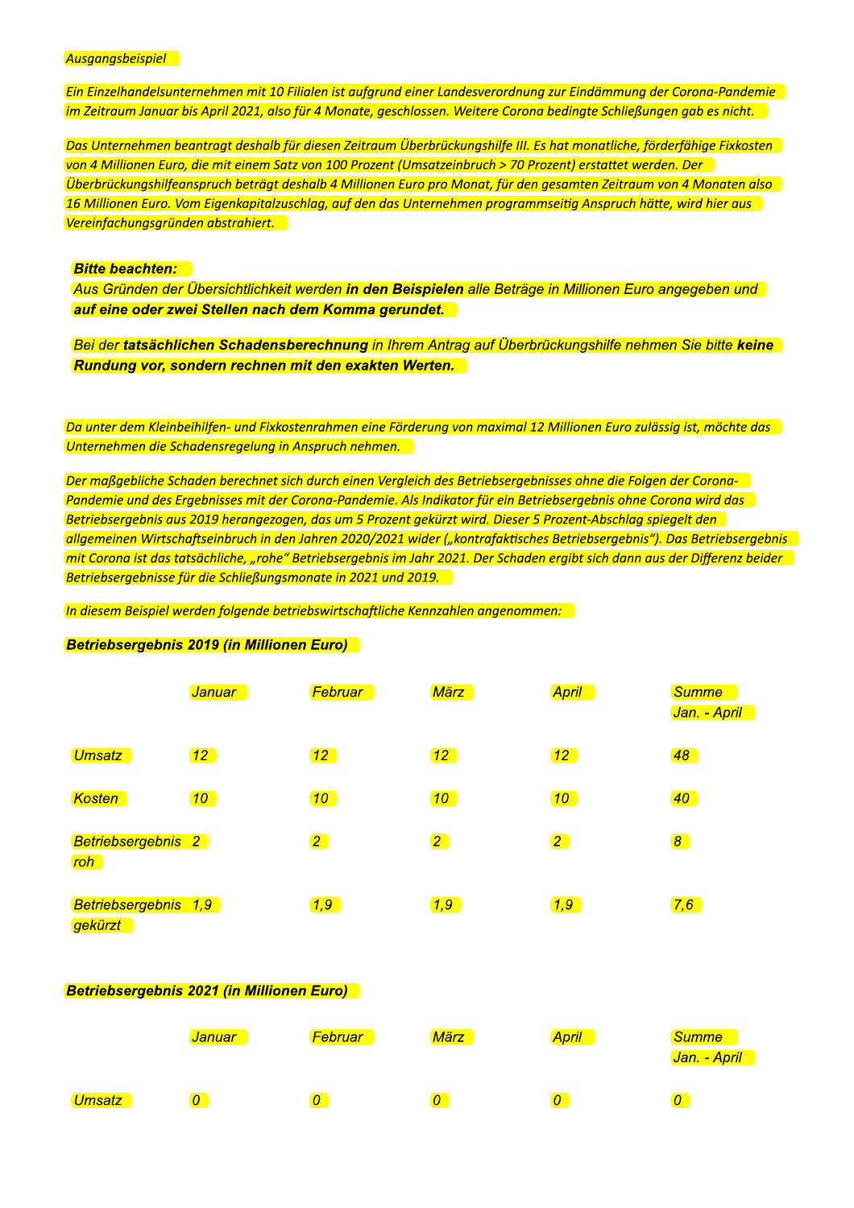*Ausgangsbeispiel*

*Ein Einzelhandelsunternehmen mit 10 Filialen ist aufgrund einer Landesverordnung zur Eindämmung der Corona-Pandemie im Zeitraum Januar bis April 2021, also für 4 Monate, geschlossen. Weitere Corona bedingte Schließungen gab es nicht.*

*Das Unternehmen beantragt deshalb für diesen Zeitraum Überbrückungshilfe III. Es hat monatliche, förderfähige Fixkosten von 4 Millionen Euro, die mit einem Satz von 100 Prozent (Umsatzeinbruch > 70 Prozent) erstattet werden. Der Überbrückungshilfeanspruch beträgt deshalb 4 Millionen Euro pro Monat, für den gesamten Zeitraum von 4 Monaten also 16 Millionen Euro. Vom Eigenkapitalzuschlag, auf den das Unternehmen programmseitig Anspruch hätte, wird hier aus Vereinfachungsgründen abstrahiert.*

***Bitte beachten:***
*Aus Gründen der Übersichtlichkeit werden **in den Beispielen** alle Beträge in Millionen Euro angegeben und **auf eine oder zwei Stellen nach dem Komma gerundet.***

*Bei der **tatsächlichen Schadensberechnung** in Ihrem Antrag auf Überbrückungshilfe nehmen Sie bitte **keine Rundung vor, sondern rechnen mit den exakten Werten.***

*Da unter dem Kleinbeihilfen- und Fixkostenrahmen eine Förderung von maximal 12 Millionen Euro zulässig ist, möchte das Unternehmen die Schadensregelung in Anspruch nehmen.*

*Der maßgebliche Schaden berechnet sich durch einen Vergleich des Betriebsergebnisses ohne die Folgen der Corona-Pandemie und des Ergebnisses mit der Corona-Pandemie. Als Indikator für ein Betriebsergebnis ohne Corona wird das Betriebsergebnis aus 2019 herangezogen, das um 5 Prozent gekürzt wird. Dieser 5 Prozent-Abschlag spiegelt den allgemeinen Wirtschaftseinbruch in den Jahren 2020/2021 wider („kontrafaktisches Betriebsergebnis"). Das Betriebsergebnis mit Corona ist das tatsächliche, „rohe" Betriebsergebnis im Jahr 2021. Der Schaden ergibt sich dann aus der Differenz beider Betriebsergebnisse für die Schließungsmonate in 2021 und 2019.*

*In diesem Beispiel werden folgende betriebswirtschaftliche Kennzahlen angenommen:*

***Betriebsergebnis 2019 (in Millionen Euro)***

| | *Januar* | *Februar* | *März* | *April* | *Summe Jan. - April* |
|---|---|---|---|---|---|
| *Umsatz* | *12* | *12* | *12* | *12* | *48* |
| *Kosten* | *10* | *10* | *10* | *10* | *40* |
| *Betriebsergebnis roh* | *2* | *2* | *2* | *2* | *8* |
| *Betriebsergebnis gekürzt* | *1,9* | *1,9* | *1,9* | *1,9* | *7,6* |

***Betriebsergebnis 2021 (in Millionen Euro)***

| | *Januar* | *Februar* | *März* | *April* | *Summe Jan. - April* |
|---|---|---|---|---|---|
| *Umsatz* | *0* | *0* | *0* | *0* | *0* |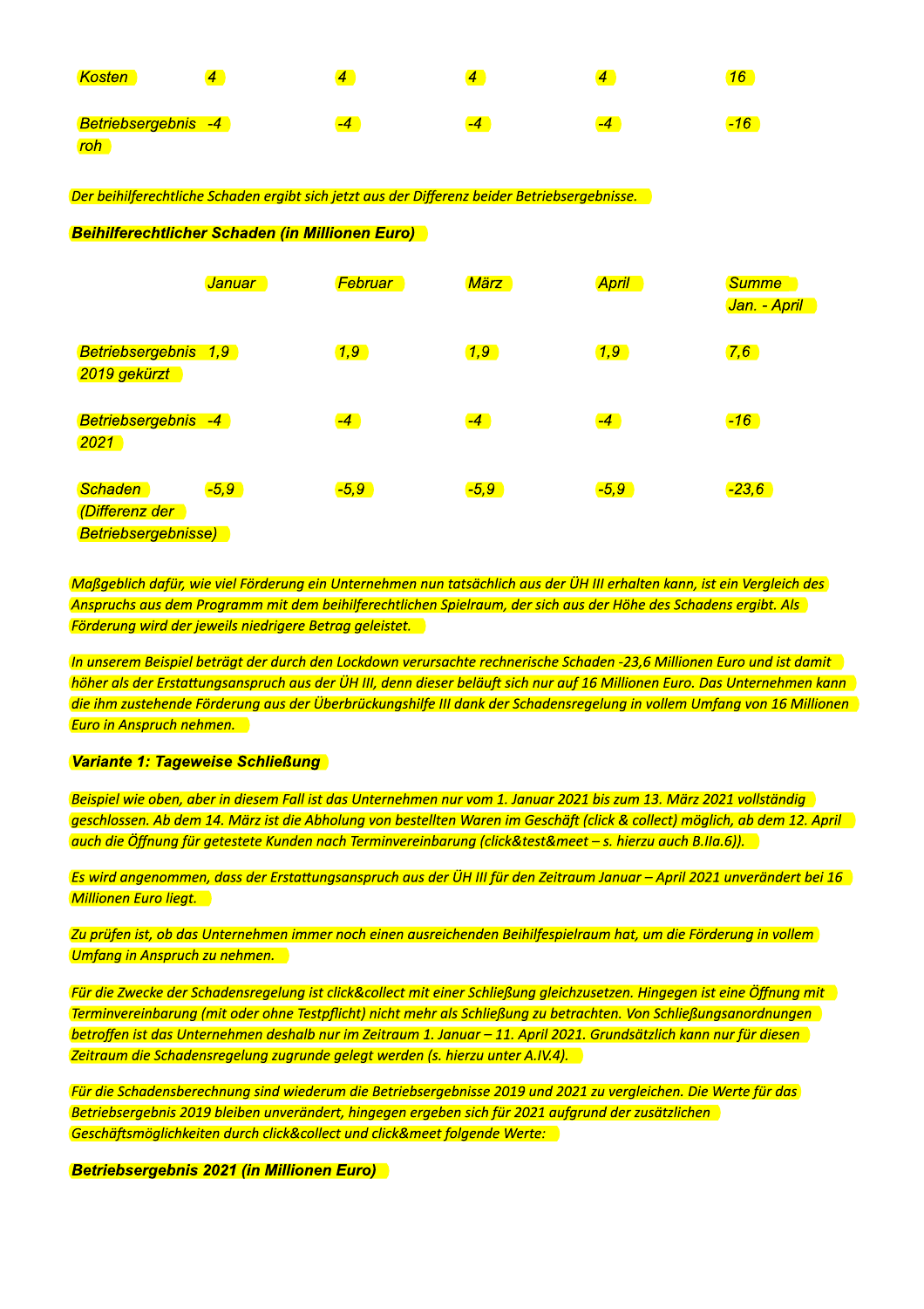| | | | | | |
|---|---|---|---|---|---|
| *Kosten* | *4* | *4* | *4* | *4* | *16* |
| *Betriebsergebnis roh* | *-4* | *-4* | *-4* | *-4* | *-16* |

*Der beihilferechtliche Schaden ergibt sich jetzt aus der Differenz beider Betriebsergebnisse.*

***Beihilferechtlicher Schaden (in Millionen Euro)***

| | *Januar* | *Februar* | *März* | *April* | *Summe Jan. - April* |
|---|---|---|---|---|---|
| *Betriebsergebnis 2019 gekürzt* | *1,9* | *1,9* | *1,9* | *1,9* | *7,6* |
| *Betriebsergebnis 2021* | *-4* | *-4* | *-4* | *-4* | *-16* |
| *Schaden (Differenz der Betriebsergebnisse)* | *-5,9* | *-5,9* | *-5,9* | *-5,9* | *-23,6* |

*Maßgeblich dafür, wie viel Förderung ein Unternehmen nun tatsächlich aus der ÜH III erhalten kann, ist ein Vergleich des Anspruchs aus dem Programm mit dem beihilferechtlichen Spielraum, der sich aus der Höhe des Schadens ergibt. Als Förderung wird der jeweils niedrigere Betrag geleistet.*

*In unserem Beispiel beträgt der durch den Lockdown verursachte rechnerische Schaden -23,6 Millionen Euro und ist damit höher als der Erstattungsanspruch aus der ÜH III, denn dieser beläuft sich nur auf 16 Millionen Euro. Das Unternehmen kann die ihm zustehende Förderung aus der Überbrückungshilfe III dank der Schadensregelung in vollem Umfang von 16 Millionen Euro in Anspruch nehmen.*

***Variante 1: Tageweise Schließung***

*Beispiel wie oben, aber in diesem Fall ist das Unternehmen nur vom 1. Januar 2021 bis zum 13. März 2021 vollständig geschlossen. Ab dem 14. März ist die Abholung von bestellten Waren im Geschäft (click & collect) möglich, ab dem 12. April auch die Öffnung für getestete Kunden nach Terminvereinbarung (click&test&meet – s. hierzu auch B.IIa.6)).*

*Es wird angenommen, dass der Erstattungsanspruch aus der ÜH III für den Zeitraum Januar – April 2021 unverändert bei 16 Millionen Euro liegt.*

*Zu prüfen ist, ob das Unternehmen immer noch einen ausreichenden Beihilfespielraum hat, um die Förderung in vollem Umfang in Anspruch zu nehmen.*

*Für die Zwecke der Schadensregelung ist click&collect mit einer Schließung gleichzusetzen. Hingegen ist eine Öffnung mit Terminvereinbarung (mit oder ohne Testpflicht) nicht mehr als Schließung zu betrachten. Von Schließungsanordnungen betroffen ist das Unternehmen deshalb nur im Zeitraum 1. Januar – 11. April 2021. Grundsätzlich kann nur für diesen Zeitraum die Schadensregelung zugrunde gelegt werden (s. hierzu unter A.IV.4).*

*Für die Schadensberechnung sind wiederum die Betriebsergebnisse 2019 und 2021 zu vergleichen. Die Werte für das Betriebsergebnis 2019 bleiben unverändert, hingegen ergeben sich für 2021 aufgrund der zusätzlichen Geschäftsmöglichkeiten durch click&collect und click&meet folgende Werte:*

***Betriebsergebnis 2021 (in Millionen Euro)***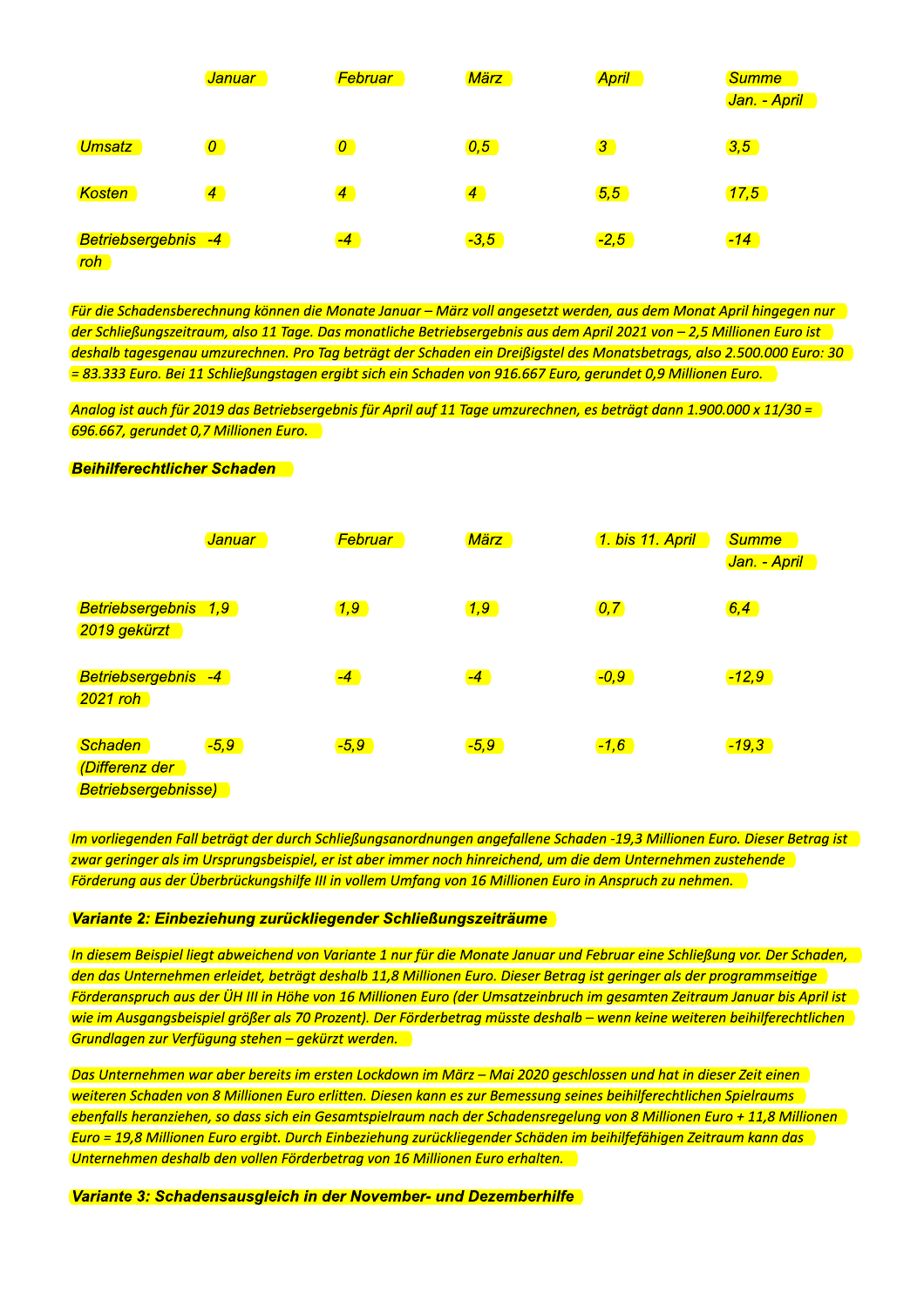| | *Januar* | *Februar* | *März* | *April* | *Summe Jan. - April* |
|---|---|---|---|---|---|
| *Umsatz* | *0* | *0* | *0,5* | *3* | *3,5* |
| *Kosten* | *4* | *4* | *4* | *5,5* | *17,5* |
| *Betriebsergebnis roh* | *-4* | *-4* | *-3,5* | *-2,5* | *-14* |

*Für die Schadensberechnung können die Monate Januar – März voll angesetzt werden, aus dem Monat April hingegen nur der Schließungszeitraum, also 11 Tage. Das monatliche Betriebsergebnis aus dem April 2021 von – 2,5 Millionen Euro ist deshalb tagesgenau umzurechnen. Pro Tag beträgt der Schaden ein Dreißigstel des Monatsbetrags, also 2.500.000 Euro: 30 = 83.333 Euro. Bei 11 Schließungstagen ergibt sich ein Schaden von 916.667 Euro, gerundet 0,9 Millionen Euro.*

*Analog ist auch für 2019 das Betriebsergebnis für April auf 11 Tage umzurechnen, es beträgt dann 1.900.000 x 11/30 = 696.667, gerundet 0,7 Millionen Euro.*

***Beihilferechtlicher Schaden***

| | *Januar* | *Februar* | *März* | *1. bis 11. April* | *Summe Jan. - April* |
|---|---|---|---|---|---|
| *Betriebsergebnis 2019 gekürzt* | *1,9* | *1,9* | *1,9* | *0,7* | *6,4* |
| *Betriebsergebnis 2021 roh* | *-4* | *-4* | *-4* | *-0,9* | *-12,9* |
| *Schaden (Differenz der Betriebsergebnisse)* | *-5,9* | *-5,9* | *-5,9* | *-1,6* | *-19,3* |

*Im vorliegenden Fall beträgt der durch Schließungsanordnungen angefallene Schaden -19,3 Millionen Euro. Dieser Betrag ist zwar geringer als im Ursprungsbeispiel, er ist aber immer noch hinreichend, um die dem Unternehmen zustehende Förderung aus der Überbrückungshilfe III in vollem Umfang von 16 Millionen Euro in Anspruch zu nehmen.*

***Variante 2: Einbeziehung zurückliegender Schließungszeiträume***

*In diesem Beispiel liegt abweichend von Variante 1 nur für die Monate Januar und Februar eine Schließung vor. Der Schaden, den das Unternehmen erleidet, beträgt deshalb 11,8 Millionen Euro. Dieser Betrag ist geringer als der programmseitige Förderanspruch aus der ÜH III in Höhe von 16 Millionen Euro (der Umsatzeinbruch im gesamten Zeitraum Januar bis April ist wie im Ausgangsbeispiel größer als 70 Prozent). Der Förderbetrag müsste deshalb – wenn keine weiteren beihilferechtlichen Grundlagen zur Verfügung stehen – gekürzt werden.*

*Das Unternehmen war aber bereits im ersten Lockdown im März – Mai 2020 geschlossen und hat in dieser Zeit einen weiteren Schaden von 8 Millionen Euro erlitten. Diesen kann es zur Bemessung seines beihilferechtlichen Spielraums ebenfalls heranziehen, so dass sich ein Gesamtspielraum nach der Schadensregelung von 8 Millionen Euro + 11,8 Millionen Euro = 19,8 Millionen Euro ergibt. Durch Einbeziehung zurückliegender Schäden im beihilfefähigen Zeitraum kann das Unternehmen deshalb den vollen Förderbetrag von 16 Millionen Euro erhalten.*

***Variante 3: Schadensausgleich in der November- und Dezemberhilfe***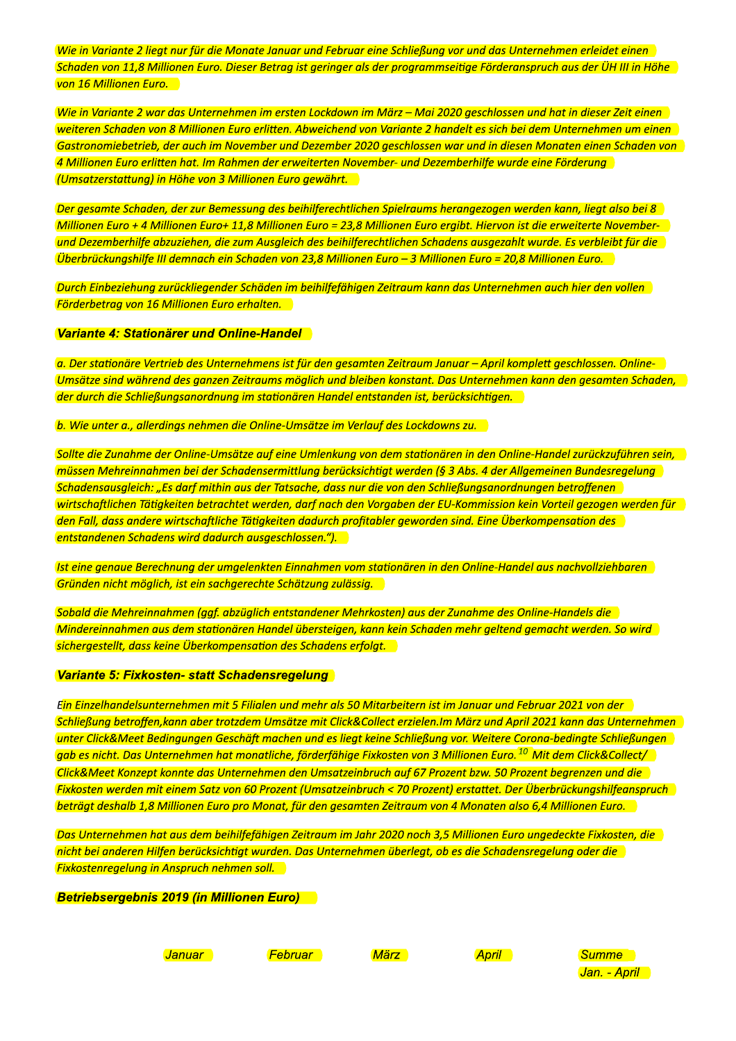*Wie in Variante 2 liegt nur für die Monate Januar und Februar eine Schließung vor und das Unternehmen erleidet einen Schaden von 11,8 Millionen Euro. Dieser Betrag ist geringer als der programmseitige Förderanspruch aus der ÜH III in Höhe von 16 Millionen Euro.*

*Wie in Variante 2 war das Unternehmen im ersten Lockdown im März – Mai 2020 geschlossen und hat in dieser Zeit einen weiteren Schaden von 8 Millionen Euro erlitten. Abweichend von Variante 2 handelt es sich bei dem Unternehmen um einen Gastronomiebetrieb, der auch im November und Dezember 2020 geschlossen war und in diesen Monaten einen Schaden von 4 Millionen Euro erlitten hat. Im Rahmen der erweiterten November- und Dezemberhilfe wurde eine Förderung (Umsatzerstattung) in Höhe von 3 Millionen Euro gewährt.*

*Der gesamte Schaden, der zur Bemessung des beihilferechtlichen Spielraums herangezogen werden kann, liegt also bei 8 Millionen Euro + 4 Millionen Euro+ 11,8 Millionen Euro = 23,8 Millionen Euro ergibt. Hiervon ist die erweiterte November- und Dezemberhilfe abzuziehen, die zum Ausgleich des beihilferechtlichen Schadens ausgezahlt wurde. Es verbleibt für die Überbrückungshilfe III demnach ein Schaden von 23,8 Millionen Euro – 3 Millionen Euro = 20,8 Millionen Euro.*

*Durch Einbeziehung zurückliegender Schäden im beihilfefähigen Zeitraum kann das Unternehmen auch hier den vollen Förderbetrag von 16 Millionen Euro erhalten.*

### *Variante 4: Stationärer und Online-Handel*

*a. Der stationäre Vertrieb des Unternehmens ist für den gesamten Zeitraum Januar – April komplett geschlossen. Online-Umsätze sind während des ganzen Zeitraums möglich und bleiben konstant. Das Unternehmen kann den gesamten Schaden, der durch die Schließungsanordnung im stationären Handel entstanden ist, berücksichtigen.*

*b. Wie unter a., allerdings nehmen die Online-Umsätze im Verlauf des Lockdowns zu.*

*Sollte die Zunahme der Online-Umsätze auf eine Umlenkung von dem stationären in den Online-Handel zurückzuführen sein, müssen Mehreinnahmen bei der Schadensermittlung berücksichtigt werden (§ 3 Abs. 4 der Allgemeinen Bundesregelung Schadensausgleich: „Es darf mithin aus der Tatsache, dass nur die von den Schließungsanordnungen betroffenen wirtschaftlichen Tätigkeiten betrachtet werden, darf nach den Vorgaben der EU-Kommission kein Vorteil gezogen werden für den Fall, dass andere wirtschaftliche Tätigkeiten dadurch profitabler geworden sind. Eine Überkompensation des entstandenen Schadens wird dadurch ausgeschlossen.").*

*Ist eine genaue Berechnung der umgelenkten Einnahmen vom stationären in den Online-Handel aus nachvollziehbaren Gründen nicht möglich, ist ein sachgerechte Schätzung zulässig.*

*Sobald die Mehreinnahmen (ggf. abzüglich entstandener Mehrkosten) aus der Zunahme des Online-Handels die Mindereinnahmen aus dem stationären Handel übersteigen, kann kein Schaden mehr geltend gemacht werden. So wird sichergestellt, dass keine Überkompensation des Schadens erfolgt.*

### *Variante 5: Fixkosten- statt Schadensregelung*

*Ein Einzelhandelsunternehmen mit 5 Filialen und mehr als 50 Mitarbeitern ist im Januar und Februar 2021 von der Schließung betroffen,kann aber trotzdem Umsätze mit Click&Collect erzielen.Im März und April 2021 kann das Unternehmen unter Click&Meet Bedingungen Geschäft machen und es liegt keine Schließung vor. Weitere Corona-bedingte Schließungen gab es nicht. Das Unternehmen hat monatliche, förderfähige Fixkosten von 3 Millionen Euro.*[10] *Mit dem Click&Collect/ Click&Meet Konzept konnte das Unternehmen den Umsatzeinbruch auf 67 Prozent bzw. 50 Prozent begrenzen und die Fixkosten werden mit einem Satz von 60 Prozent (Umsatzeinbruch < 70 Prozent) erstattet. Der Überbrückungshilfeanspruch beträgt deshalb 1,8 Millionen Euro pro Monat, für den gesamten Zeitraum von 4 Monaten also 6,4 Millionen Euro.*

*Das Unternehmen hat aus dem beihilfefähigen Zeitraum im Jahr 2020 noch 3,5 Millionen Euro ungedeckte Fixkosten, die nicht bei anderen Hilfen berücksichtigt wurden. Das Unternehmen überlegt, ob es die Schadensregelung oder die Fixkostenregelung in Anspruch nehmen soll.*

**Betriebsergebnis 2019 (in Millionen Euro)**

| | Januar | Februar | März | April | Summe Jan. - April |
|---|---|---|---|---|---|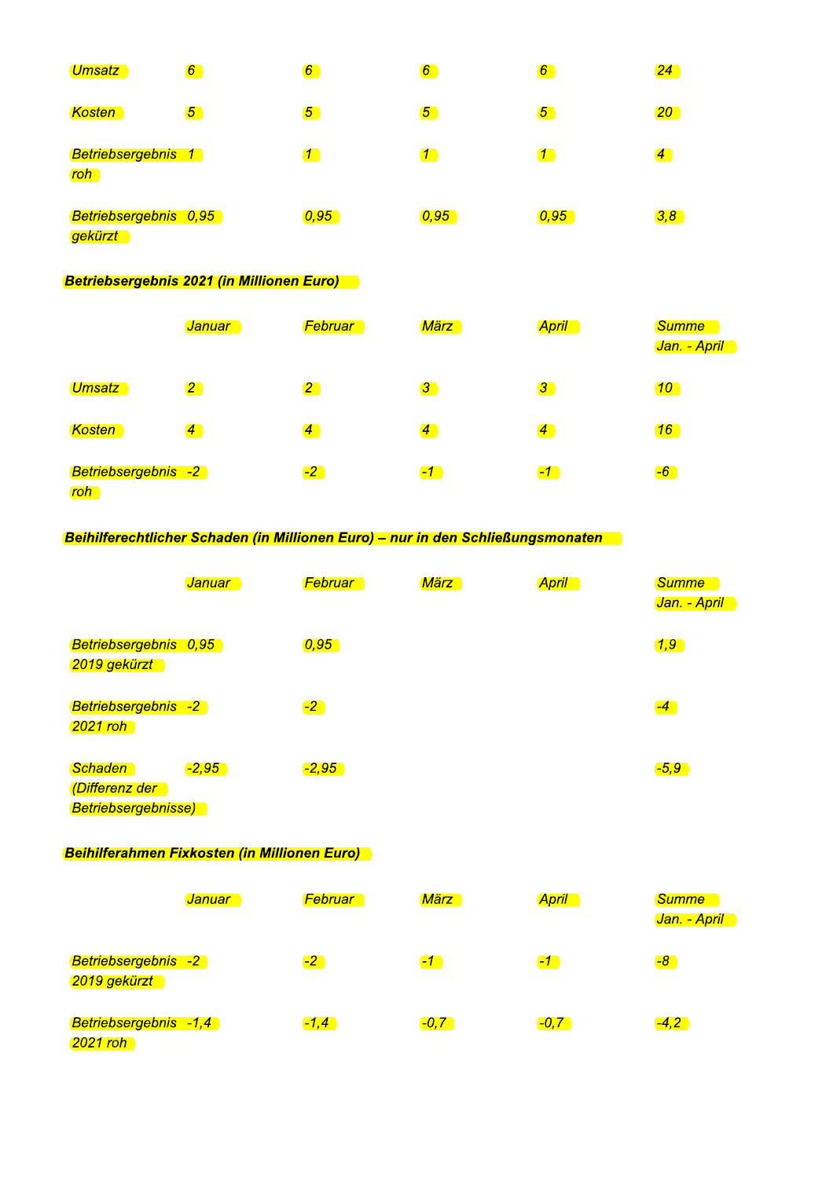| | | | | | |
|---|---|---|---|---|---|
| *Umsatz* | *6* | *6* | *6* | *6* | *24* |
| *Kosten* | *5* | *5* | *5* | *5* | *20* |
| *Betriebsergebnis roh* | *1* | *1* | *1* | *1* | *4* |
| *Betriebsergebnis gekürzt* | *0,95* | *0,95* | *0,95* | *0,95* | *3,8* |

***Betriebsergebnis 2021 (in Millionen Euro)***

| | *Januar* | *Februar* | *März* | *April* | *Summe Jan. - April* |
|---|---|---|---|---|---|
| *Umsatz* | *2* | *2* | *3* | *3* | *10* |
| *Kosten* | *4* | *4* | *4* | *4* | *16* |
| *Betriebsergebnis roh* | *-2* | *-2* | *-1* | *-1* | *-6* |

***Beihilferechtlicher Schaden (in Millionen Euro) – nur in den Schließungsmonaten***

| | *Januar* | *Februar* | *März* | *April* | *Summe Jan. - April* |
|---|---|---|---|---|---|
| *Betriebsergebnis 2019 gekürzt* | *0,95* | *0,95* | | | *1,9* |
| *Betriebsergebnis 2021 roh* | *-2* | *-2* | | | *-4* |
| *Schaden (Differenz der Betriebsergebnisse)* | *-2,95* | *-2,95* | | | *-5,9* |

***Beihilferahmen Fixkosten (in Millionen Euro)***

| | *Januar* | *Februar* | *März* | *April* | *Summe Jan. - April* |
|---|---|---|---|---|---|
| *Betriebsergebnis 2019 gekürzt* | *-2* | *-2* | *-1* | *-1* | *-8* |
| *Betriebsergebnis 2021 roh* | *-1,4* | *-1,4* | *-0,7* | *-0,7* | *-4,2* |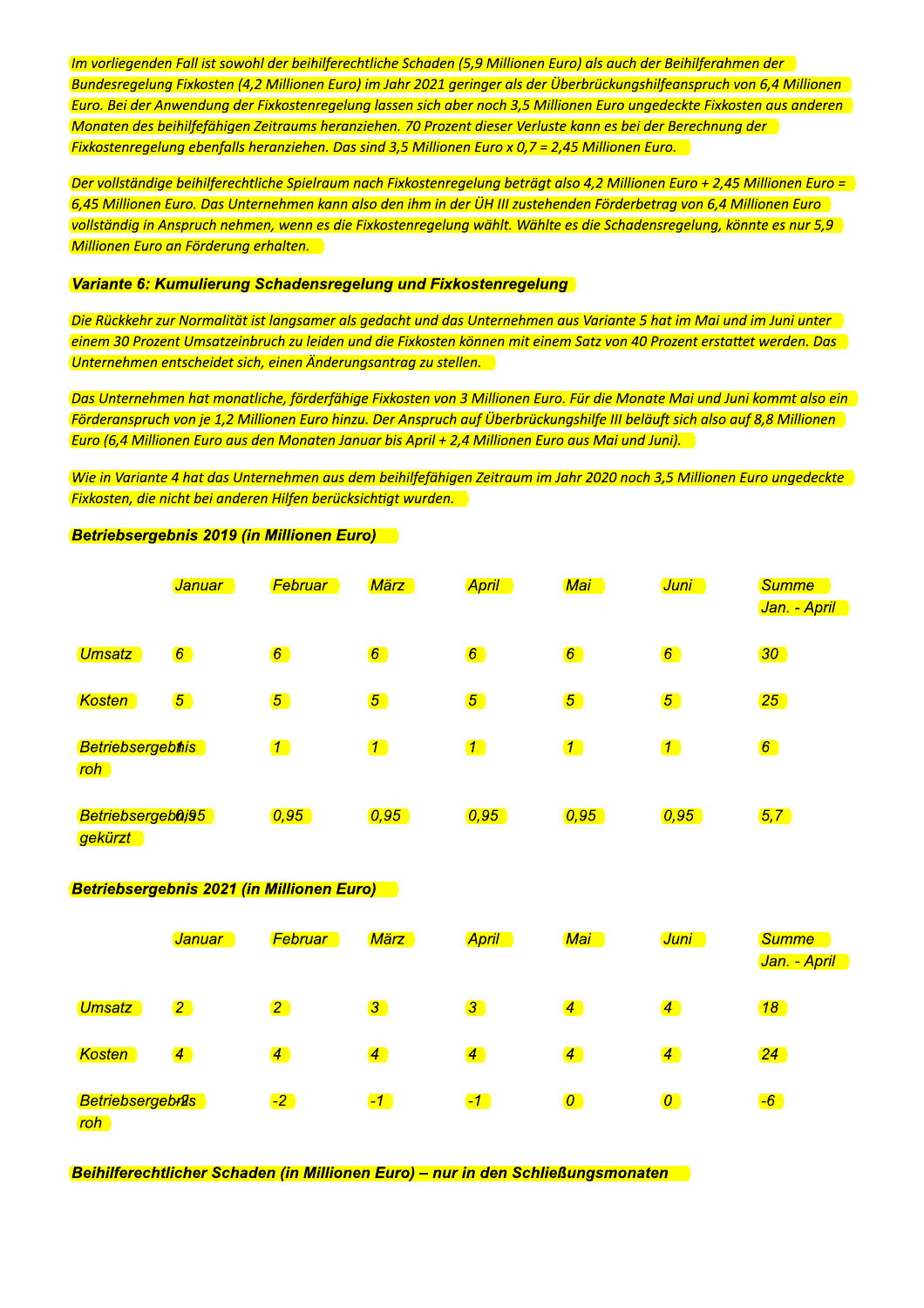*Im vorliegenden Fall ist sowohl der beihilferechtliche Schaden (5,9 Millionen Euro) als auch der Beihilferahmen der Bundesregelung Fixkosten (4,2 Millionen Euro) im Jahr 2021 geringer als der Überbrückungshilfeanspruch von 6,4 Millionen Euro. Bei der Anwendung der Fixkostenregelung lassen sich aber noch 3,5 Millionen Euro ungedeckte Fixkosten aus anderen Monaten des beihilfefähigen Zeitraums heranziehen. 70 Prozent dieser Verluste kann es bei der Berechnung der Fixkostenregelung ebenfalls heranziehen. Das sind 3,5 Millionen Euro x 0,7 = 2,45 Millionen Euro.*

*Der vollständige beihilferechtliche Spielraum nach Fixkostenregelung beträgt also 4,2 Millionen Euro + 2,45 Millionen Euro = 6,45 Millionen Euro. Das Unternehmen kann also den ihm in der ÜH III zustehenden Förderbetrag von 6,4 Millionen Euro vollständig in Anspruch nehmen, wenn es die Fixkostenregelung wählt. Wählte es die Schadensregelung, könnte es nur 5,9 Millionen Euro an Förderung erhalten.*

***Variante 6: Kumulierung Schadensregelung und Fixkostenregelung***

*Die Rückkehr zur Normalität ist langsamer als gedacht und das Unternehmen aus Variante 5 hat im Mai und im Juni unter einem 30 Prozent Umsatzeinbruch zu leiden und die Fixkosten können mit einem Satz von 40 Prozent erstattet werden. Das Unternehmen entscheidet sich, einen Änderungsantrag zu stellen.*

*Das Unternehmen hat monatliche, förderfähige Fixkosten von 3 Millionen Euro. Für die Monate Mai und Juni kommt also ein Förderanspruch von je 1,2 Millionen Euro hinzu. Der Anspruch auf Überbrückungshilfe III beläuft sich also auf 8,8 Millionen Euro (6,4 Millionen Euro aus den Monaten Januar bis April + 2,4 Millionen Euro aus Mai und Juni).*

*Wie in Variante 4 hat das Unternehmen aus dem beihilfefähigen Zeitraum im Jahr 2020 noch 3,5 Millionen Euro ungedeckte Fixkosten, die nicht bei anderen Hilfen berücksichtigt wurden.*

***Betriebsergebnis 2019 (in Millionen Euro)***

| | *Januar* | *Februar* | *März* | *April* | *Mai* | *Juni* | *Summe Jan. - April* |
|---|---|---|---|---|---|---|---|
| *Umsatz* | *6* | *6* | *6* | *6* | *6* | *6* | *30* |
| *Kosten* | *5* | *5* | *5* | *5* | *5* | *5* | *25* |
| *Betriebsergebnis roh* | *1* | *1* | *1* | *1* | *1* | *1* | *6* |
| *Betriebsergebnis gekürzt* | *0,95* | *0,95* | *0,95* | *0,95* | *0,95* | *0,95* | *5,7* |

***Betriebsergebnis 2021 (in Millionen Euro)***

| | *Januar* | *Februar* | *März* | *April* | *Mai* | *Juni* | *Summe Jan. - April* |
|---|---|---|---|---|---|---|---|
| *Umsatz* | *2* | *2* | *3* | *3* | *4* | *4* | *18* |
| *Kosten* | *4* | *4* | *4* | *4* | *4* | *4* | *24* |
| *Betriebsergebnis roh* | *-2* | *-2* | *-1* | *-1* | *0* | *0* | *-6* |

***Beihilferechtlicher Schaden (in Millionen Euro) – nur in den Schließungsmonaten***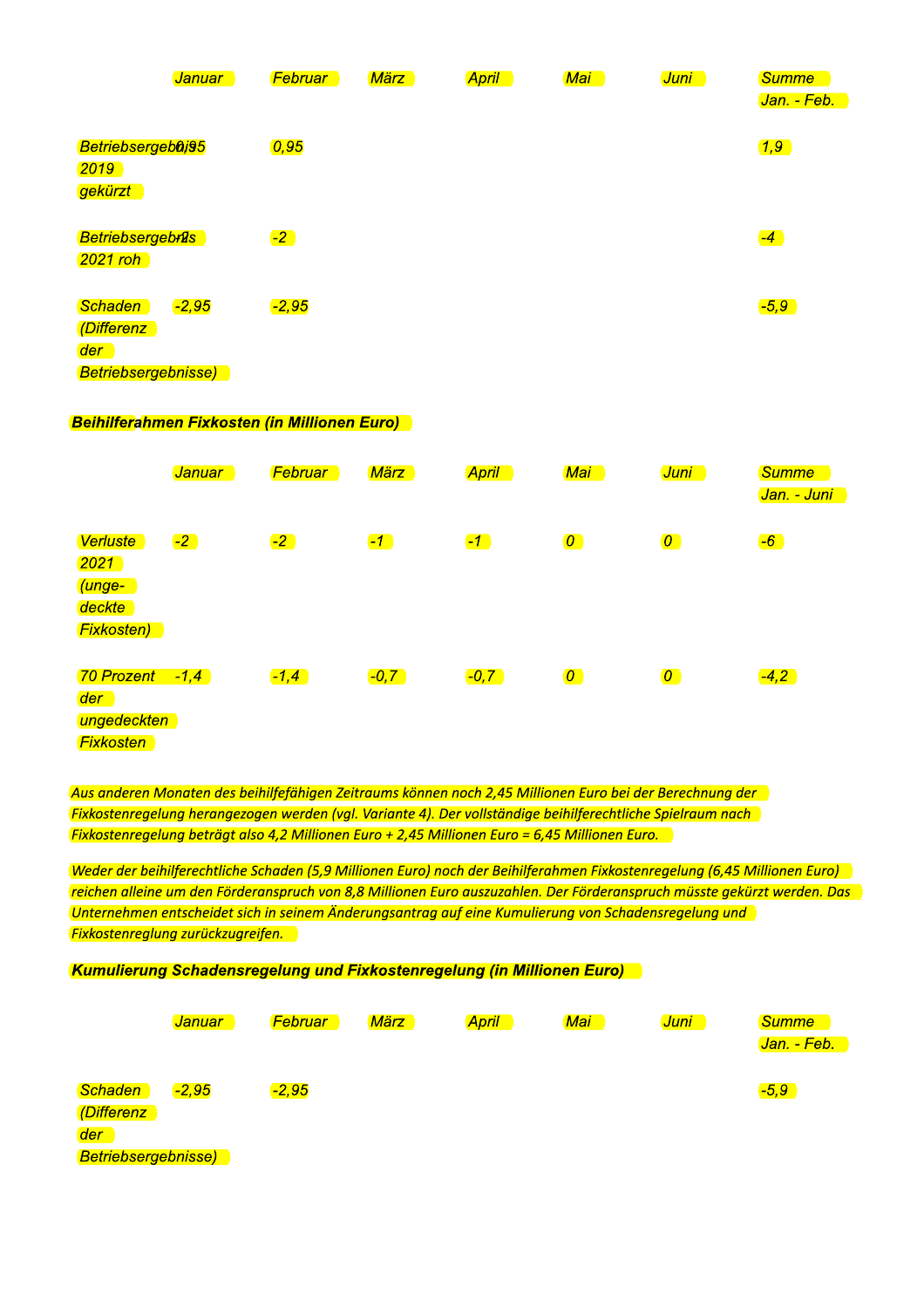| | Januar | Februar | März | April | Mai | Juni | Summe Jan. - Feb. |
|---|---|---|---|---|---|---|---|
| Betriebsergebnis 2019 gekürzt | 0,95 | 0,95 | | | | | 1,9 |
| Betriebsergebnis 2021 roh | -2 | -2 | | | | | -4 |
| Schaden (Differenz der Betriebsergebnisse) | -2,95 | -2,95 | | | | | -5,9 |

**Beihilferahmen Fixkosten (in Millionen Euro)**

| | Januar | Februar | März | April | Mai | Juni | Summe Jan. - Juni |
|---|---|---|---|---|---|---|---|
| Verluste 2021 (unge-deckte Fixkosten) | -2 | -2 | -1 | -1 | 0 | 0 | -6 |
| 70 Prozent der ungedeckten Fixkosten | -1,4 | -1,4 | -0,7 | -0,7 | 0 | 0 | -4,2 |

*Aus anderen Monaten des beihilfefähigen Zeitraums können noch 2,45 Millionen Euro bei der Berechnung der Fixkostenregelung herangezogen werden (vgl. Variante 4). Der vollständige beihilferechtliche Spielraum nach Fixkostenregelung beträgt also 4,2 Millionen Euro + 2,45 Millionen Euro = 6,45 Millionen Euro.*

*Weder der beihilferechtliche Schaden (5,9 Millionen Euro) noch der Beihilferahmen Fixkostenregelung (6,45 Millionen Euro) reichen alleine um den Förderanspruch von 8,8 Millionen Euro auszuzahlen. Der Förderanspruch müsste gekürzt werden. Das Unternehmen entscheidet sich in seinem Änderungsantrag auf eine Kumulierung von Schadensregelung und Fixkostenreglung zurückzugreifen.*

**Kumulierung Schadensregelung und Fixkostenregelung (in Millionen Euro)**

| | Januar | Februar | März | April | Mai | Juni | Summe Jan. - Feb. |
|---|---|---|---|---|---|---|---|
| Schaden (Differenz der Betriebsergebnisse) | -2,95 | -2,95 | | | | | -5,9 |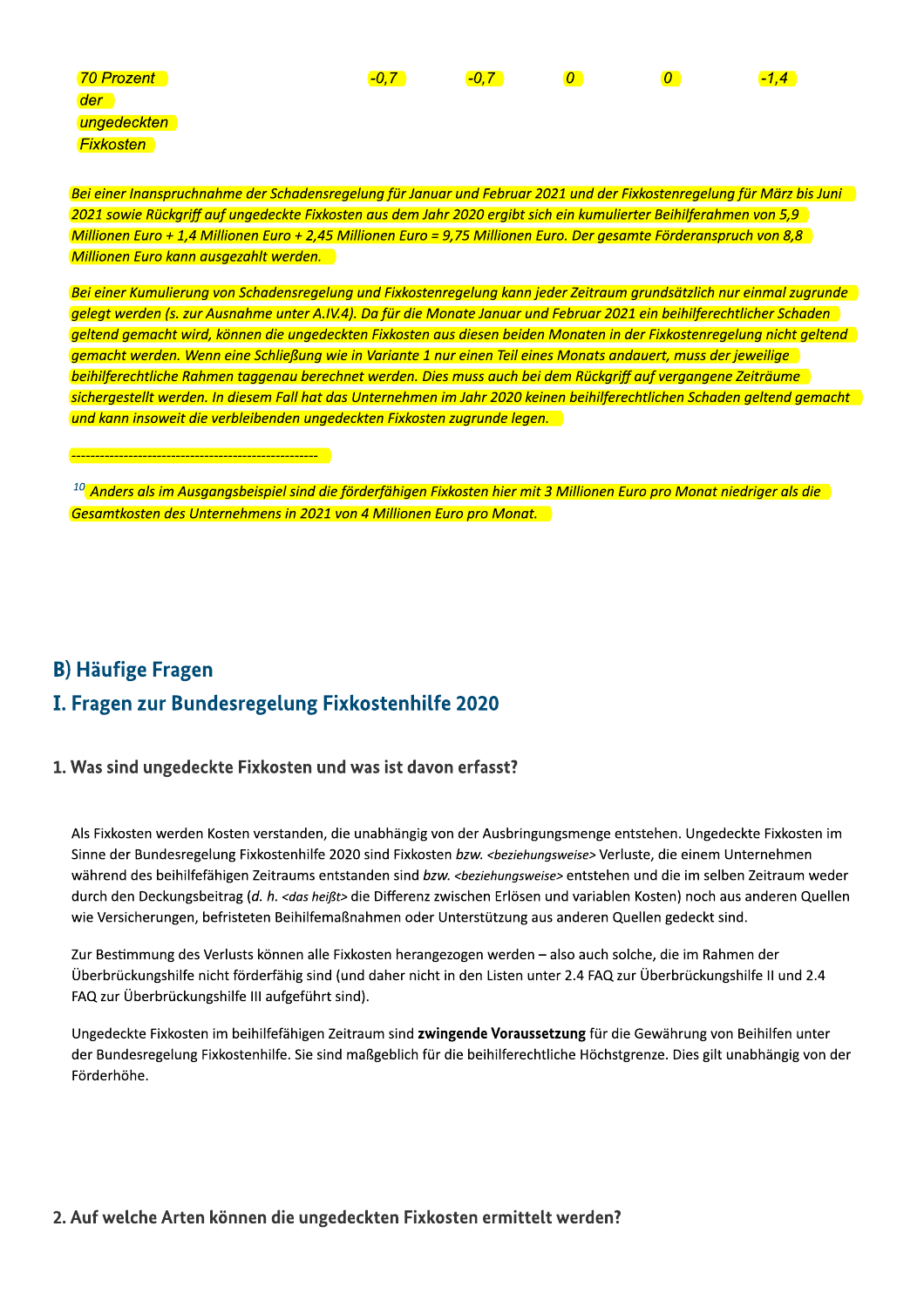| 70 Prozent der ungedeckten Fixkosten | -0,7 | -0,7 | 0 | 0 | -1,4 |
|---|---|---|---|---|---|

*Bei einer Inanspruchnahme der Schadensregelung für Januar und Februar 2021 und der Fixkostenregelung für März bis Juni 2021 sowie Rückgriff auf ungedeckte Fixkosten aus dem Jahr 2020 ergibt sich ein kumulierter Beihilferahmen von 5,9 Millionen Euro + 1,4 Millionen Euro + 2,45 Millionen Euro = 9,75 Millionen Euro. Der gesamte Förderanspruch von 8,8 Millionen Euro kann ausgezahlt werden.*

*Bei einer Kumulierung von Schadensregelung und Fixkostenregelung kann jeder Zeitraum grundsätzlich nur einmal zugrunde gelegt werden (s. zur Ausnahme unter A.IV.4). Da für die Monate Januar und Februar 2021 ein beihilferechtlicher Schaden geltend gemacht wird, können die ungedeckten Fixkosten aus diesen beiden Monaten in der Fixkostenregelung nicht geltend gemacht werden. Wenn eine Schließung wie in Variante 1 nur einen Teil eines Monats andauert, muss der jeweilige beihilferechtliche Rahmen taggenau berechnet werden. Dies muss auch bei dem Rückgriff auf vergangene Zeiträume sichergestellt werden. In diesem Fall hat das Unternehmen im Jahr 2020 keinen beihilferechtlichen Schaden geltend gemacht und kann insoweit die verbleibenden ungedeckten Fixkosten zugrunde legen.*

---

*[10] Anders als im Ausgangsbeispiel sind die förderfähigen Fixkosten hier mit 3 Millionen Euro pro Monat niedriger als die Gesamtkosten des Unternehmens in 2021 von 4 Millionen Euro pro Monat.*

# B) Häufige Fragen

## I. Fragen zur Bundesregelung Fixkostenhilfe 2020

### 1. Was sind ungedeckte Fixkosten und was ist davon erfasst?

Als Fixkosten werden Kosten verstanden, die unabhängig von der Ausbringungsmenge entstehen. Ungedeckte Fixkosten im Sinne der Bundesregelung Fixkostenhilfe 2020 sind Fixkosten *bzw.* <beziehungsweise> Verluste, die einem Unternehmen während des beihilfefähigen Zeitraums entstanden sind *bzw.* <beziehungsweise> entstehen und die im selben Zeitraum weder durch den Deckungsbeitrag (*d. h.* <das heißt> die Differenz zwischen Erlösen und variablen Kosten) noch aus anderen Quellen wie Versicherungen, befristeten Beihilfemaßnahmen oder Unterstützung aus anderen Quellen gedeckt sind.

Zur Bestimmung des Verlusts können alle Fixkosten herangezogen werden – also auch solche, die im Rahmen der Überbrückungshilfe nicht förderfähig sind (und daher nicht in den Listen unter 2.4 FAQ zur Überbrückungshilfe II und 2.4 FAQ zur Überbrückungshilfe III aufgeführt sind).

Ungedeckte Fixkosten im beihilfefähigen Zeitraum sind **zwingende Voraussetzung** für die Gewährung von Beihilfen unter der Bundesregelung Fixkostenhilfe. Sie sind maßgeblich für die beihilferechtliche Höchstgrenze. Dies gilt unabhängig von der Förderhöhe.

### 2. Auf welche Arten können die ungedeckten Fixkosten ermittelt werden?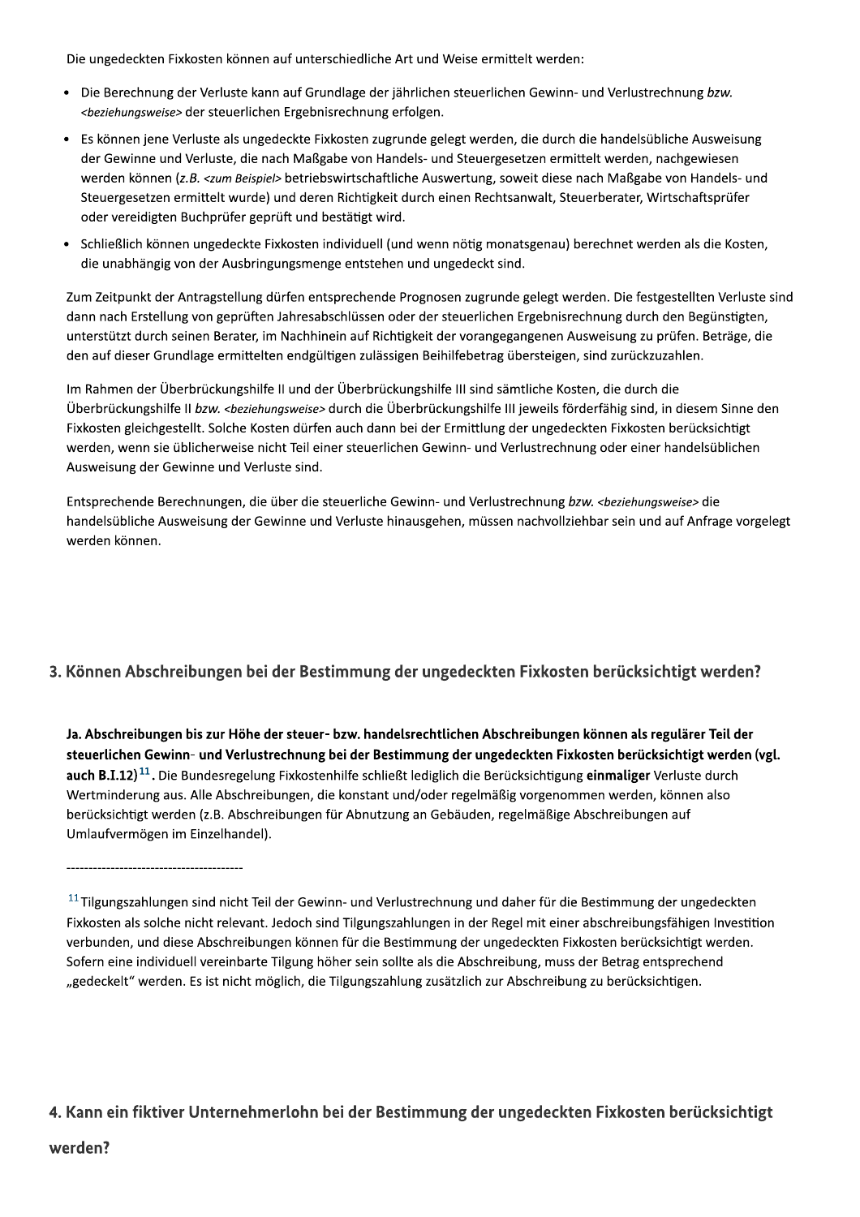Die ungedeckten Fixkosten können auf unterschiedliche Art und Weise ermittelt werden:

- Die Berechnung der Verluste kann auf Grundlage der jährlichen steuerlichen Gewinn- und Verlustrechnung *bzw.* <*beziehungsweise*> der steuerlichen Ergebnisrechnung erfolgen.
- Es können jene Verluste als ungedeckte Fixkosten zugrunde gelegt werden, die durch die handelsübliche Ausweisung der Gewinne und Verluste, die nach Maßgabe von Handels- und Steuergesetzen ermittelt werden, nachgewiesen werden können (*z.B.* <*zum Beispiel*> betriebswirtschaftliche Auswertung, soweit diese nach Maßgabe von Handels- und Steuergesetzen ermittelt wurde) und deren Richtigkeit durch einen Rechtsanwalt, Steuerberater, Wirtschaftsprüfer oder vereidigten Buchprüfer geprüft und bestätigt wird.
- Schließlich können ungedeckte Fixkosten individuell (und wenn nötig monatsgenau) berechnet werden als die Kosten, die unabhängig von der Ausbringungsmenge entstehen und ungedeckt sind.

Zum Zeitpunkt der Antragstellung dürfen entsprechende Prognosen zugrunde gelegt werden. Die festgestellten Verluste sind dann nach Erstellung von geprüften Jahresabschlüssen oder der steuerlichen Ergebnisrechnung durch den Begünstigten, unterstützt durch seinen Berater, im Nachhinein auf Richtigkeit der vorangegangenen Ausweisung zu prüfen. Beträge, die den auf dieser Grundlage ermittelten endgültigen zulässigen Beihilfebetrag übersteigen, sind zurückzuzahlen.

Im Rahmen der Überbrückungshilfe II und der Überbrückungshilfe III sind sämtliche Kosten, die durch die Überbrückungshilfe II *bzw.* <*beziehungsweise*> durch die Überbrückungshilfe III jeweils förderfähig sind, in diesem Sinne den Fixkosten gleichgestellt. Solche Kosten dürfen auch dann bei der Ermittlung der ungedeckten Fixkosten berücksichtigt werden, wenn sie üblicherweise nicht Teil einer steuerlichen Gewinn- und Verlustrechnung oder einer handelsüblichen Ausweisung der Gewinne und Verluste sind.

Entsprechende Berechnungen, die über die steuerliche Gewinn- und Verlustrechnung *bzw.* <*beziehungsweise*> die handelsübliche Ausweisung der Gewinne und Verluste hinausgehen, müssen nachvollziehbar sein und auf Anfrage vorgelegt werden können.

## 3. Können Abschreibungen bei der Bestimmung der ungedeckten Fixkosten berücksichtigt werden?

**Ja. Abschreibungen bis zur Höhe der steuer- bzw. handelsrechtlichen Abschreibungen können als regulärer Teil der steuerlichen Gewinn- und Verlustrechnung bei der Bestimmung der ungedeckten Fixkosten berücksichtigt werden (vgl. auch B.I.12)[11].** Die Bundesregelung Fixkostenhilfe schließt lediglich die Berücksichtigung **einmaliger** Verluste durch Wertminderung aus. Alle Abschreibungen, die konstant und/oder regelmäßig vorgenommen werden, können also berücksichtigt werden (z.B. Abschreibungen für Abnutzung an Gebäuden, regelmäßige Abschreibungen auf Umlaufvermögen im Einzelhandel).

----------------------------------------

[11] Tilgungszahlungen sind nicht Teil der Gewinn- und Verlustrechnung und daher für die Bestimmung der ungedeckten Fixkosten als solche nicht relevant. Jedoch sind Tilgungszahlungen in der Regel mit einer abschreibungsfähigen Investition verbunden, und diese Abschreibungen können für die Bestimmung der ungedeckten Fixkosten berücksichtigt werden. Sofern eine individuell vereinbarte Tilgung höher sein sollte als die Abschreibung, muss der Betrag entsprechend „gedeckelt" werden. Es ist nicht möglich, die Tilgungszahlung zusätzlich zur Abschreibung zu berücksichtigen.

## 4. Kann ein fiktiver Unternehmerlohn bei der Bestimmung der ungedeckten Fixkosten berücksichtigt werden?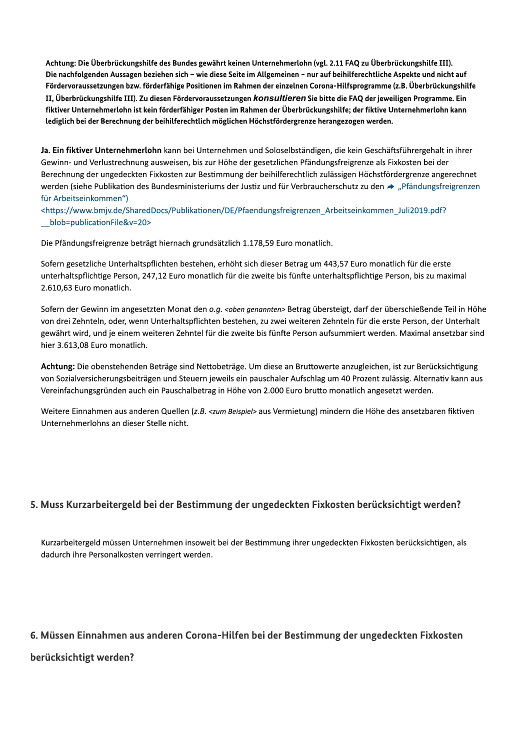**Achtung: Die Überbrückungshilfe des Bundes gewährt keinen Unternehmerlohn (vgl. 2.11 FAQ zu Überbrückungshilfe III). Die nachfolgenden Aussagen beziehen sich – wie diese Seite im Allgemeinen – nur auf beihilferechtliche Aspekte und nicht auf Fördervoraussetzungen bzw. förderfähige Positionen im Rahmen der einzelnen Corona-Hilfsprogramme (z.B. Überbrückungshilfe II, Überbrückungshilfe III). Zu diesen Fördervoraussetzungen *konsultieren* Sie bitte die FAQ der jeweiligen Programme. Ein fiktiver Unternehmerlohn ist kein förderfähiger Posten im Rahmen der Überbrückungshilfe; der fiktive Unternehmerlohn kann lediglich bei der Berechnung der beihilferechtlich möglichen Höchstfördergrenze herangezogen werden.**

**Ja. Ein fiktiver Unternehmerlohn** kann bei Unternehmen und Soloselbständigen, die kein Geschäftsführergehalt in ihrer Gewinn- und Verlustrechnung ausweisen, bis zur Höhe der gesetzlichen Pfändungsfreigrenze als Fixkosten bei der Berechnung der ungedeckten Fixkosten zur Bestimmung der beihilferechtlich zulässigen Höchstfördergrenze angerechnet werden (siehe Publikation des Bundesministeriums der Justiz und für Verbraucherschutz zu den „Pfändungsfreigrenzen für Arbeitseinkommen")
<https://www.bmjv.de/SharedDocs/Publikationen/DE/Pfaendungsfreigrenzen_Arbeitseinkommen_Juli2019.pdf?__blob=publicationFile&v=20>

Die Pfändungsfreigrenze beträgt hiernach grundsätzlich 1.178,59 Euro monatlich.

Sofern gesetzliche Unterhaltspflichten bestehen, erhöht sich dieser Betrag um 443,57 Euro monatlich für die erste unterhaltspflichtige Person, 247,12 Euro monatlich für die zweite bis fünfte unterhaltspflichtige Person, bis zu maximal 2.610,63 Euro monatlich.

Sofern der Gewinn im angesetzten Monat den *o.g.* <*oben genannten*> Betrag übersteigt, darf der überschießende Teil in Höhe von drei Zehnteln, oder, wenn Unterhaltspflichten bestehen, zu zwei weiteren Zehnteln für die erste Person, der Unterhalt gewährt wird, und je einem weiteren Zehntel für die zweite bis fünfte Person aufsummiert werden. Maximal ansetzbar sind hier 3.613,08 Euro monatlich.

**Achtung:** Die obenstehenden Beträge sind Nettobeträge. Um diese an Bruttowerte anzugleichen, ist zur Berücksichtigung von Sozialversicherungsbeiträgen und Steuern jeweils ein pauschaler Aufschlag um 40 Prozent zulässig. Alternativ kann aus Vereinfachungsgründen auch ein Pauschalbetrag in Höhe von 2.000 Euro brutto monatlich angesetzt werden.

Weitere Einnahmen aus anderen Quellen (*z.B.* <*zum Beispiel*> aus Vermietung) mindern die Höhe des ansetzbaren fiktiven Unternehmerlohns an dieser Stelle nicht.

## 5. Muss Kurzarbeitergeld bei der Bestimmung der ungedeckten Fixkosten berücksichtigt werden?

Kurzarbeitergeld müssen Unternehmen insoweit bei der Bestimmung ihrer ungedeckten Fixkosten berücksichtigen, als dadurch ihre Personalkosten verringert werden.

## 6. Müssen Einnahmen aus anderen Corona-Hilfen bei der Bestimmung der ungedeckten Fixkosten berücksichtigt werden?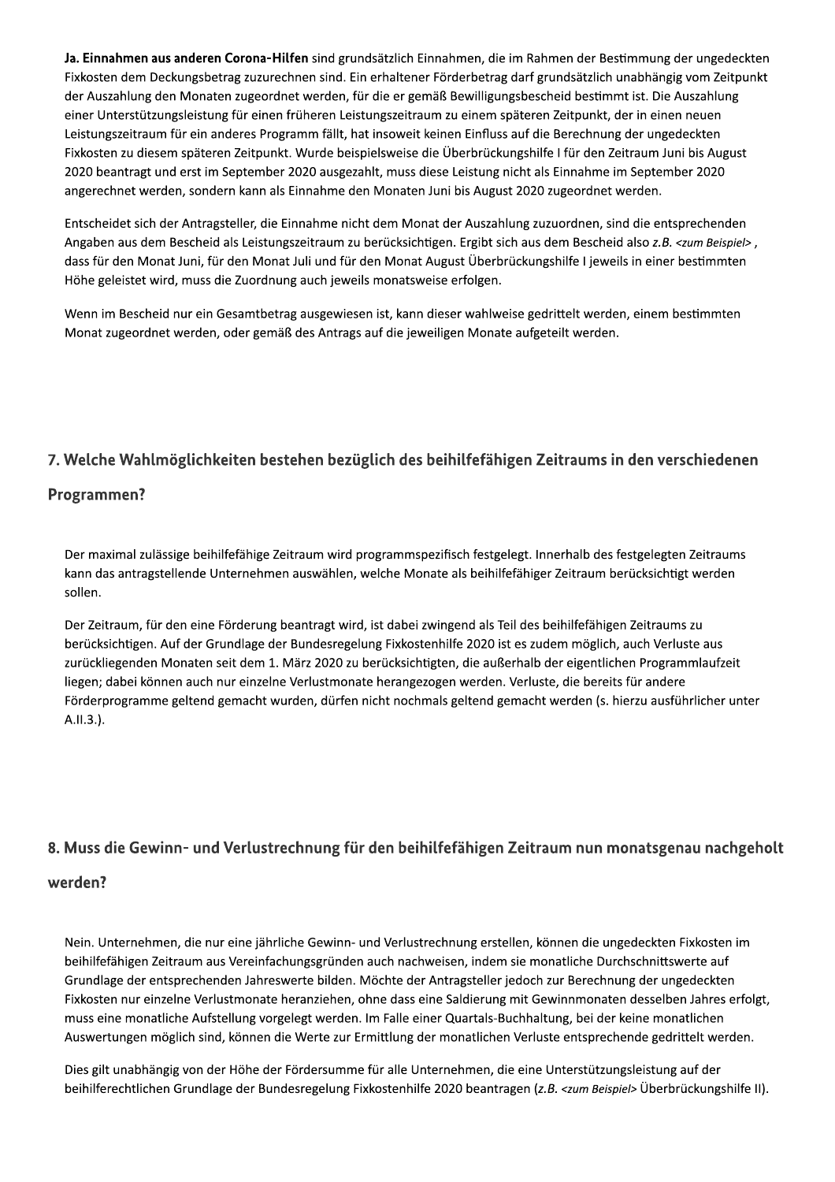**Ja. Einnahmen aus anderen Corona-Hilfen** sind grundsätzlich Einnahmen, die im Rahmen der Bestimmung der ungedeckten Fixkosten dem Deckungsbetrag zuzurechnen sind. Ein erhaltener Förderbetrag darf grundsätzlich unabhängig vom Zeitpunkt der Auszahlung den Monaten zugeordnet werden, für die er gemäß Bewilligungsbescheid bestimmt ist. Die Auszahlung einer Unterstützungsleistung für einen früheren Leistungszeitraum zu einem späteren Zeitpunkt, der in einen neuen Leistungszeitraum für ein anderes Programm fällt, hat insoweit keinen Einfluss auf die Berechnung der ungedeckten Fixkosten zu diesem späteren Zeitpunkt. Wurde beispielsweise die Überbrückungshilfe I für den Zeitraum Juni bis August 2020 beantragt und erst im September 2020 ausgezahlt, muss diese Leistung nicht als Einnahme im September 2020 angerechnet werden, sondern kann als Einnahme den Monaten Juni bis August 2020 zugeordnet werden.

Entscheidet sich der Antragsteller, die Einnahme nicht dem Monat der Auszahlung zuzuordnen, sind die entsprechenden Angaben aus dem Bescheid als Leistungszeitraum zu berücksichtigen. Ergibt sich aus dem Bescheid also *z.B.* <zum Beispiel>, dass für den Monat Juni, für den Monat Juli und für den Monat August Überbrückungshilfe I jeweils in einer bestimmten Höhe geleistet wird, muss die Zuordnung auch jeweils monatsweise erfolgen.

Wenn im Bescheid nur ein Gesamtbetrag ausgewiesen ist, kann dieser wahlweise gedrittelt werden, einem bestimmten Monat zugeordnet werden, oder gemäß des Antrags auf die jeweiligen Monate aufgeteilt werden.

## 7. Welche Wahlmöglichkeiten bestehen bezüglich des beihilfefähigen Zeitraums in den verschiedenen Programmen?

Der maximal zulässige beihilfefähige Zeitraum wird programmspezifisch festgelegt. Innerhalb des festgelegten Zeitraums kann das antragstellende Unternehmen auswählen, welche Monate als beihilfefähiger Zeitraum berücksichtigt werden sollen.

Der Zeitraum, für den eine Förderung beantragt wird, ist dabei zwingend als Teil des beihilfefähigen Zeitraums zu berücksichtigen. Auf der Grundlage der Bundesregelung Fixkostenhilfe 2020 ist es zudem möglich, auch Verluste aus zurückliegenden Monaten seit dem 1. März 2020 zu berücksichtigten, die außerhalb der eigentlichen Programmlaufzeit liegen; dabei können auch nur einzelne Verlustmonate herangezogen werden. Verluste, die bereits für andere Förderprogramme geltend gemacht wurden, dürfen nicht nochmals geltend gemacht werden (s. hierzu ausführlicher unter A.II.3.).

## 8. Muss die Gewinn- und Verlustrechnung für den beihilfefähigen Zeitraum nun monatsgenau nachgeholt werden?

Nein. Unternehmen, die nur eine jährliche Gewinn- und Verlustrechnung erstellen, können die ungedeckten Fixkosten im beihilfefähigen Zeitraum aus Vereinfachungsgründen auch nachweisen, indem sie monatliche Durchschnittswerte auf Grundlage der entsprechenden Jahreswerte bilden. Möchte der Antragsteller jedoch zur Berechnung der ungedeckten Fixkosten nur einzelne Verlustmonate heranziehen, ohne dass eine Saldierung mit Gewinnmonaten desselben Jahres erfolgt, muss eine monatliche Aufstellung vorgelegt werden. Im Falle einer Quartals-Buchhaltung, bei der keine monatlichen Auswertungen möglich sind, können die Werte zur Ermittlung der monatlichen Verluste entsprechende gedrittelt werden.

Dies gilt unabhängig von der Höhe der Fördersumme für alle Unternehmen, die eine Unterstützungsleistung auf der beihilferechtlichen Grundlage der Bundesregelung Fixkostenhilfe 2020 beantragen (*z.B.* <zum Beispiel> Überbrückungshilfe II).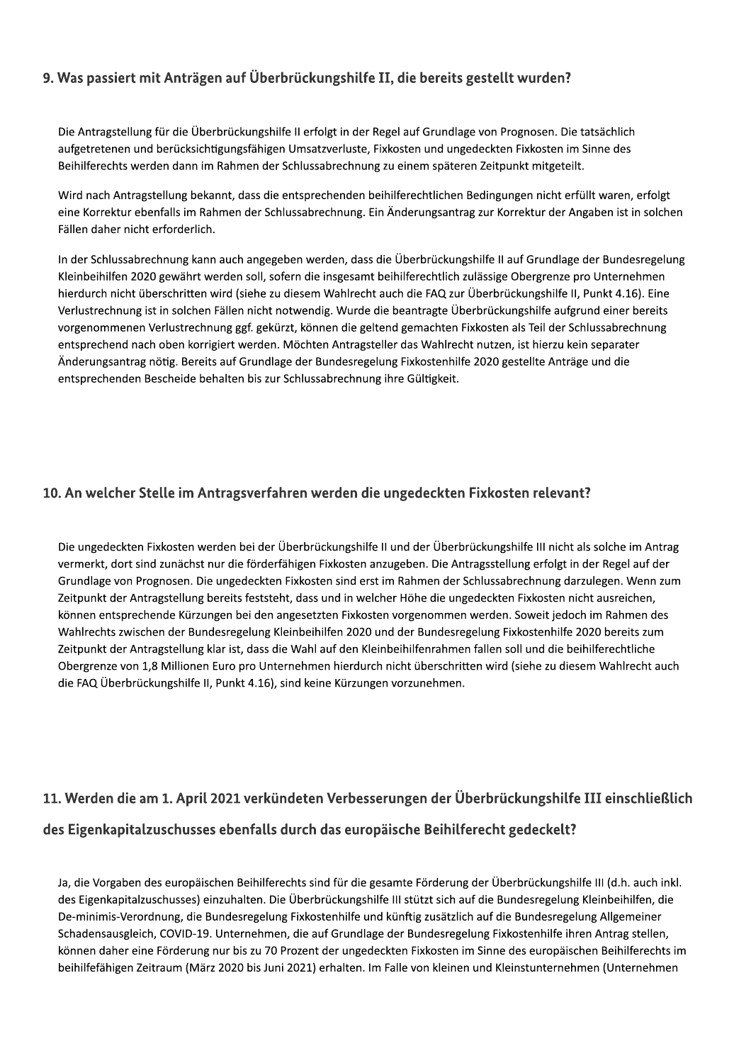### 9. Was passiert mit Anträgen auf Überbrückungshilfe II, die bereits gestellt wurden?

Die Antragstellung für die Überbrückungshilfe II erfolgt in der Regel auf Grundlage von Prognosen. Die tatsächlich aufgetretenen und berücksichtigungsfähigen Umsatzverluste, Fixkosten und ungedeckten Fixkosten im Sinne des Beihilferechts werden dann im Rahmen der Schlussabrechnung zu einem späteren Zeitpunkt mitgeteilt.

Wird nach Antragstellung bekannt, dass die entsprechenden beihilferechtlichen Bedingungen nicht erfüllt waren, erfolgt eine Korrektur ebenfalls im Rahmen der Schlussabrechnung. Ein Änderungsantrag zur Korrektur der Angaben ist in solchen Fällen daher nicht erforderlich.

In der Schlussabrechnung kann auch angegeben werden, dass die Überbrückungshilfe II auf Grundlage der Bundesregelung Kleinbeihilfen 2020 gewährt werden soll, sofern die insgesamt beihilferechtlich zulässige Obergrenze pro Unternehmen hierdurch nicht überschritten wird (siehe zu diesem Wahlrecht auch die FAQ zur Überbrückungshilfe II, Punkt 4.16). Eine Verlustrechnung ist in solchen Fällen nicht notwendig. Wurde die beantragte Überbrückungshilfe aufgrund einer bereits vorgenommenen Verlustrechnung ggf. gekürzt, können die geltend gemachten Fixkosten als Teil der Schlussabrechnung entsprechend nach oben korrigiert werden. Möchten Antragsteller das Wahlrecht nutzen, ist hierzu kein separater Änderungsantrag nötig. Bereits auf Grundlage der Bundesregelung Fixkostenhilfe 2020 gestellte Anträge und die entsprechenden Bescheide behalten bis zur Schlussabrechnung ihre Gültigkeit.

### 10. An welcher Stelle im Antragsverfahren werden die ungedeckten Fixkosten relevant?

Die ungedeckten Fixkosten werden bei der Überbrückungshilfe II und der Überbrückungshilfe III nicht als solche im Antrag vermerkt, dort sind zunächst nur die förderfähigen Fixkosten anzugeben. Die Antragsstellung erfolgt in der Regel auf der Grundlage von Prognosen. Die ungedeckten Fixkosten sind erst im Rahmen der Schlussabrechnung darzulegen. Wenn zum Zeitpunkt der Antragstellung bereits feststeht, dass und in welcher Höhe die ungedeckten Fixkosten nicht ausreichen, können entsprechende Kürzungen bei den angesetzten Fixkosten vorgenommen werden. Soweit jedoch im Rahmen des Wahlrechts zwischen der Bundesregelung Kleinbeihilfen 2020 und der Bundesregelung Fixkostenhilfe 2020 bereits zum Zeitpunkt der Antragstellung klar ist, dass die Wahl auf den Kleinbeihilfenrahmen fallen soll und die beihilferechtliche Obergrenze von 1,8 Millionen Euro pro Unternehmen hierdurch nicht überschritten wird (siehe zu diesem Wahlrecht auch die FAQ Überbrückungshilfe II, Punkt 4.16), sind keine Kürzungen vorzunehmen.

### 11. Werden die am 1. April 2021 verkündeten Verbesserungen der Überbrückungshilfe III einschließlich des Eigenkapitalzuschusses ebenfalls durch das europäische Beihilferecht gedeckelt?

Ja, die Vorgaben des europäischen Beihilferechts sind für die gesamte Förderung der Überbrückungshilfe III (d.h. auch inkl. des Eigenkapitalzuschusses) einzuhalten. Die Überbrückungshilfe III stützt sich auf die Bundesregelung Kleinbeihilfen, die De-minimis-Verordnung, die Bundesregelung Fixkostenhilfe und künftig zusätzlich auf die Bundesregelung Allgemeiner Schadensausgleich, COVID-19. Unternehmen, die auf Grundlage der Bundesregelung Fixkostenhilfe ihren Antrag stellen, können daher eine Förderung nur bis zu 70 Prozent der ungedeckten Fixkosten im Sinne des europäischen Beihilferechts im beihilfefähigen Zeitraum (März 2020 bis Juni 2021) erhalten. Im Falle von kleinen und Kleinstunternehmen (Unternehmen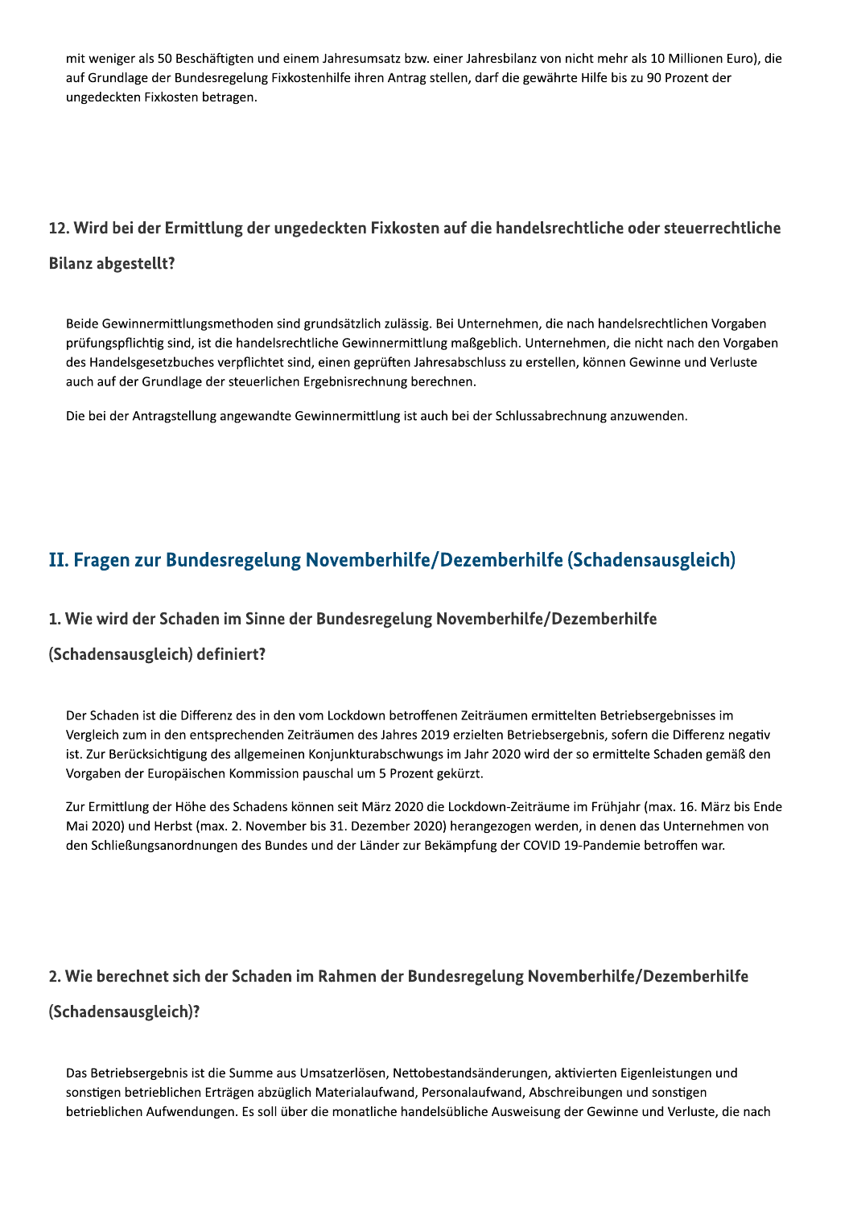mit weniger als 50 Beschäftigten und einem Jahresumsatz bzw. einer Jahresbilanz von nicht mehr als 10 Millionen Euro), die auf Grundlage der Bundesregelung Fixkostenhilfe ihren Antrag stellen, darf die gewährte Hilfe bis zu 90 Prozent der ungedeckten Fixkosten betragen.

### 12. Wird bei der Ermittlung der ungedeckten Fixkosten auf die handelsrechtliche oder steuerrechtliche Bilanz abgestellt?

Beide Gewinnermittlungsmethoden sind grundsätzlich zulässig. Bei Unternehmen, die nach handelsrechtlichen Vorgaben prüfungspflichtig sind, ist die handelsrechtliche Gewinnermittlung maßgeblich. Unternehmen, die nicht nach den Vorgaben des Handelsgesetzbuches verpflichtet sind, einen geprüften Jahresabschluss zu erstellen, können Gewinne und Verluste auch auf der Grundlage der steuerlichen Ergebnisrechnung berechnen.

Die bei der Antragstellung angewandte Gewinnermittlung ist auch bei der Schlussabrechnung anzuwenden.

## II. Fragen zur Bundesregelung Novemberhilfe/Dezemberhilfe (Schadensausgleich)

### 1. Wie wird der Schaden im Sinne der Bundesregelung Novemberhilfe/Dezemberhilfe (Schadensausgleich) definiert?

Der Schaden ist die Differenz des in den vom Lockdown betroffenen Zeiträumen ermittelten Betriebsergebnisses im Vergleich zum in den entsprechenden Zeiträumen des Jahres 2019 erzielten Betriebsergebnis, sofern die Differenz negativ ist. Zur Berücksichtigung des allgemeinen Konjunkturabschwungs im Jahr 2020 wird der so ermittelte Schaden gemäß den Vorgaben der Europäischen Kommission pauschal um 5 Prozent gekürzt.

Zur Ermittlung der Höhe des Schadens können seit März 2020 die Lockdown-Zeiträume im Frühjahr (max. 16. März bis Ende Mai 2020) und Herbst (max. 2. November bis 31. Dezember 2020) herangezogen werden, in denen das Unternehmen von den Schließungsanordnungen des Bundes und der Länder zur Bekämpfung der COVID 19-Pandemie betroffen war.

### 2. Wie berechnet sich der Schaden im Rahmen der Bundesregelung Novemberhilfe/Dezemberhilfe (Schadensausgleich)?

Das Betriebsergebnis ist die Summe aus Umsatzerlösen, Nettobestandsänderungen, aktivierten Eigenleistungen und sonstigen betrieblichen Erträgen abzüglich Materialaufwand, Personalaufwand, Abschreibungen und sonstigen betrieblichen Aufwendungen. Es soll über die monatliche handelsübliche Ausweisung der Gewinne und Verluste, die nach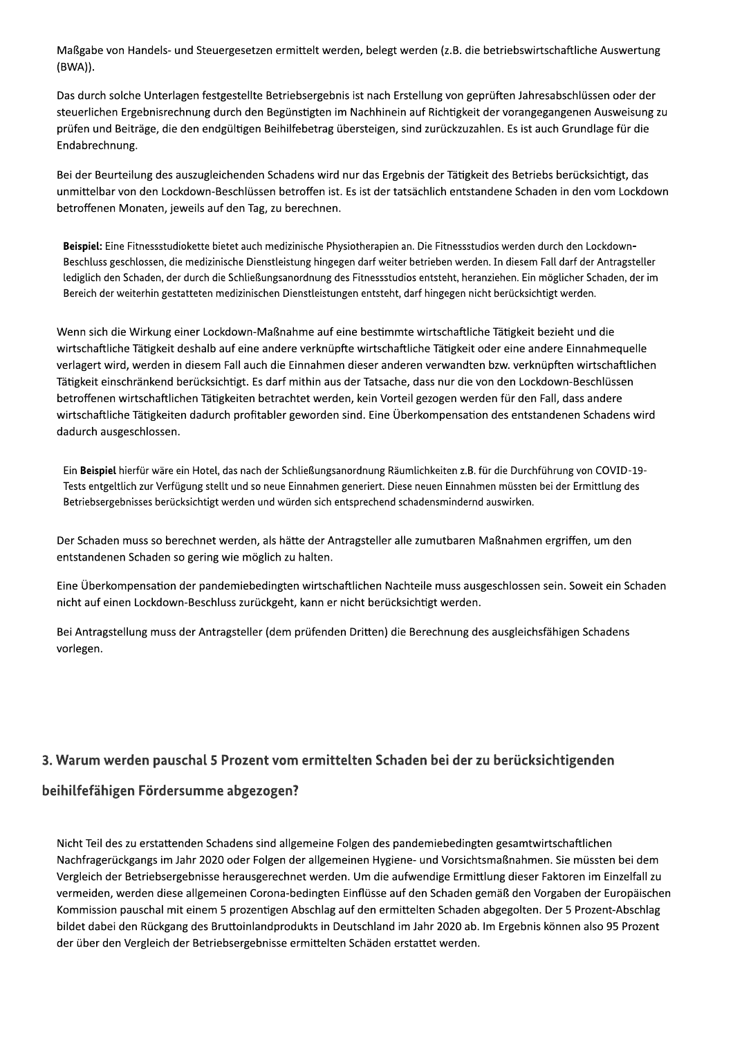Maßgabe von Handels- und Steuergesetzen ermittelt werden, belegt werden (z.B. die betriebswirtschaftliche Auswertung (BWA)).

Das durch solche Unterlagen festgestellte Betriebsergebnis ist nach Erstellung von geprüften Jahresabschlüssen oder der steuerlichen Ergebnisrechnung durch den Begünstigten im Nachhinein auf Richtigkeit der vorangegangenen Ausweisung zu prüfen und Beiträge, die den endgültigen Beihilfebetrag übersteigen, sind zurückzuzahlen. Es ist auch Grundlage für die Endabrechnung.

Bei der Beurteilung des auszugleichenden Schadens wird nur das Ergebnis der Tätigkeit des Betriebs berücksichtigt, das unmittelbar von den Lockdown-Beschlüssen betroffen ist. Es ist der tatsächlich entstandene Schaden in den vom Lockdown betroffenen Monaten, jeweils auf den Tag, zu berechnen.

> **Beispiel:** Eine Fitnessstudiokette bietet auch medizinische Physiotherapien an. Die Fitnessstudios werden durch den Lockdown-Beschluss geschlossen, die medizinische Dienstleistung hingegen darf weiter betrieben werden. In diesem Fall darf der Antragsteller lediglich den Schaden, der durch die Schließungsanordnung des Fitnessstudios entsteht, heranziehen. Ein möglicher Schaden, der im Bereich der weiterhin gestatteten medizinischen Dienstleistungen entsteht, darf hingegen nicht berücksichtigt werden.

Wenn sich die Wirkung einer Lockdown-Maßnahme auf eine bestimmte wirtschaftliche Tätigkeit bezieht und die wirtschaftliche Tätigkeit deshalb auf eine andere verknüpfte wirtschaftliche Tätigkeit oder eine andere Einnahmequelle verlagert wird, werden in diesem Fall auch die Einnahmen dieser anderen verwandten bzw. verknüpften wirtschaftlichen Tätigkeit einschränkend berücksichtigt. Es darf mithin aus der Tatsache, dass nur die von den Lockdown-Beschlüssen betroffenen wirtschaftlichen Tätigkeiten betrachtet werden, kein Vorteil gezogen werden für den Fall, dass andere wirtschaftliche Tätigkeiten dadurch profitabler geworden sind. Eine Überkompensation des entstandenen Schadens wird dadurch ausgeschlossen.

> Ein **Beispiel** hierfür wäre ein Hotel, das nach der Schließungsanordnung Räumlichkeiten z.B. für die Durchführung von COVID-19-Tests entgeltlich zur Verfügung stellt und so neue Einnahmen generiert. Diese neuen Einnahmen müssten bei der Ermittlung des Betriebsergebnisses berücksichtigt werden und würden sich entsprechend schadensmindernd auswirken.

Der Schaden muss so berechnet werden, als hätte der Antragsteller alle zumutbaren Maßnahmen ergriffen, um den entstandenen Schaden so gering wie möglich zu halten.

Eine Überkompensation der pandemiebedingten wirtschaftlichen Nachteile muss ausgeschlossen sein. Soweit ein Schaden nicht auf einen Lockdown-Beschluss zurückgeht, kann er nicht berücksichtigt werden.

Bei Antragstellung muss der Antragsteller (dem prüfenden Dritten) die Berechnung des ausgleichsfähigen Schadens vorlegen.

## 3. Warum werden pauschal 5 Prozent vom ermittelten Schaden bei der zu berücksichtigenden beihilfefähigen Fördersumme abgezogen?

Nicht Teil des zu erstattenden Schadens sind allgemeine Folgen des pandemiebedingten gesamtwirtschaftlichen Nachfragerückgangs im Jahr 2020 oder Folgen der allgemeinen Hygiene- und Vorsichtsmaßnahmen. Sie müssten bei dem Vergleich der Betriebsergebnisse herausgerechnet werden. Um die aufwendige Ermittlung dieser Faktoren im Einzelfall zu vermeiden, werden diese allgemeinen Corona-bedingten Einflüsse auf den Schaden gemäß den Vorgaben der Europäischen Kommission pauschal mit einem 5 prozentigen Abschlag auf den ermittelten Schaden abgegolten. Der 5 Prozent-Abschlag bildet dabei den Rückgang des Bruttoinlandprodukts in Deutschland im Jahr 2020 ab. Im Ergebnis können also 95 Prozent der über den Vergleich der Betriebsergebnisse ermittelten Schäden erstattet werden.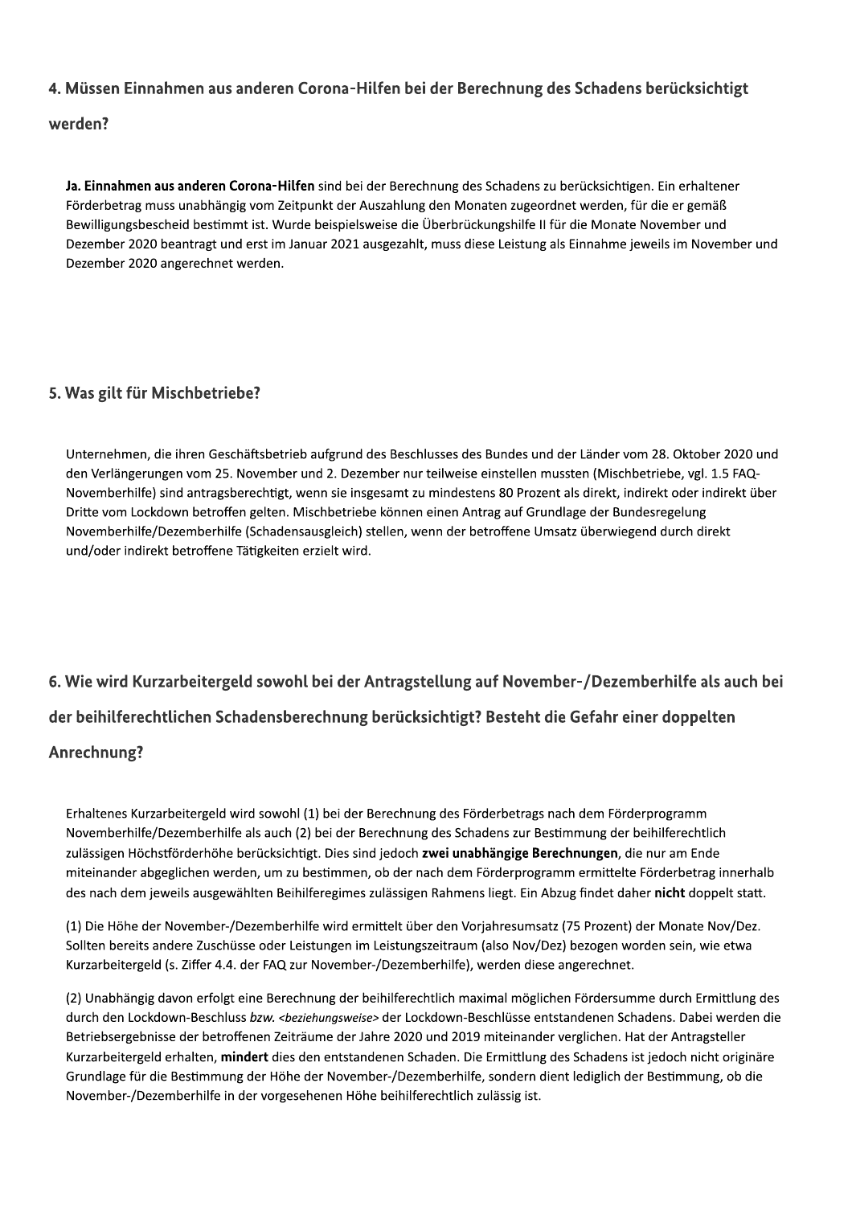### 4. Müssen Einnahmen aus anderen Corona-Hilfen bei der Berechnung des Schadens berücksichtigt werden?

**Ja. Einnahmen aus anderen Corona-Hilfen** sind bei der Berechnung des Schadens zu berücksichtigen. Ein erhaltener Förderbetrag muss unabhängig vom Zeitpunkt der Auszahlung den Monaten zugeordnet werden, für die er gemäß Bewilligungsbescheid bestimmt ist. Wurde beispielsweise die Überbrückungshilfe II für die Monate November und Dezember 2020 beantragt und erst im Januar 2021 ausgezahlt, muss diese Leistung als Einnahme jeweils im November und Dezember 2020 angerechnet werden.

### 5. Was gilt für Mischbetriebe?

Unternehmen, die ihren Geschäftsbetrieb aufgrund des Beschlusses des Bundes und der Länder vom 28. Oktober 2020 und den Verlängerungen vom 25. November und 2. Dezember nur teilweise einstellen mussten (Mischbetriebe, vgl. 1.5 FAQ-Novemberhilfe) sind antragsberechtigt, wenn sie insgesamt zu mindestens 80 Prozent als direkt, indirekt oder indirekt über Dritte vom Lockdown betroffen gelten. Mischbetriebe können einen Antrag auf Grundlage der Bundesregelung Novemberhilfe/Dezemberhilfe (Schadensausgleich) stellen, wenn der betroffene Umsatz überwiegend durch direkt und/oder indirekt betroffene Tätigkeiten erzielt wird.

### 6. Wie wird Kurzarbeitergeld sowohl bei der Antragstellung auf November-/Dezemberhilfe als auch bei der beihilferechtlichen Schadensberechnung berücksichtigt? Besteht die Gefahr einer doppelten Anrechnung?

Erhaltenes Kurzarbeitergeld wird sowohl (1) bei der Berechnung des Förderbetrags nach dem Förderprogramm Novemberhilfe/Dezemberhilfe als auch (2) bei der Berechnung des Schadens zur Bestimmung der beihilferechtlich zulässigen Höchstförderhöhe berücksichtigt. Dies sind jedoch **zwei unabhängige Berechnungen**, die nur am Ende miteinander abgeglichen werden, um zu bestimmen, ob der nach dem Förderprogramm ermittelte Förderbetrag innerhalb des nach dem jeweils ausgewählten Beihilferegimes zulässigen Rahmens liegt. Ein Abzug findet daher **nicht** doppelt statt.

(1) Die Höhe der November-/Dezemberhilfe wird ermittelt über den Vorjahresumsatz (75 Prozent) der Monate Nov/Dez. Sollten bereits andere Zuschüsse oder Leistungen im Leistungszeitraum (also Nov/Dez) bezogen worden sein, wie etwa Kurzarbeitergeld (s. Ziffer 4.4. der FAQ zur November-/Dezemberhilfe), werden diese angerechnet.

(2) Unabhängig davon erfolgt eine Berechnung der beihilferechtlich maximal möglichen Födersumme durch Ermittlung des durch den Lockdown-Beschluss *bzw.* <*beziehungsweise*> der Lockdown-Beschlüsse entstandenen Schadens. Dabei werden die Betriebsergebnisse der betroffenen Zeiträume der Jahre 2020 und 2019 miteinander verglichen. Hat der Antragsteller Kurzarbeitergeld erhalten, **mindert** dies den entstandenen Schaden. Die Ermittlung des Schadens ist jedoch nicht originäre Grundlage für die Bestimmung der Höhe der November-/Dezemberhilfe, sondern dient lediglich der Bestimmung, ob die November-/Dezemberhilfe in der vorgesehenen Höhe beihilferechtlich zulässig ist.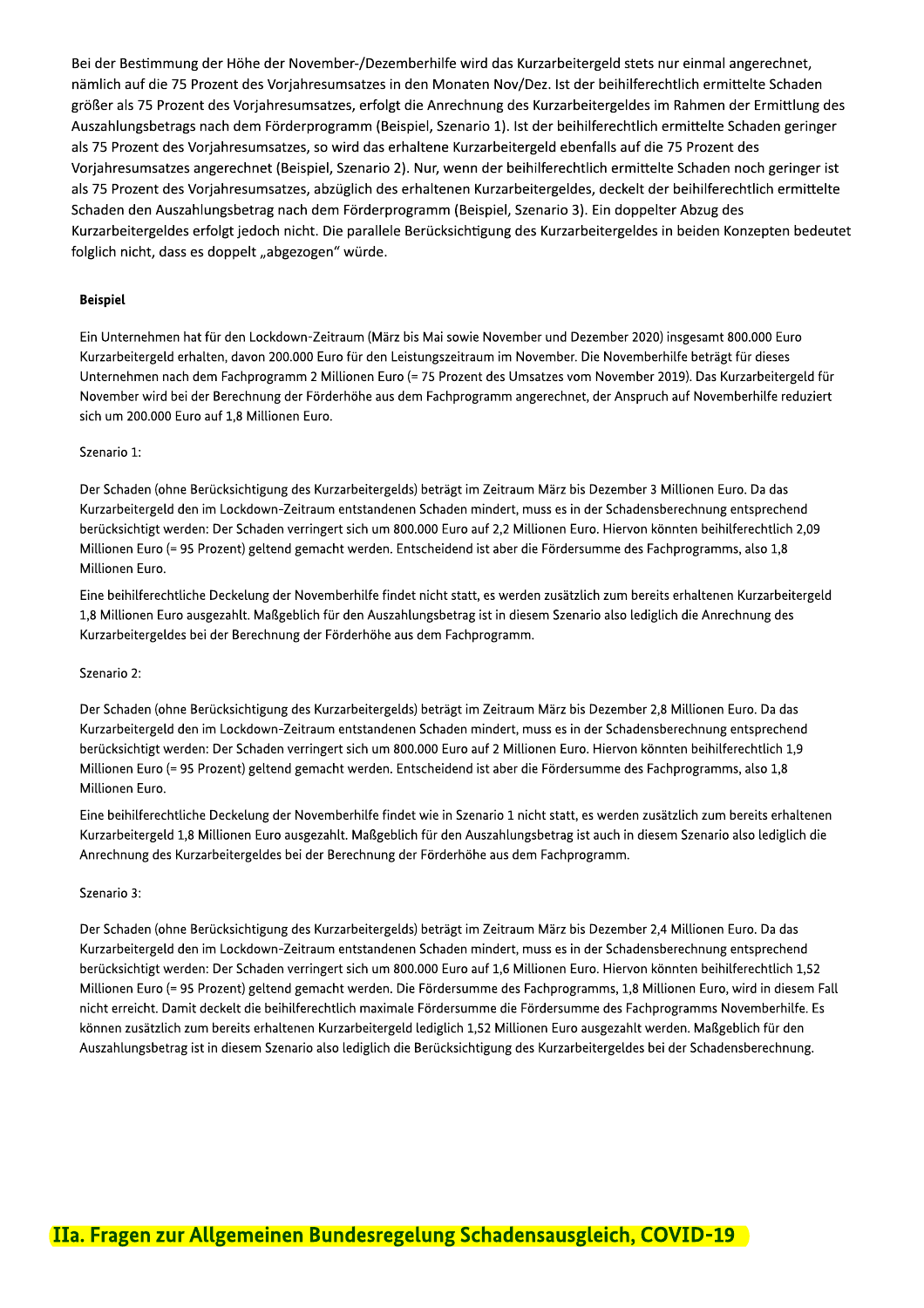Bei der Bestimmung der Höhe der November-/Dezemberhilfe wird das Kurzarbeitergeld stets nur einmal angerechnet, nämlich auf die 75 Prozent des Vorjahresumsatzes in den Monaten Nov/Dez. Ist der beihilferechtlich ermittelte Schaden größer als 75 Prozent des Vorjahresumsatzes, erfolgt die Anrechnung des Kurzarbeitergeldes im Rahmen der Ermittlung des Auszahlungsbetrags nach dem Förderprogramm (Beispiel, Szenario 1). Ist der beihilferechtlich ermittelte Schaden geringer als 75 Prozent des Vorjahresumsatzes, so wird das erhaltene Kurzarbeitergeld ebenfalls auf die 75 Prozent des Vorjahresumsatzes angerechnet (Beispiel, Szenario 2). Nur, wenn der beihilferechtlich ermittelte Schaden noch geringer ist als 75 Prozent des Vorjahresumsatzes, abzüglich des erhaltenen Kurzarbeitergeldes, deckelt der beihilferechtlich ermittelte Schaden den Auszahlungsbetrag nach dem Förderprogramm (Beispiel, Szenario 3). Ein doppelter Abzug des Kurzarbeitergeldes erfolgt jedoch nicht. Die parallele Berücksichtigung des Kurzarbeitergeldes in beiden Konzepten bedeutet folglich nicht, dass es doppelt „abgezogen" würde.

**Beispiel**

Ein Unternehmen hat für den Lockdown-Zeitraum (März bis Mai sowie November und Dezember 2020) insgesamt 800.000 Euro Kurzarbeitergeld erhalten, davon 200.000 Euro für den Leistungszeitraum im November. Die Novemberhilfe beträgt für dieses Unternehmen nach dem Fachprogramm 2 Millionen Euro (= 75 Prozent des Umsatzes vom November 2019). Das Kurzarbeitergeld für November wird bei der Berechnung der Förderhöhe aus dem Fachprogramm angerechnet, der Anspruch auf Novemberhilfe reduziert sich um 200.000 Euro auf 1,8 Millionen Euro.

Szenario 1:

Der Schaden (ohne Berücksichtigung des Kurzarbeitergelds) beträgt im Zeitraum März bis Dezember 3 Millionen Euro. Da das Kurzarbeitergeld den im Lockdown-Zeitraum entstandenen Schaden mindert, muss es in der Schadensberechnung entsprechend berücksichtigt werden: Der Schaden verringert sich um 800.000 Euro auf 2,2 Millionen Euro. Hiervon könnten beihilferechtlich 2,09 Millionen Euro (= 95 Prozent) geltend gemacht werden. Entscheidend ist aber die Fördersumme des Fachprogramms, also 1,8 Millionen Euro.

Eine beihilferechtliche Deckelung der Novemberhilfe findet nicht statt, es werden zusätzlich zum bereits erhaltenen Kurzarbeitergeld 1,8 Millionen Euro ausgezahlt. Maßgeblich für den Auszahlungsbetrag ist in diesem Szenario also lediglich die Anrechnung des Kurzarbeitergeldes bei der Berechnung der Förderhöhe aus dem Fachprogramm.

Szenario 2:

Der Schaden (ohne Berücksichtigung des Kurzarbeitergelds) beträgt im Zeitraum März bis Dezember 2,8 Millionen Euro. Da das Kurzarbeitergeld den im Lockdown-Zeitraum entstandenen Schaden mindert, muss es in der Schadensberechnung entsprechend berücksichtigt werden: Der Schaden verringert sich um 800.000 Euro auf 2 Millionen Euro. Hiervon könnten beihilferechtlich 1,9 Millionen Euro (= 95 Prozent) geltend gemacht werden. Entscheidend ist aber die Fördersumme des Fachprogramms, also 1,8 Millionen Euro.

Eine beihilferechtliche Deckelung der Novemberhilfe findet wie in Szenario 1 nicht statt, es werden zusätzlich zum bereits erhaltenen Kurzarbeitergeld 1,8 Millionen Euro ausgezahlt. Maßgeblich für den Auszahlungsbetrag ist auch in diesem Szenario also lediglich die Anrechnung des Kurzarbeitergeldes bei der Berechnung der Förderhöhe aus dem Fachprogramm.

Szenario 3:

Der Schaden (ohne Berücksichtigung des Kurzarbeitergelds) beträgt im Zeitraum März bis Dezember 2,4 Millionen Euro. Da das Kurzarbeitergeld den im Lockdown-Zeitraum entstandenen Schaden mindert, muss es in der Schadensberechnung entsprechend berücksichtigt werden: Der Schaden verringert sich um 800.000 Euro auf 1,6 Millionen Euro. Hiervon könnten beihilferechtlich 1,52 Millionen Euro (= 95 Prozent) geltend gemacht werden. Die Fördersumme des Fachprogramms, 1,8 Millionen Euro, wird in diesem Fall nicht erreicht. Damit deckelt die beihilferechtlich maximale Fördersumme die Fördersumme des Fachprogramms Novemberhilfe. Es können zusätzlich zum bereits erhaltenen Kurzarbeitergeld lediglich 1,52 Millionen Euro ausgezahlt werden. Maßgeblich für den Auszahlungsbetrag ist in diesem Szenario also lediglich die Berücksichtigung des Kurzarbeitergeldes bei der Schadensberechnung.

## IIa. Fragen zur Allgemeinen Bundesregelung Schadensausgleich, COVID-19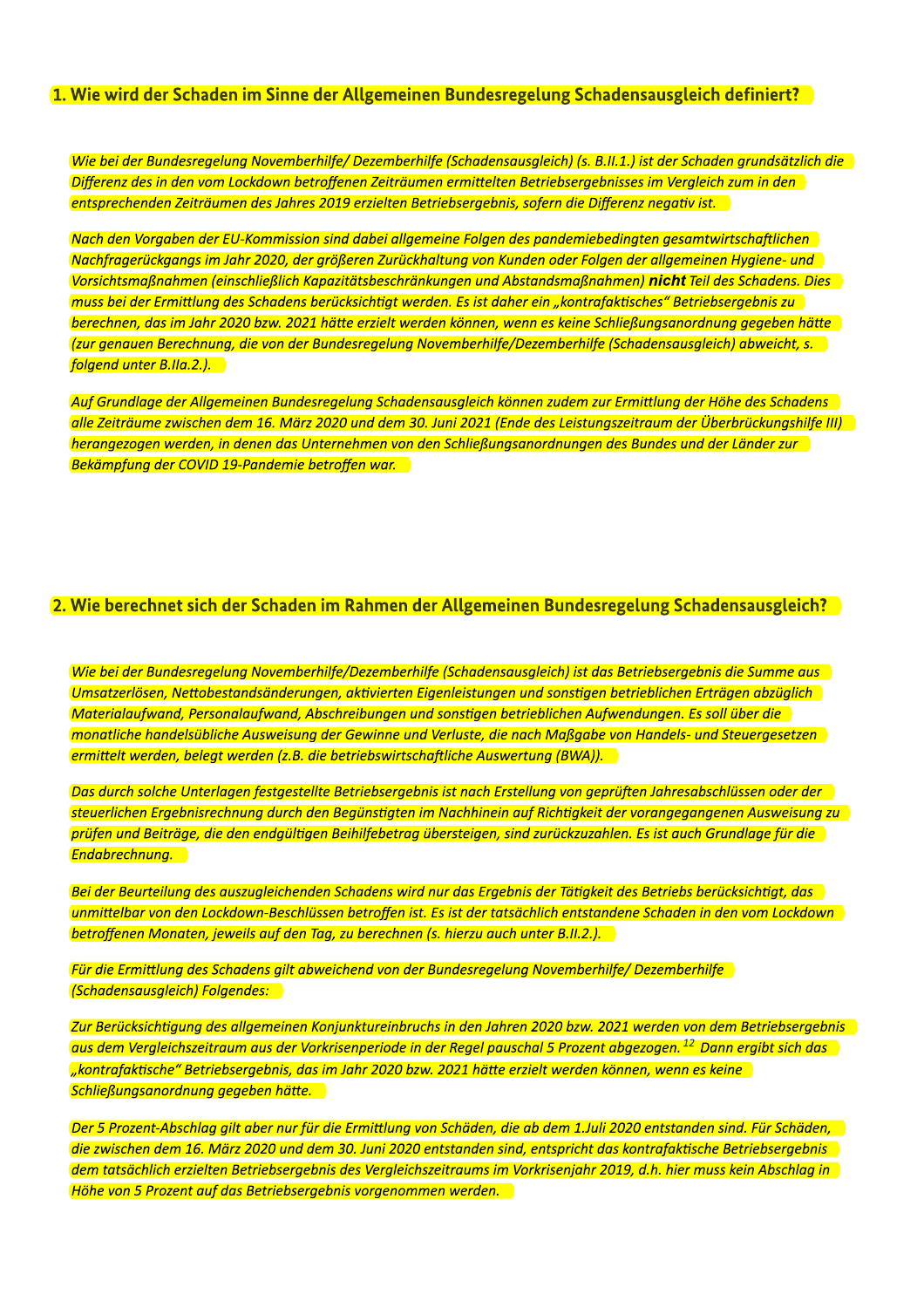## 1. Wie wird der Schaden im Sinne der Allgemeinen Bundesregelung Schadensausgleich definiert?

*Wie bei der Bundesregelung Novemberhilfe/ Dezemberhilfe (Schadensausgleich) (s. B.II.1.) ist der Schaden grundsätzlich die Differenz des in den vom Lockdown betroffenen Zeiträumen ermittelten Betriebsergebnisses im Vergleich zum in den entsprechenden Zeiträumen des Jahres 2019 erzielten Betriebsergebnis, sofern die Differenz negativ ist.*

*Nach den Vorgaben der EU-Kommission sind dabei allgemeine Folgen des pandemiebedingten gesamtwirtschaftlichen Nachfragerückgangs im Jahr 2020, der größeren Zurückhaltung von Kunden oder Folgen der allgemeinen Hygiene- und Vorsichtsmaßnahmen (einschließlich Kapazitätsbeschränkungen und Abstandsmaßnahmen)* ***nicht*** *Teil des Schadens. Dies muss bei der Ermittlung des Schadens berücksichtigt werden. Es ist daher ein „kontrafaktisches" Betriebsergebnis zu berechnen, das im Jahr 2020 bzw. 2021 hätte erzielt werden können, wenn es keine Schließungsanordnung gegeben hätte (zur genauen Berechnung, die von der Bundesregelung Novemberhilfe/Dezemberhilfe (Schadensausgleich) abweicht, s. folgend unter B.IIa.2.).*

*Auf Grundlage der Allgemeinen Bundesregelung Schadensausgleich können zudem zur Ermittlung der Höhe des Schadens alle Zeiträume zwischen dem 16. März 2020 und dem 30. Juni 2021 (Ende des Leistungszeitraum der Überbrückungshilfe III) herangezogen werden, in denen das Unternehmen von den Schließungsanordnungen des Bundes und der Länder zur Bekämpfung der COVID 19-Pandemie betroffen war.*

## 2. Wie berechnet sich der Schaden im Rahmen der Allgemeinen Bundesregelung Schadensausgleich?

*Wie bei der Bundesregelung Novemberhilfe/Dezemberhilfe (Schadensausgleich) ist das Betriebsergebnis die Summe aus Umsatzerlösen, Nettobestandsänderungen, aktivierten Eigenleistungen und sonstigen betrieblichen Erträgen abzüglich Materialaufwand, Personalaufwand, Abschreibungen und sonstigen betrieblichen Aufwendungen. Es soll über die monatliche handelsübliche Ausweisung der Gewinne und Verluste, die nach Maßgabe von Handels- und Steuergesetzen ermittelt werden, belegt werden (z.B. die betriebswirtschaftliche Auswertung (BWA)).*

*Das durch solche Unterlagen festgestellte Betriebsergebnis ist nach Erstellung von geprüften Jahresabschlüssen oder der steuerlichen Ergebnisrechnung durch den Begünstigten im Nachhinein auf Richtigkeit der vorangegangenen Ausweisung zu prüfen und Beiträge, die den endgültigen Beihilfebetrag übersteigen, sind zurückzuzahlen. Es ist auch Grundlage für die Endabrechnung.*

*Bei der Beurteilung des auszugleichenden Schadens wird nur das Ergebnis der Tätigkeit des Betriebs berücksichtigt, das unmittelbar von den Lockdown-Beschlüssen betroffen ist. Es ist der tatsächlich entstandene Schaden in den vom Lockdown betroffenen Monaten, jeweils auf den Tag, zu berechnen (s. hierzu auch unter B.II.2.).*

*Für die Ermittlung des Schadens gilt abweichend von der Bundesregelung Novemberhilfe/ Dezemberhilfe (Schadensausgleich) Folgendes:*

*Zur Berücksichtigung des allgemeinen Konjunktureinbruchs in den Jahren 2020 bzw. 2021 werden von dem Betriebsergebnis aus dem Vergleichszeitraum aus der Vorkrisenperiode in der Regel pauschal 5 Prozent abgezogen.*[12] *Dann ergibt sich das „kontrafaktische" Betriebsergebnis, das im Jahr 2020 bzw. 2021 hätte erzielt werden können, wenn es keine Schließungsanordnung gegeben hätte.*

*Der 5 Prozent-Abschlag gilt aber nur für die Ermittlung von Schäden, die ab dem 1.Juli 2020 entstanden sind. Für Schäden, die zwischen dem 16. März 2020 und dem 30. Juni 2020 entstanden sind, entspricht das kontrafaktische Betriebsergebnis dem tatsächlich erzielten Betriebsergebnis des Vergleichszeitraums im Vorkrisenjahr 2019, d.h. hier muss kein Abschlag in Höhe von 5 Prozent auf das Betriebsergebnis vorgenommen werden.*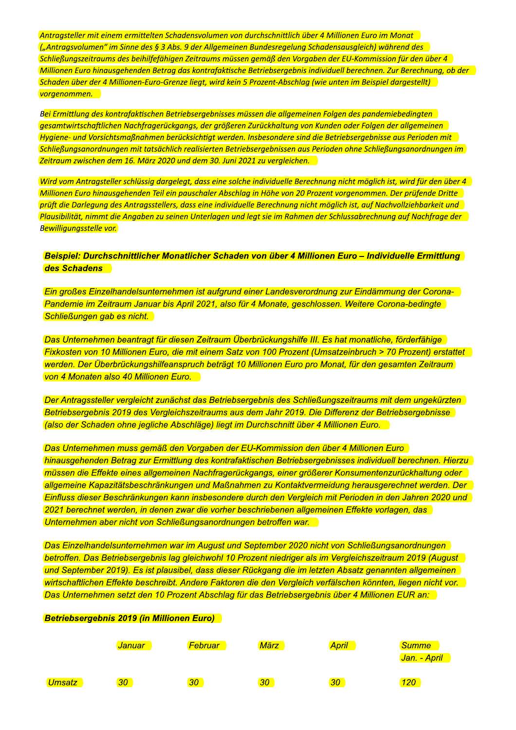*Antragsteller mit einem ermittelten Schadensvolumen von durchschnittlich über 4 Millionen Euro im Monat („Antragsvolumen" im Sinne des § 3 Abs. 9 der Allgemeinen Bundesregelung Schadensausgleich) während des Schließungszeitraums des beihilfefähigen Zeitraums müssen gemäß den Vorgaben der EU-Kommission für den über 4 Millionen Euro hinausgehenden Betrag das kontrafaktische Betriebsergebnis individuell berechnen. Zur Berechnung, ob der Schaden über der 4 Millionen-Euro-Grenze liegt, wird kein 5 Prozent-Abschlag (wie unten im Beispiel dargestellt) vorgenommen.*

*Bei Ermittlung des kontrafaktischen Betriebsergebnisses müssen die allgemeinen Folgen des pandemiebedingten gesamtwirtschaftlichen Nachfragerückgangs, der größeren Zurückhaltung von Kunden oder Folgen der allgemeinen Hygiene- und Vorsichtsmaßnahmen berücksichtigt werden. Insbesondere sind die Betriebsergebnisse aus Perioden mit Schließungsanordnungen mit tatsächlich realisierten Betriebsergebnissen aus Perioden ohne Schließungsanordnungen im Zeitraum zwischen dem 16. März 2020 und dem 30. Juni 2021 zu vergleichen.*

*Wird vom Antragsteller schlüssig dargelegt, dass eine solche individuelle Berechnung nicht möglich ist, wird für den über 4 Millionen Euro hinausgehenden Teil ein pauschaler Abschlag in Höhe von 20 Prozent vorgenommen. Der prüfende Dritte prüft die Darlegung des Antragsstellers, dass eine individuelle Berechnung nicht möglich ist, auf Nachvollziehbarkeit und Plausibilität, nimmt die Angaben zu seinen Unterlagen und legt sie im Rahmen der Schlussabrechnung auf Nachfrage der Bewilligungsstelle vor.*

***Beispiel: Durchschnittlicher Monatlicher Schaden von über 4 Millionen Euro – Individuelle Ermittlung des Schadens***

*Ein großes Einzelhandelsunternehmen ist aufgrund einer Landesverordnung zur Eindämmung der Corona-Pandemie im Zeitraum Januar bis April 2021, also für 4 Monate, geschlossen. Weitere Corona-bedingte Schließungen gab es nicht.*

*Das Unternehmen beantragt für diesen Zeitraum Überbrückungshilfe III. Es hat monatliche, förderfähige Fixkosten von 10 Millionen Euro, die mit einem Satz von 100 Prozent (Umsatzeinbruch > 70 Prozent) erstattet werden. Der Überbrückungshilfeanspruch beträgt 10 Millionen Euro pro Monat, für den gesamten Zeitraum von 4 Monaten also 40 Millionen Euro.*

*Der Antragssteller vergleicht zunächst das Betriebsergebnis des Schließungszeitraums mit dem ungekürzten Betriebsergebnis 2019 des Vergleichszeitraums aus dem Jahr 2019. Die Differenz der Betriebsergebnisse (also der Schaden ohne jegliche Abschläge) liegt im Durchschnitt über 4 Millionen Euro.*

*Das Unternehmen muss gemäß den Vorgaben der EU-Kommission den über 4 Millionen Euro hinausgehenden Betrag zur Ermittlung des kontrafaktischen Betriebsergebnisses individuell berechnen. Hierzu müssen die Effekte eines allgemeinen Nachfragerückgangs, einer größerer Konsumentenzurückhaltung oder allgemeine Kapazitätsbeschränkungen und Maßnahmen zu Kontaktvermeidung herausgerechnet werden. Der Einfluss dieser Beschränkungen kann insbesondere durch den Vergleich mit Perioden in den Jahren 2020 und 2021 berechnet werden, in denen zwar die vorher beschriebenen allgemeinen Effekte vorlagen, das Unternehmen aber nicht von Schließungsanordnungen betroffen war.*

*Das Einzelhandelsunternehmen war im August und September 2020 nicht von Schließungsanordnungen betroffen. Das Betriebsergebnis lag gleichwohl 10 Prozent niedriger als im Vergleichszeitraum 2019 (August und September 2019). Es ist plausibel, dass dieser Rückgang die im letzten Absatz genannten allgemeinen wirtschaftlichen Effekte beschreibt. Andere Faktoren die den Vergleich verfälschen könnten, liegen nicht vor. Das Unternehmen setzt den 10 Prozent Abschlag für das Betriebsergebnis über 4 Millionen EUR an:*

***Betriebsergebnis 2019 (in Millionen Euro)***

| | *Januar* | *Februar* | *März* | *April* | *Summe Jan. - April* |
|---|---|---|---|---|---|
| *Umsatz* | *30* | *30* | *30* | *30* | *120* |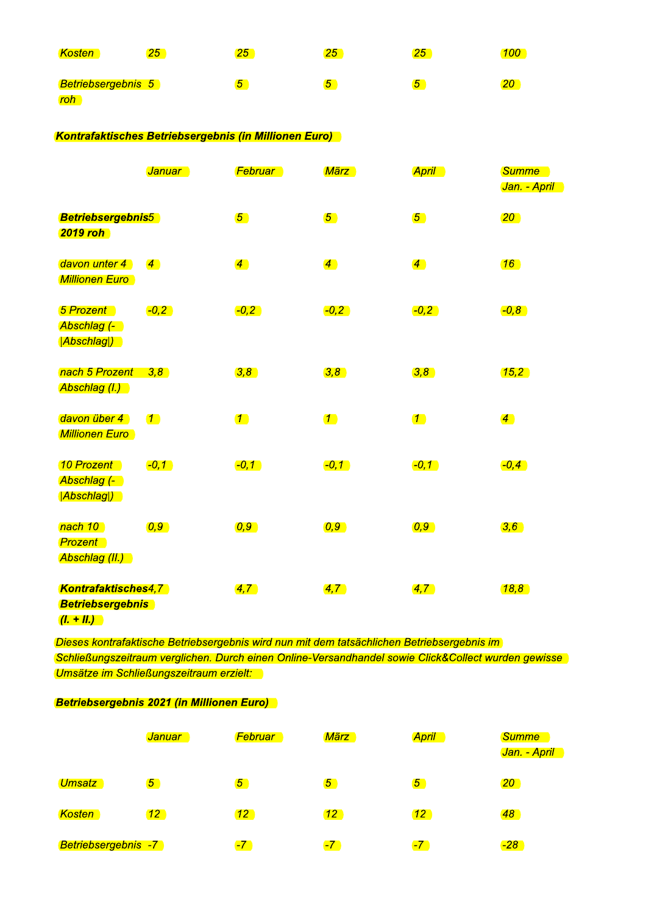| | | | | | |
|---|---|---|---|---|---|
| *Kosten* | *25* | *25* | *25* | *25* | *100* |
| *Betriebsergebnis roh* | *5* | *5* | *5* | *5* | *20* |

***Kontrafaktisches Betriebsergebnis (in Millionen Euro)***

| | *Januar* | *Februar* | *März* | *April* | *Summe Jan. - April* |
|---|---|---|---|---|---|
| ***Betriebsergebnis 2019 roh*** | *5* | *5* | *5* | *5* | *20* |
| *davon unter 4 Millionen Euro* | *4* | *4* | *4* | *4* | *16* |
| *5 Prozent Abschlag (-\|Abschlag\|)* | *-0,2* | *-0,2* | *-0,2* | *-0,2* | *-0,8* |
| *nach 5 Prozent Abschlag (I.)* | *3,8* | *3,8* | *3,8* | *3,8* | *15,2* |
| *davon über 4 Millionen Euro* | *1* | *1* | *1* | *1* | *4* |
| *10 Prozent Abschlag (-\|Abschlag\|)* | *-0,1* | *-0,1* | *-0,1* | *-0,1* | *-0,4* |
| *nach 10 Prozent Abschlag (II.)* | *0,9* | *0,9* | *0,9* | *0,9* | *3,6* |
| ***Kontrafaktisches Betriebsergebnis (I. + II.)*** | *4,7* | *4,7* | *4,7* | *4,7* | *18,8* |

*Dieses kontrafaktische Betriebsergebnis wird nun mit dem tatsächlichen Betriebsergebnis im Schließungszeitraum verglichen. Durch einen Online-Versandhandel sowie Click&Collect wurden gewisse Umsätze im Schließungszeitraum erzielt:*

***Betriebsergebnis 2021 (in Millionen Euro)***

| | *Januar* | *Februar* | *März* | *April* | *Summe Jan. - April* |
|---|---|---|---|---|---|
| *Umsatz* | *5* | *5* | *5* | *5* | *20* |
| *Kosten* | *12* | *12* | *12* | *12* | *48* |
| *Betriebsergebnis* | *-7* | *-7* | *-7* | *-7* | *-28* |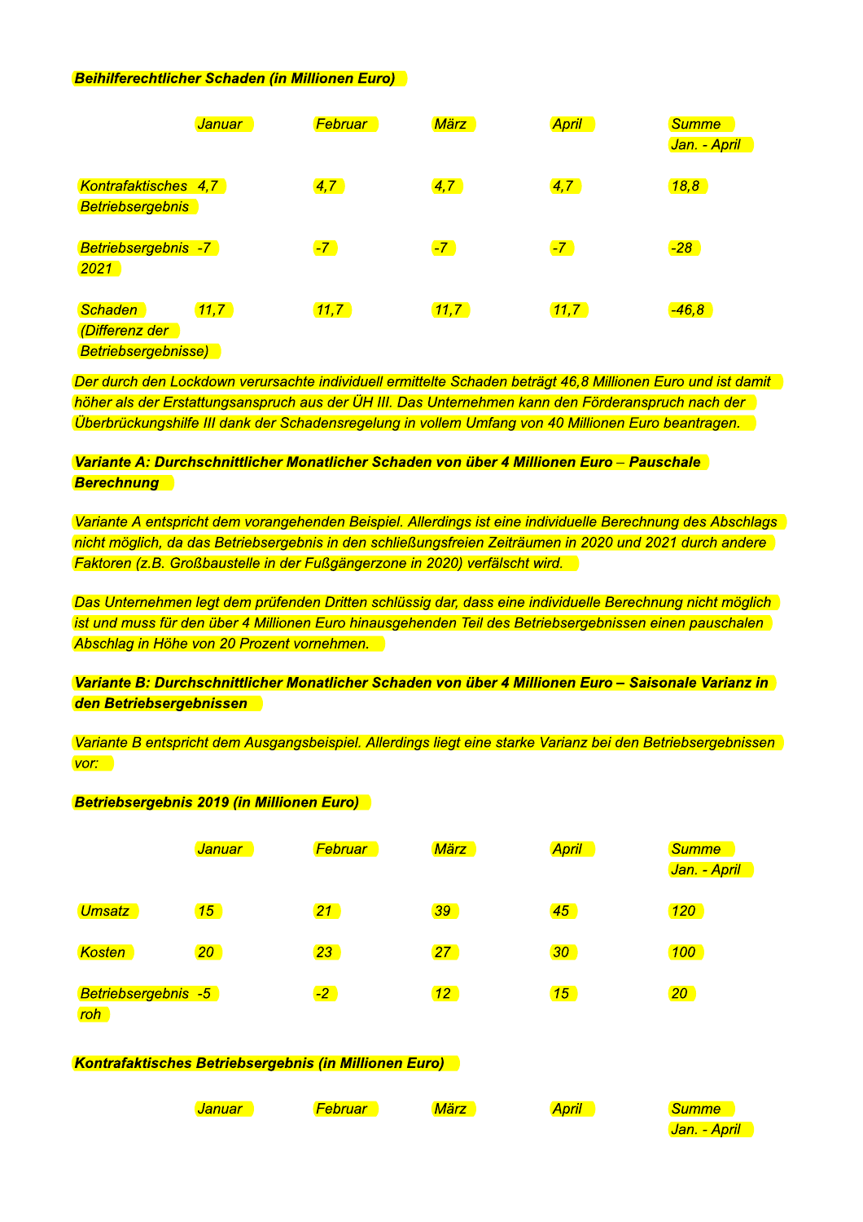***Beihilferechtlicher Schaden (in Millionen Euro)***

| | *Januar* | *Februar* | *März* | *April* | *Summe Jan. - April* |
|---|---|---|---|---|---|
| *Kontrafaktisches Betriebsergebnis* | *4,7* | *4,7* | *4,7* | *4,7* | *18,8* |
| *Betriebsergebnis 2021* | *-7* | *-7* | *-7* | *-7* | *-28* |
| *Schaden (Differenz der Betriebsergebnisse)* | *11,7* | *11,7* | *11,7* | *11,7* | *-46,8* |

*Der durch den Lockdown verursachte individuell ermittelte Schaden beträgt 46,8 Millionen Euro und ist damit höher als der Erstattungsanspruch aus der ÜH III. Das Unternehmen kann den Förderanspruch nach der Überbrückungshilfe III dank der Schadensregelung in vollem Umfang von 40 Millionen Euro beantragen.*

***Variante A: Durchschnittlicher Monatlicher Schaden von über 4 Millionen Euro – Pauschale Berechnung***

*Variante A entspricht dem vorangehenden Beispiel. Allerdings ist eine individuelle Berechnung des Abschlags nicht möglich, da das Betriebsergebnis in den schließungsfreien Zeiträumen in 2020 und 2021 durch andere Faktoren (z.B. Großbaustelle in der Fußgängerzone in 2020) verfälscht wird.*

*Das Unternehmen legt dem prüfenden Dritten schlüssig dar, dass eine individuelle Berechnung nicht möglich ist und muss für den über 4 Millionen Euro hinausgehenden Teil des Betriebsergebnissen einen pauschalen Abschlag in Höhe von 20 Prozent vornehmen.*

***Variante B: Durchschnittlicher Monatlicher Schaden von über 4 Millionen Euro – Saisonale Varianz in den Betriebsergebnissen***

*Variante B entspricht dem Ausgangsbeispiel. Allerdings liegt eine starke Varianz bei den Betriebsergebnissen vor:*

***Betriebsergebnis 2019 (in Millionen Euro)***

| | *Januar* | *Februar* | *März* | *April* | *Summe Jan. - April* |
|---|---|---|---|---|---|
| *Umsatz* | *15* | *21* | *39* | *45* | *120* |
| *Kosten* | *20* | *23* | *27* | *30* | *100* |
| *Betriebsergebnis roh* | *-5* | *-2* | *12* | *15* | *20* |

***Kontrafaktisches Betriebsergebnis (in Millionen Euro)***

| | *Januar* | *Februar* | *März* | *April* | *Summe Jan. - April* |
|---|---|---|---|---|---|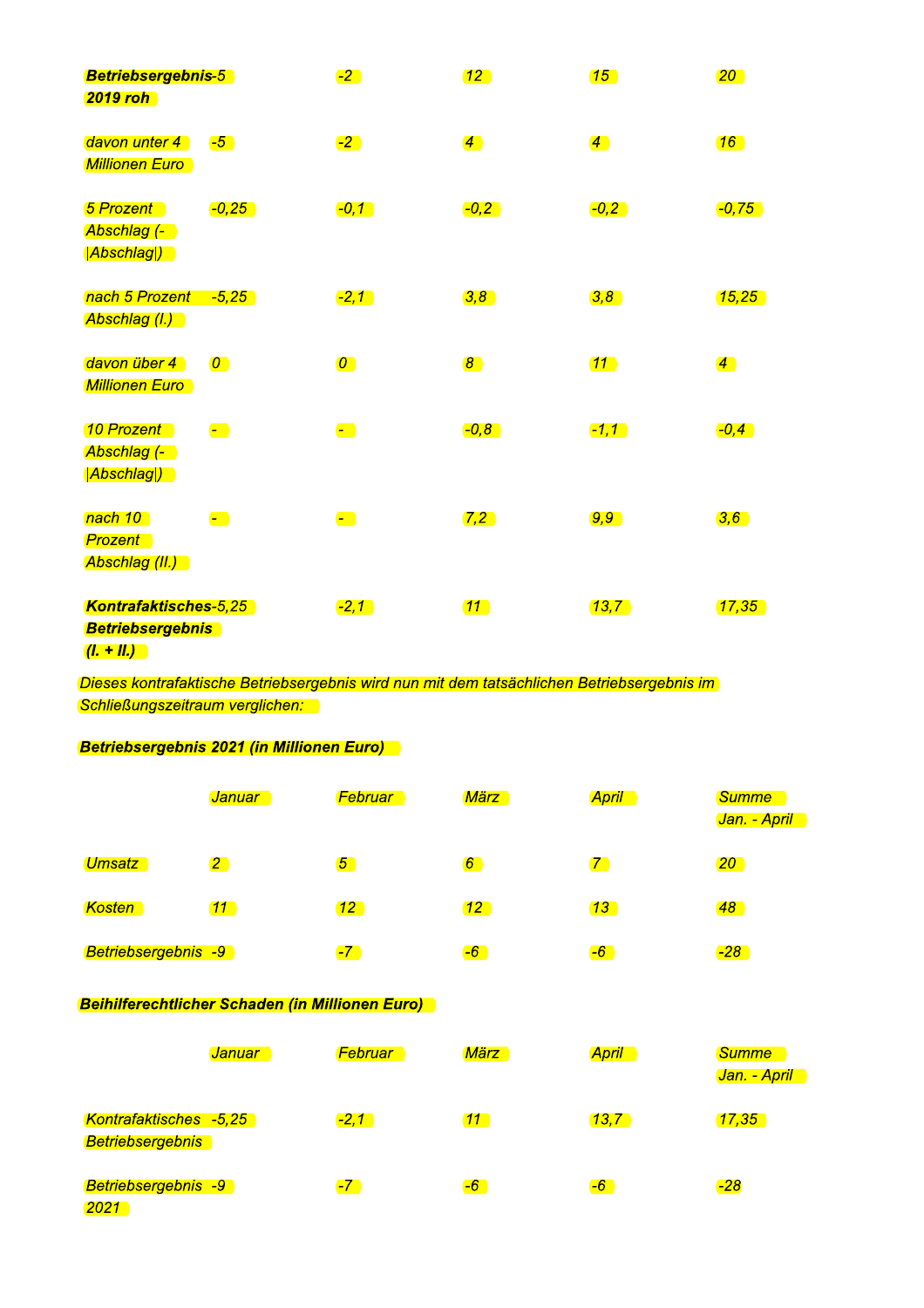| **Betriebsergebnis 2019 roh** | -5 | -2 | 12 | 15 | 20 |
|---|---|---|---|---|---|
| davon unter 4 Millionen Euro | -5 | -2 | 4 | 4 | 16 |
| 5 Prozent Abschlag (-\|Abschlag\|) | -0,25 | -0,1 | -0,2 | -0,2 | -0,75 |
| nach 5 Prozent Abschlag (I.) | -5,25 | -2,1 | 3,8 | 3,8 | 15,25 |
| davon über 4 Millionen Euro | 0 | 0 | 8 | 11 | 4 |
| 10 Prozent Abschlag (-\|Abschlag\|) | - | - | -0,8 | -1,1 | -0,4 |
| nach 10 Prozent Abschlag (II.) | - | - | 7,2 | 9,9 | 3,6 |
| **Kontrafaktisches Betriebsergebnis (I. + II.)** | -5,25 | -2,1 | 11 | 13,7 | 17,35 |

*Dieses kontrafaktische Betriebsergebnis wird nun mit dem tatsächlichen Betriebsergebnis im Schließungszeitraum verglichen:*

***Betriebsergebnis 2021 (in Millionen Euro)***

| | Januar | Februar | März | April | Summe Jan. - April |
|---|---|---|---|---|---|
| Umsatz | 2 | 5 | 6 | 7 | 20 |
| Kosten | 11 | 12 | 12 | 13 | 48 |
| Betriebsergebnis | -9 | -7 | -6 | -6 | -28 |

***Beihilferechtlicher Schaden (in Millionen Euro)***

| | Januar | Februar | März | April | Summe Jan. - April |
|---|---|---|---|---|---|
| Kontrafaktisches Betriebsergebnis | -5,25 | -2,1 | 11 | 13,7 | 17,35 |
| Betriebsergebnis 2021 | -9 | -7 | -6 | -6 | -28 |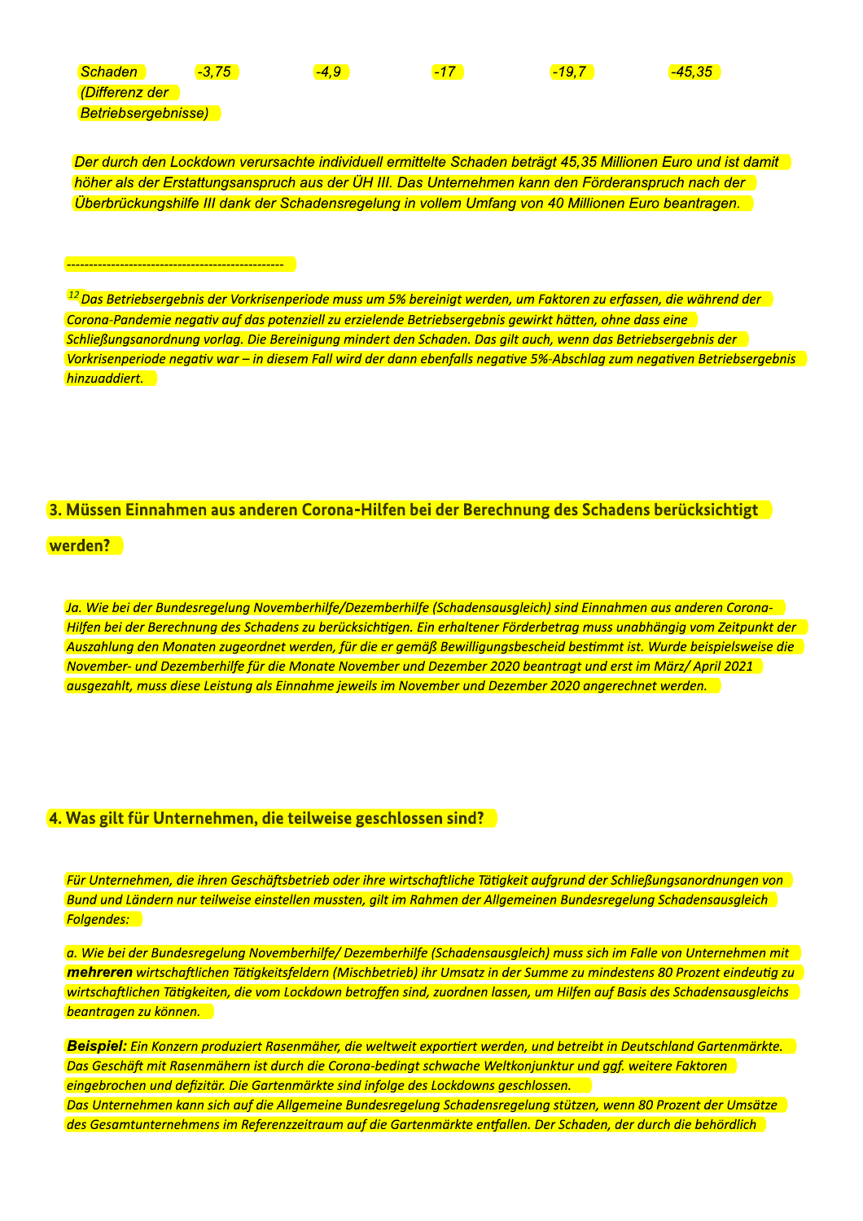| Schaden (Differenz der Betriebsergebnisse) | -3,75 | -4,9 | -17 | -19,7 | -45,35 |
|---|---|---|---|---|---|

*Der durch den Lockdown verursachte individuell ermittelte Schaden beträgt 45,35 Millionen Euro und ist damit höher als der Erstattungsanspruch aus der ÜH III. Das Unternehmen kann den Förderanspruch nach der Überbrückungshilfe III dank der Schadensregelung in vollem Umfang von 40 Millionen Euro beantragen.*

-------------------------------------------------

*[12] Das Betriebsergebnis der Vorkrisenperiode muss um 5% bereinigt werden, um Faktoren zu erfassen, die während der Corona-Pandemie negativ auf das potenziell zu erzielende Betriebsergebnis gewirkt hätten, ohne dass eine Schließungsanordnung vorlag. Die Bereinigung mindert den Schaden. Das gilt auch, wenn das Betriebsergebnis der Vorkrisenperiode negativ war – in diesem Fall wird der dann ebenfalls negative 5%-Abschlag zum negativen Betriebsergebnis hinzuaddiert.*

## 3. Müssen Einnahmen aus anderen Corona-Hilfen bei der Berechnung des Schadens berücksichtigt werden?

*Ja. Wie bei der Bundesregelung Novemberhilfe/Dezemberhilfe (Schadensausgleich) sind Einnahmen aus anderen Corona-Hilfen bei der Berechnung des Schadens zu berücksichtigen. Ein erhaltener Förderbetrag muss unabhängig vom Zeitpunkt der Auszahlung den Monaten zugeordnet werden, für die er gemäß Bewilligungsbescheid bestimmt ist. Wurde beispielsweise die November- und Dezemberhilfe für die Monate November und Dezember 2020 beantragt und erst im März/ April 2021 ausgezahlt, muss diese Leistung als Einnahme jeweils im November und Dezember 2020 angerechnet werden.*

## 4. Was gilt für Unternehmen, die teilweise geschlossen sind?

*Für Unternehmen, die ihren Geschäftsbetrieb oder ihre wirtschaftliche Tätigkeit aufgrund der Schließungsanordnungen von Bund und Ländern nur teilweise einstellen mussten, gilt im Rahmen der Allgemeinen Bundesregelung Schadensausgleich Folgendes:*

*a. Wie bei der Bundesregelung Novemberhilfe/ Dezemberhilfe (Schadensausgleich) muss sich im Falle von Unternehmen mit* ***mehreren*** *wirtschaftlichen Tätigkeitsfeldern (Mischbetrieb) ihr Umsatz in der Summe zu mindestens 80 Prozent eindeutig zu wirtschaftlichen Tätigkeiten, die vom Lockdown betroffen sind, zuordnen lassen, um Hilfen auf Basis des Schadensausgleichs beantragen zu können.*

***Beispiel:*** *Ein Konzern produziert Rasenmäher, die weltweit exportiert werden, und betreibt in Deutschland Gartenmärkte. Das Geschäft mit Rasenmähern ist durch die Corona-bedingt schwache Weltkonjunktur und ggf. weitere Faktoren eingebrochen und defizitär. Die Gartenmärkte sind infolge des Lockdowns geschlossen.*
*Das Unternehmen kann sich auf die Allgemeine Bundesregelung Schadensregelung stützen, wenn 80 Prozent der Umsätze des Gesamtunternehmens im Referenzzeitraum auf die Gartenmärkte entfallen. Der Schaden, der durch die behördlich*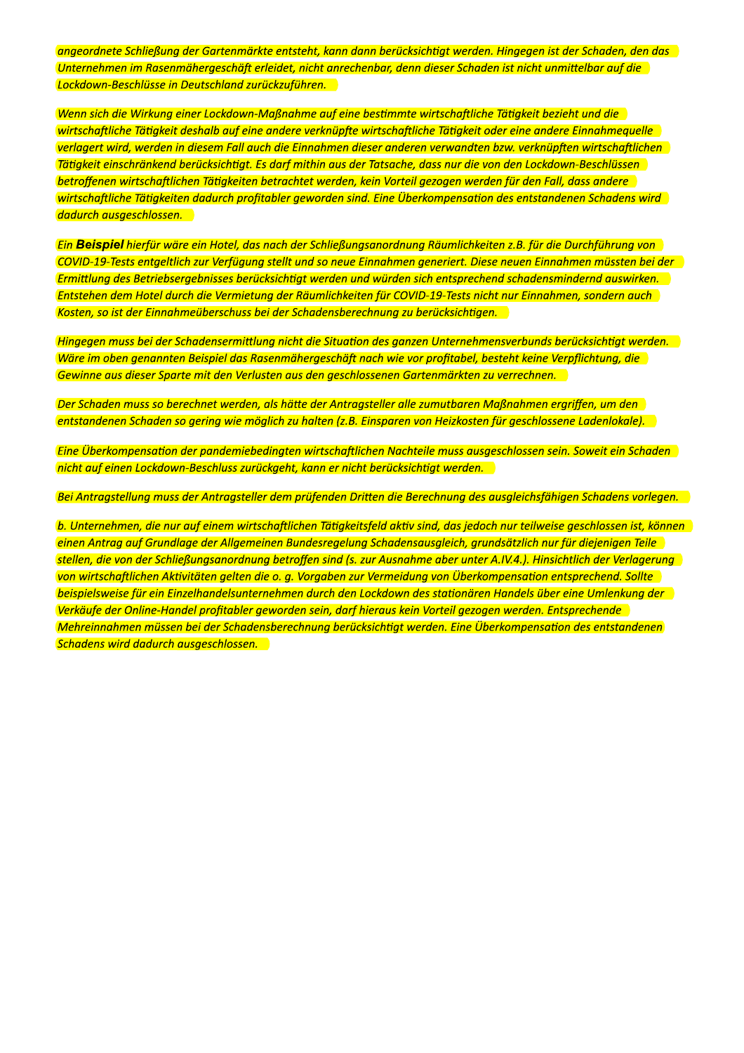*angeordnete Schließung der Gartenmärkte entsteht, kann dann berücksichtigt werden. Hingegen ist der Schaden, den das Unternehmen im Rasenmähergeschäft erleidet, nicht anrechenbar, denn dieser Schaden ist nicht unmittelbar auf die Lockdown-Beschlüsse in Deutschland zurückzuführen.*

*Wenn sich die Wirkung einer Lockdown-Maßnahme auf eine bestimmte wirtschaftliche Tätigkeit bezieht und die wirtschaftliche Tätigkeit deshalb auf eine andere verknüpfte wirtschaftliche Tätigkeit oder eine andere Einnahmequelle verlagert wird, werden in diesem Fall auch die Einnahmen dieser anderen verwandten bzw. verknüpften wirtschaftlichen Tätigkeit einschränkend berücksichtigt. Es darf mithin aus der Tatsache, dass nur die von den Lockdown-Beschlüssen betroffenen wirtschaftlichen Tätigkeiten betrachtet werden, kein Vorteil gezogen werden für den Fall, dass andere wirtschaftliche Tätigkeiten dadurch profitabler geworden sind. Eine Überkompensation des entstandenen Schadens wird dadurch ausgeschlossen.*

*Ein* **Beispiel** *hierfür wäre ein Hotel, das nach der Schließungsanordnung Räumlichkeiten z.B. für die Durchführung von COVID-19-Tests entgeltlich zur Verfügung stellt und so neue Einnahmen generiert. Diese neuen Einnahmen müssten bei der Ermittlung des Betriebsergebnisses berücksichtigt werden und würden sich entsprechend schadensmindernd auswirken. Entstehen dem Hotel durch die Vermietung der Räumlichkeiten für COVID-19-Tests nicht nur Einnahmen, sondern auch Kosten, so ist der Einnahmeüberschuss bei der Schadensberechnung zu berücksichtigen.*

*Hingegen muss bei der Schadensermittlung nicht die Situation des ganzen Unternehmensverbunds berücksichtigt werden. Wäre im oben genannten Beispiel das Rasenmähergeschäft nach wie vor profitabel, besteht keine Verpflichtung, die Gewinne aus dieser Sparte mit den Verlusten aus den geschlossenen Gartenmärkten zu verrechnen.*

*Der Schaden muss so berechnet werden, als hätte der Antragsteller alle zumutbaren Maßnahmen ergriffen, um den entstandenen Schaden so gering wie möglich zu halten (z.B. Einsparen von Heizkosten für geschlossene Ladenlokale).*

*Eine Überkompensation der pandemiebedingten wirtschaftlichen Nachteile muss ausgeschlossen sein. Soweit ein Schaden nicht auf einen Lockdown-Beschluss zurückgeht, kann er nicht berücksichtigt werden.*

*Bei Antragstellung muss der Antragsteller dem prüfenden Dritten die Berechnung des ausgleichsfähigen Schadens vorlegen.*

*b. Unternehmen, die nur auf einem wirtschaftlichen Tätigkeitsfeld aktiv sind, das jedoch nur teilweise geschlossen ist, können einen Antrag auf Grundlage der Allgemeinen Bundesregelung Schadensausgleich, grundsätzlich nur für diejenigen Teile stellen, die von der Schließungsanordnung betroffen sind (s. zur Ausnahme aber unter A.IV.4.). Hinsichtlich der Verlagerung von wirtschaftlichen Aktivitäten gelten die o. g. Vorgaben zur Vermeidung von Überkompensation entsprechend. Sollte beispielsweise für ein Einzelhandelsunternehmen durch den Lockdown des stationären Handels über eine Umlenkung der Verkäufe der Online-Handel profitabler geworden sein, darf hieraus kein Vorteil gezogen werden. Entsprechende Mehreinnahmen müssen bei der Schadensberechnung berücksichtigt werden. Eine Überkompensation des entstandenen Schadens wird dadurch ausgeschlossen.*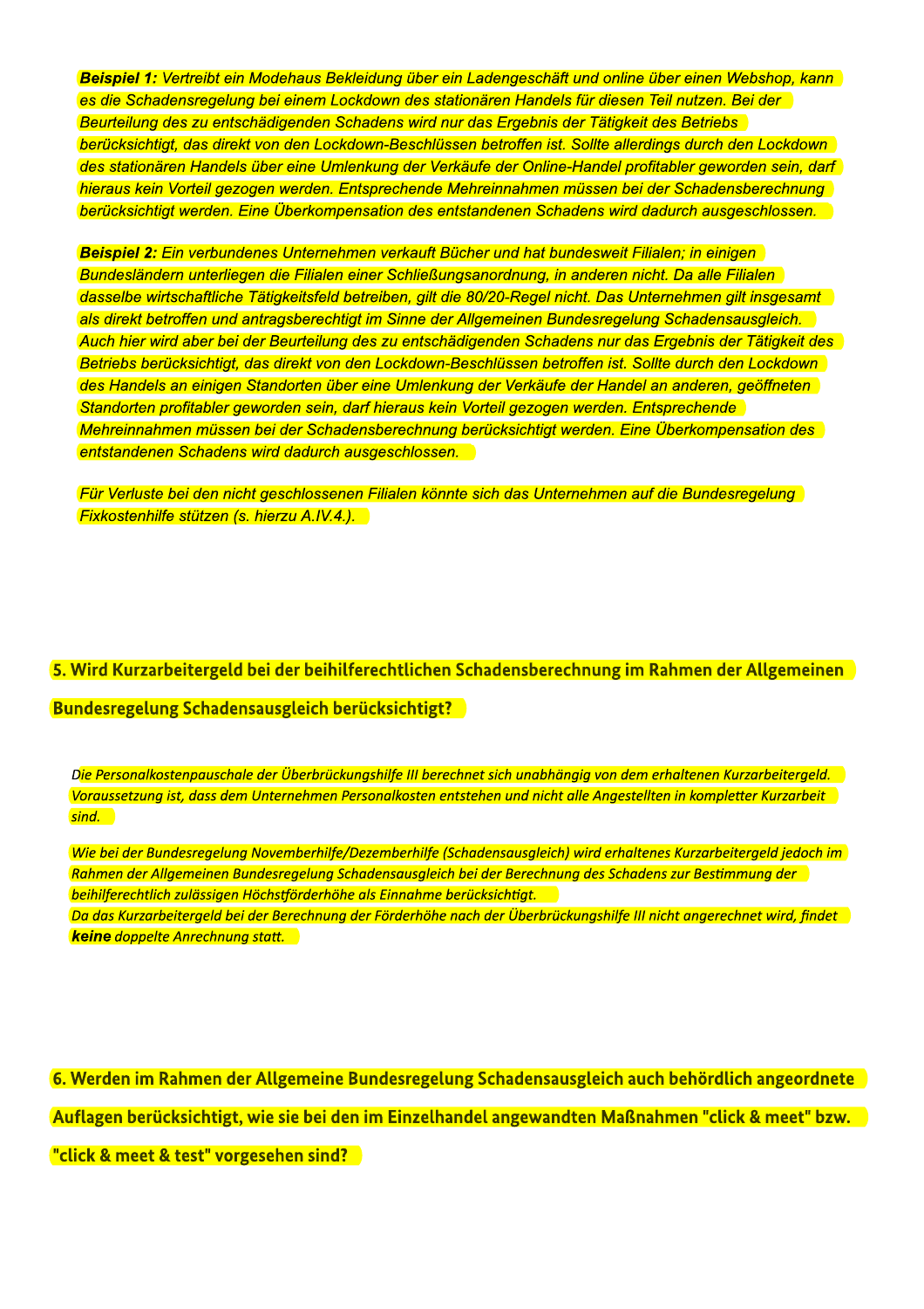***Beispiel 1:*** *Vertreibt ein Modehaus Bekleidung über ein Ladengeschäft und online über einen Webshop, kann es die Schadensregelung bei einem Lockdown des stationären Handels für diesen Teil nutzen. Bei der Beurteilung des zu entschädigenden Schadens wird nur das Ergebnis der Tätigkeit des Betriebs berücksichtigt, das direkt von den Lockdown-Beschlüssen betroffen ist. Sollte allerdings durch den Lockdown des stationären Handels über eine Umlenkung der Verkäufe der Online-Handel profitabler geworden sein, darf hieraus kein Vorteil gezogen werden. Entsprechende Mehreinnahmen müssen bei der Schadensberechnung berücksichtigt werden. Eine Überkompensation des entstandenen Schadens wird dadurch ausgeschlossen.*

***Beispiel 2:*** *Ein verbundenes Unternehmen verkauft Bücher und hat bundesweit Filialen; in einigen Bundesländern unterliegen die Filialen einer Schließungsanordnung, in anderen nicht. Da alle Filialen dasselbe wirtschaftliche Tätigkeitsfeld betreiben, gilt die 80/20-Regel nicht. Das Unternehmen gilt insgesamt als direkt betroffen und antragsberechtigt im Sinne der Allgemeinen Bundesregelung Schadensausgleich. Auch hier wird aber bei der Beurteilung des zu entschädigenden Schadens nur das Ergebnis der Tätigkeit des Betriebs berücksichtigt, das direkt von den Lockdown-Beschlüssen betroffen ist. Sollte durch den Lockdown des Handels an einigen Standorten über eine Umlenkung der Verkäufe der Handel an anderen, geöffneten Standorten profitabler geworden sein, darf hieraus kein Vorteil gezogen werden. Entsprechende Mehreinnahmen müssen bei der Schadensberechnung berücksichtigt werden. Eine Überkompensation des entstandenen Schadens wird dadurch ausgeschlossen.*

*Für Verluste bei den nicht geschlossenen Filialen könnte sich das Unternehmen auf die Bundesregelung Fixkostenhilfe stützen (s. hierzu A.IV.4.).*

## 5. Wird Kurzarbeitergeld bei der beihilferechtlichen Schadensberechnung im Rahmen der Allgemeinen Bundesregelung Schadensausgleich berücksichtigt?

*Die Personalkostenpauschale der Überbrückungshilfe III berechnet sich unabhängig von dem erhaltenen Kurzarbeitergeld. Voraussetzung ist, dass dem Unternehmen Personalkosten entstehen und nicht alle Angestellten in kompletter Kurzarbeit sind.*

*Wie bei der Bundesregelung Novemberhilfe/Dezemberhilfe (Schadensausgleich) wird erhaltenes Kurzarbeitergeld jedoch im Rahmen der Allgemeinen Bundesregelung Schadensausgleich bei der Berechnung des Schadens zur Bestimmung der beihilferechtlich zulässigen Höchstförderhöhe als Einnahme berücksichtigt.*
*Da das Kurzarbeitergeld bei der Berechnung der Förderhöhe nach der Überbrückungshilfe III nicht angerechnet wird, findet* ***keine*** *doppelte Anrechnung statt.*

## 6. Werden im Rahmen der Allgemeine Bundesregelung Schadensausgleich auch behördlich angeordnete Auflagen berücksichtigt, wie sie bei den im Einzelhandel angewandten Maßnahmen "click & meet" bzw. "click & meet & test" vorgesehen sind?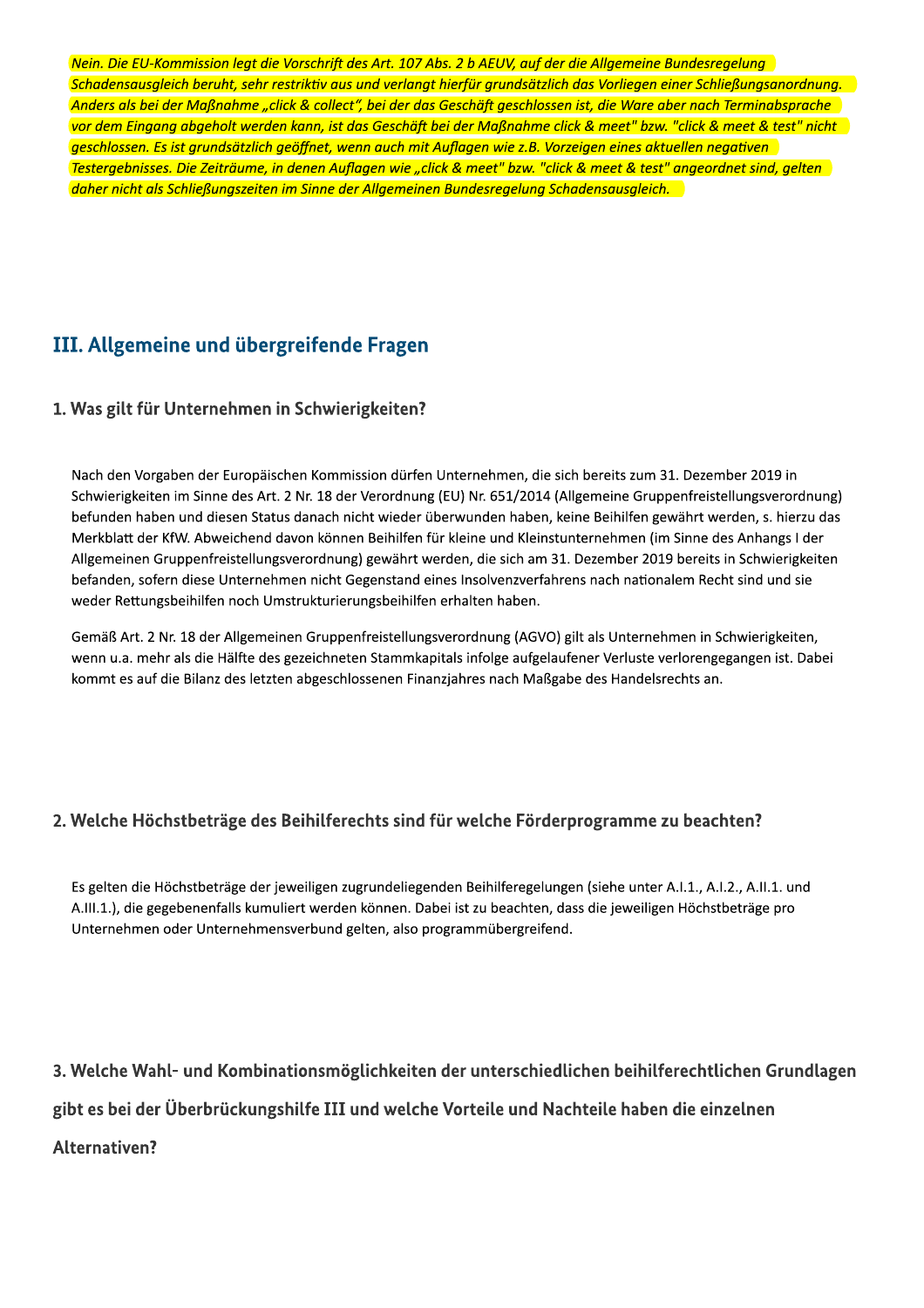*Nein. Die EU-Kommission legt die Vorschrift des Art. 107 Abs. 2 b AEUV, auf der die Allgemeine Bundesregelung Schadensausgleich beruht, sehr restriktiv aus und verlangt hierfür grundsätzlich das Vorliegen einer Schließungsanordnung. Anders als bei der Maßnahme „click & collect", bei der das Geschäft geschlossen ist, die Ware aber nach Terminabsprache vor dem Eingang abgeholt werden kann, ist das Geschäft bei der Maßnahme click & meet" bzw. "click & meet & test" nicht geschlossen. Es ist grundsätzlich geöffnet, wenn auch mit Auflagen wie z.B. Vorzeigen eines aktuellen negativen Testergebnisses. Die Zeiträume, in denen Auflagen wie „click & meet" bzw. "click & meet & test" angeordnet sind, gelten daher nicht als Schließungszeiten im Sinne der Allgemeinen Bundesregelung Schadensausgleich.*

## III. Allgemeine und übergreifende Fragen

### 1. Was gilt für Unternehmen in Schwierigkeiten?

Nach den Vorgaben der Europäischen Kommission dürfen Unternehmen, die sich bereits zum 31. Dezember 2019 in Schwierigkeiten im Sinne des Art. 2 Nr. 18 der Verordnung (EU) Nr. 651/2014 (Allgemeine Gruppenfreistellungsverordnung) befunden haben und diesen Status danach nicht wieder überwunden haben, keine Beihilfen gewährt werden, s. hierzu das Merkblatt der KfW. Abweichend davon können Beihilfen für kleine und Kleinstunternehmen (im Sinne des Anhangs I der Allgemeinen Gruppenfreistellungsverordnung) gewährt werden, die sich am 31. Dezember 2019 bereits in Schwierigkeiten befanden, sofern diese Unternehmen nicht Gegenstand eines Insolvenzverfahrens nach nationalem Recht sind und sie weder Rettungsbeihilfen noch Umstrukturierungsbeihilfen erhalten haben.

Gemäß Art. 2 Nr. 18 der Allgemeinen Gruppenfreistellungsverordnung (AGVO) gilt als Unternehmen in Schwierigkeiten, wenn u.a. mehr als die Hälfte des gezeichneten Stammkapitals infolge aufgelaufener Verluste verlorengegangen ist. Dabei kommt es auf die Bilanz des letzten abgeschlossenen Finanzjahres nach Maßgabe des Handelsrechts an.

### 2. Welche Höchstbeträge des Beihilferechts sind für welche Förderprogramme zu beachten?

Es gelten die Höchstbeträge der jeweiligen zugrundeliegenden Beihilferegelungen (siehe unter A.I.1., A.I.2., A.II.1. und A.III.1.), die gegebenenfalls kumuliert werden können. Dabei ist zu beachten, dass die jeweiligen Höchstbeträge pro Unternehmen oder Unternehmensverbund gelten, also programmübergreifend.

### 3. Welche Wahl- und Kombinationsmöglichkeiten der unterschiedlichen beihilferechtlichen Grundlagen gibt es bei der Überbrückungshilfe III und welche Vorteile und Nachteile haben die einzelnen Alternativen?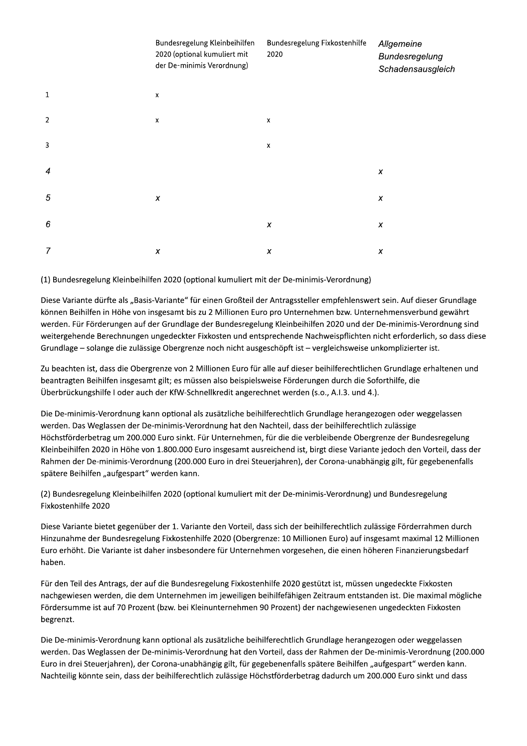| | Bundesregelung Kleinbeihilfen 2020 (optional kumuliert mit der De-minimis Verordnung) | Bundesregelung Fixkostenhilfe 2020 | *Allgemeine Bundesregelung Schadensausgleich* |
|---|---|---|---|
| 1 | x | | |
| 2 | x | x | |
| 3 | | x | |
| *4* | | | *x* |
| *5* | *x* | | *x* |
| *6* | | *x* | *x* |
| *7* | *x* | *x* | *x* |

(1) Bundesregelung Kleinbeihilfen 2020 (optional kumuliert mit der De-minimis-Verordnung)

Diese Variante dürfte als „Basis-Variante" für einen Großteil der Antragssteller empfehlenswert sein. Auf dieser Grundlage können Beihilfen in Höhe von insgesamt bis zu 2 Millionen Euro pro Unternehmen bzw. Unternehmensverbund gewährt werden. Für Förderungen auf der Grundlage der Bundesregelung Kleinbeihilfen 2020 und der De-minimis-Verordnung sind weitergehende Berechnungen ungedeckter Fixkosten und entsprechende Nachweispflichten nicht erforderlich, so dass diese Grundlage – solange die zulässige Obergrenze noch nicht ausgeschöpft ist – vergleichsweise unkomplizierter ist.

Zu beachten ist, dass die Obergrenze von 2 Millionen Euro für alle auf dieser beihilferechtlichen Grundlage erhaltenen und beantragten Beihilfen insgesamt gilt; es müssen also beispielsweise Förderungen durch die Soforthilfe, die Überbrückungshilfe I oder auch der KfW-Schnellkredit angerechnet werden (s.o., A.I.3. und 4.).

Die De-minimis-Verordnung kann optional als zusätzliche beihilferechtlich Grundlage herangezogen oder weggelassen werden. Das Weglassen der De-minimis-Verordnung hat den Nachteil, dass der beihilferechtlich zulässige Höchstförderbetrag um 200.000 Euro sinkt. Für Unternehmen, für die die verbleibende Obergrenze der Bundesregelung Kleinbeihilfen 2020 in Höhe von 1.800.000 Euro insgesamt ausreichend ist, birgt diese Variante jedoch den Vorteil, dass der Rahmen der De-minimis-Verordnung (200.000 Euro in drei Steuerjahren), der Corona-unabhängig gilt, für gegebenenfalls spätere Beihilfen „aufgespart" werden kann.

(2) Bundesregelung Kleinbeihilfen 2020 (optional kumuliert mit der De-minimis-Verordnung) und Bundesregelung Fixkostenhilfe 2020

Diese Variante bietet gegenüber der 1. Variante den Vorteil, dass sich der beihilferechtlich zulässige Förderrahmen durch Hinzunahme der Bundesregelung Fixkostenhilfe 2020 (Obergrenze: 10 Millionen Euro) auf insgesamt maximal 12 Millionen Euro erhöht. Die Variante ist daher insbesondere für Unternehmen vorgesehen, die einen höheren Finanzierungsbedarf haben.

Für den Teil des Antrags, der auf die Bundesregelung Fixkostenhilfe 2020 gestützt ist, müssen ungedeckte Fixkosten nachgewiesen werden, die dem Unternehmen im jeweiligen beihilfefähigen Zeitraum entstanden ist. Die maximal mögliche Fördersumme ist auf 70 Prozent (bzw. bei Kleinunternehmen 90 Prozent) der nachgewiesenen ungedeckten Fixkosten begrenzt.

Die De-minimis-Verordnung kann optional als zusätzliche beihilferechtlich Grundlage herangezogen oder weggelassen werden. Das Weglassen der De-minimis-Verordnung hat den Vorteil, dass der Rahmen der De-minimis-Verordnung (200.000 Euro in drei Steuerjahren), der Corona-unabhängig gilt, für gegebenenfalls spätere Beihilfen „aufgespart" werden kann. Nachteilig könnte sein, dass der beihilferechtlich zulässige Höchstförderbetrag dadurch um 200.000 Euro sinkt und dass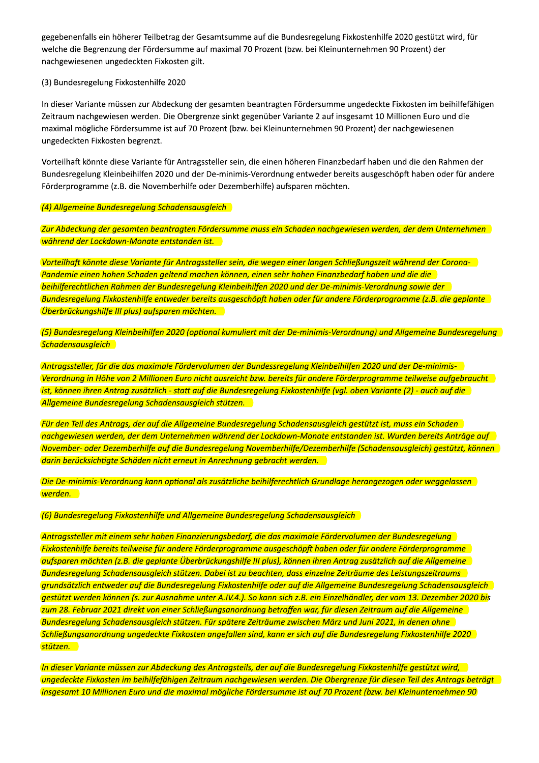gegebenenfalls ein höherer Teilbetrag der Gesamtsumme auf die Bundesregelung Fixkostenhilfe 2020 gestützt wird, für welche die Begrenzung der Fördersumme auf maximal 70 Prozent (bzw. bei Kleinunternehmen 90 Prozent) der nachgewiesenen ungedeckten Fixkosten gilt.

(3) Bundesregelung Fixkostenhilfe 2020

In dieser Variante müssen zur Abdeckung der gesamten beantragten Fördersumme ungedeckte Fixkosten im beihilfefähigen Zeitraum nachgewiesen werden. Die Obergrenze sinkt gegenüber Variante 2 auf insgesamt 10 Millionen Euro und die maximal mögliche Fördersumme ist auf 70 Prozent (bzw. bei Kleinunternehmen 90 Prozent) der nachgewiesenen ungedeckten Fixkosten begrenzt.

Vorteilhaft könnte diese Variante für Antragssteller sein, die einen höheren Finanzbedarf haben und die den Rahmen der Bundesregelung Kleinbeihilfen 2020 und der De-minimis-Verordnung entweder bereits ausgeschöpft haben oder für andere Förderprogramme (z.B. die Novemberhilfe oder Dezemberhilfe) aufsparen möchten.

*(4) Allgemeine Bundesregelung Schadensausgleich*

*Zur Abdeckung der gesamten beantragten Fördersumme muss ein Schaden nachgewiesen werden, der dem Unternehmen während der Lockdown-Monate entstanden ist.*

*Vorteilhaft könnte diese Variante für Antragssteller sein, die wegen einer langen Schließungszeit während der Corona-Pandemie einen hohen Schaden geltend machen können, einen sehr hohen Finanzbedarf haben und die die beihilferechtlichen Rahmen der Bundesregelung Kleinbeihilfen 2020 und der De-minimis-Verordnung sowie der Bundesregelung Fixkostenhilfe entweder bereits ausgeschöpft haben oder für andere Förderprogramme (z.B. die geplante Überbrückungshilfe III plus) aufsparen möchten.*

*(5) Bundesregelung Kleinbeihilfen 2020 (optional kumuliert mit der De-minimis-Verordnung) und Allgemeine Bundesregelung Schadensausgleich*

*Antragssteller, für die das maximale Fördervolumen der Bundessregelung Kleinbeihilfen 2020 und der De-minimis-Verordnung in Höhe von 2 Millionen Euro nicht ausreicht bzw. bereits für andere Förderprogramme teilweise aufgebraucht ist, können ihren Antrag zusätzlich - statt auf die Bundesregelung Fixkostenhilfe (vgl. oben Variante (2) - auch auf die Allgemeine Bundesregelung Schadensausgleich stützen.*

*Für den Teil des Antrags, der auf die Allgemeine Bundesregelung Schadensausgleich gestützt ist, muss ein Schaden nachgewiesen werden, der dem Unternehmen während der Lockdown-Monate entstanden ist. Wurden bereits Anträge auf November- oder Dezemberhilfe auf die Bundesregelung Novemberhilfe/Dezemberhilfe (Schadensausgleich) gestützt, können darin berücksichtigte Schäden nicht erneut in Anrechnung gebracht werden.*

*Die De-minimis-Verordnung kann optional als zusätzliche beihilferechtlich Grundlage herangezogen oder weggelassen werden.*

*(6) Bundesregelung Fixkostenhilfe und Allgemeine Bundesregelung Schadensausgleich*

*Antragssteller mit einem sehr hohen Finanzierungsbedarf, die das maximale Fördervolumen der Bundesregelung Fixkostenhilfe bereits teilweise für andere Förderprogramme ausgeschöpft haben oder für andere Förderprogramme aufsparen möchten (z.B. die geplante Überbrückungshilfe III plus), können ihren Antrag zusätzlich auf die Allgemeine Bundesregelung Schadensausgleich stützen. Dabei ist zu beachten, dass einzelne Zeiträume des Leistungszeitraums grundsätzlich entweder auf die Bundesregelung Fixkostenhilfe oder auf die Allgemeine Bundesregelung Schadensausgleich gestützt werden können (s. zur Ausnahme unter A.IV.4.). So kann sich z.B. ein Einzelhändler, der vom 13. Dezember 2020 bis zum 28. Februar 2021 direkt von einer Schließungsanordnung betroffen war, für diesen Zeitraum auf die Allgemeine Bundesregelung Schadensausgleich stützen. Für spätere Zeiträume zwischen März und Juni 2021, in denen ohne Schließungsanordnung ungedeckte Fixkosten angefallen sind, kann er sich auf die Bundesregelung Fixkostenhilfe 2020 stützen.*

*In dieser Variante müssen zur Abdeckung des Antragsteils, der auf die Bundesregelung Fixkostenhilfe gestützt wird, ungedeckte Fixkosten im beihilfefähigen Zeitraum nachgewiesen werden. Die Obergrenze für diesen Teil des Antrags beträgt insgesamt 10 Millionen Euro und die maximal mögliche Fördersumme ist auf 70 Prozent (bzw. bei Kleinunternehmen 90*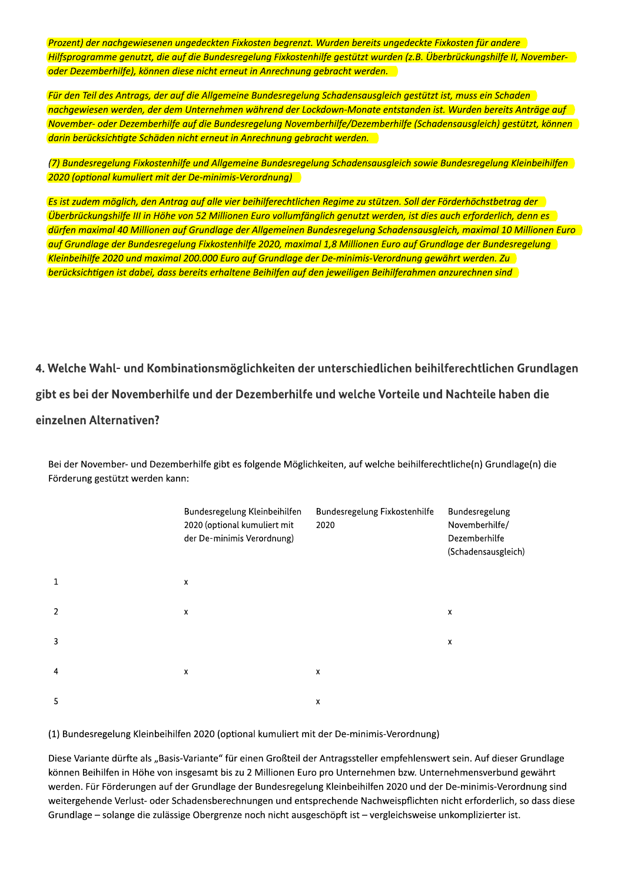*Prozent) der nachgewiesenen ungedeckten Fixkosten begrenzt. Wurden bereits ungedeckte Fixkosten für andere Hilfsprogramme genutzt, die auf die Bundesregelung Fixkostenhilfe gestützt wurden (z.B. Überbrückungshilfe II, November- oder Dezemberhilfe), können diese nicht erneut in Anrechnung gebracht werden.*

*Für den Teil des Antrags, der auf die Allgemeine Bundesregelung Schadensausgleich gestützt ist, muss ein Schaden nachgewiesen werden, der dem Unternehmen während der Lockdown-Monate entstanden ist. Wurden bereits Anträge auf November- oder Dezemberhilfe auf die Bundesregelung Novemberhilfe/Dezemberhilfe (Schadensausgleich) gestützt, können darin berücksichtigte Schäden nicht erneut in Anrechnung gebracht werden.*

*(7) Bundesregelung Fixkostenhilfe und Allgemeine Bundesregelung Schadensausgleich sowie Bundesregelung Kleinbeihilfen 2020 (optional kumuliert mit der De-minimis-Verordnung)*

*Es ist zudem möglich, den Antrag auf alle vier beihilferechtlichen Regime zu stützen. Soll der Förderhöchstbetrag der Überbrückungshilfe III in Höhe von 52 Millionen Euro vollumfänglich genutzt werden, ist dies auch erforderlich, denn es dürfen maximal 40 Millionen auf Grundlage der Allgemeinen Bundesregelung Schadensausgleich, maximal 10 Millionen Euro auf Grundlage der Bundesregelung Fixkostenhilfe 2020, maximal 1,8 Millionen Euro auf Grundlage der Bundesregelung Kleinbeihilfe 2020 und maximal 200.000 Euro auf Grundlage der De-minimis-Verordnung gewährt werden. Zu berücksichtigen ist dabei, dass bereits erhaltene Beihilfen auf den jeweiligen Beihilferahmen anzurechnen sind*

## 4. Welche Wahl- und Kombinationsmöglichkeiten der unterschiedlichen beihilferechtlichen Grundlagen gibt es bei der Novemberhilfe und der Dezemberhilfe und welche Vorteile und Nachteile haben die einzelnen Alternativen?

Bei der November- und Dezemberhilfe gibt es folgende Möglichkeiten, auf welche beihilferechtliche(n) Grundlage(n) die Förderung gestützt werden kann:

| | Bundesregelung Kleinbeihilfen 2020 (optional kumuliert mit der De-minimis Verordnung) | Bundesregelung Fixkostenhilfe 2020 | Bundesregelung Novemberhilfe/ Dezemberhilfe (Schadensausgleich) |
|---|---|---|---|
| 1 | x | | |
| 2 | x | | x |
| 3 | | | x |
| 4 | x | x | |
| 5 | | x | |

(1) Bundesregelung Kleinbeihilfen 2020 (optional kumuliert mit der De-minimis-Verordnung)

Diese Variante dürfte als „Basis-Variante" für einen Großteil der Antragssteller empfehlenswert sein. Auf dieser Grundlage können Beihilfen in Höhe von insgesamt bis zu 2 Millionen Euro pro Unternehmen bzw. Unternehmensverbund gewährt werden. Für Förderungen auf der Grundlage der Bundesregelung Kleinbeihilfen 2020 und der De-minimis-Verordnung sind weitergehende Verlust- oder Schadensberechnungen und entsprechende Nachweispflichten nicht erforderlich, so dass diese Grundlage – solange die zulässige Obergrenze noch nicht ausgeschöpft ist – vergleichsweise unkomplizierter ist.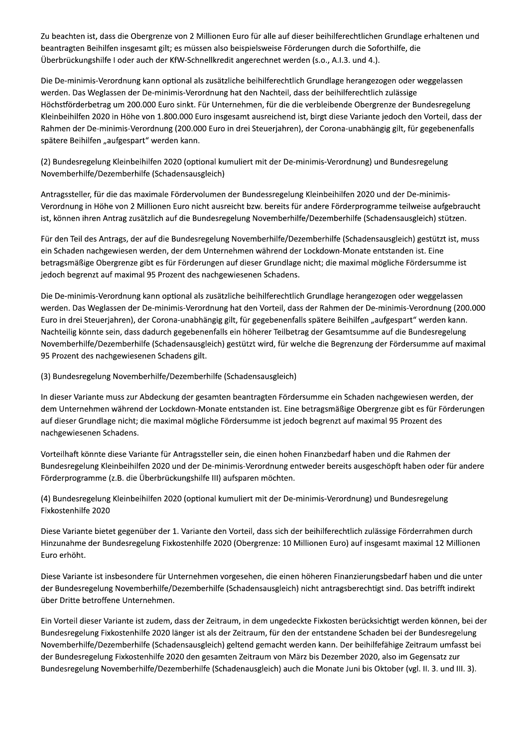Zu beachten ist, dass die Obergrenze von 2 Millionen Euro für alle auf dieser beihilferechtlichen Grundlage erhaltenen und beantragten Beihilfen insgesamt gilt; es müssen also beispielsweise Förderungen durch die Soforthilfe, die Überbrückungshilfe I oder auch der KfW-Schnellkredit angerechnet werden (s.o., A.I.3. und 4.).

Die De-minimis-Verordnung kann optional als zusätzliche beihilferechtlich Grundlage herangezogen oder weggelassen werden. Das Weglassen der De-minimis-Verordnung hat den Nachteil, dass der beihilferechtlich zulässige Höchstförderbetrag um 200.000 Euro sinkt. Für Unternehmen, für die die verbleibende Obergrenze der Bundesregelung Kleinbeihilfen 2020 in Höhe von 1.800.000 Euro insgesamt ausreichend ist, birgt diese Variante jedoch den Vorteil, dass der Rahmen der De-minimis-Verordnung (200.000 Euro in drei Steuerjahren), der Corona-unabhängig gilt, für gegebenenfalls spätere Beihilfen „aufgespart" werden kann.

(2) Bundesregelung Kleinbeihilfen 2020 (optional kumuliert mit der De-minimis-Verordnung) und Bundesregelung Novemberhilfe/Dezemberhilfe (Schadensausgleich)

Antragssteller, für die das maximale Fördervolumen der Bundessregelung Kleinbeihilfen 2020 und der De-minimis-Verordnung in Höhe von 2 Millionen Euro nicht ausreicht bzw. bereits für andere Förderprogramme teilweise aufgebraucht ist, können ihren Antrag zusätzlich auf die Bundesregelung Novemberhilfe/Dezemberhilfe (Schadensausgleich) stützen.

Für den Teil des Antrags, der auf die Bundesregelung Novemberhilfe/Dezemberhilfe (Schadensausgleich) gestützt ist, muss ein Schaden nachgewiesen werden, der dem Unternehmen während der Lockdown-Monate entstanden ist. Eine betragsmäßige Obergrenze gibt es für Förderungen auf dieser Grundlage nicht; die maximal mögliche Fördersumme ist jedoch begrenzt auf maximal 95 Prozent des nachgewiesenen Schadens.

Die De-minimis-Verordnung kann optional als zusätzliche beihilferechtlich Grundlage herangezogen oder weggelassen werden. Das Weglassen der De-minimis-Verordnung hat den Vorteil, dass der Rahmen der De-minimis-Verordnung (200.000 Euro in drei Steuerjahren), der Corona-unabhängig gilt, für gegebenenfalls spätere Beihilfen „aufgespart" werden kann. Nachteilig könnte sein, dass dadurch gegebenenfalls ein höherer Teilbetrag der Gesamtsumme auf die Bundesregelung Novemberhilfe/Dezemberhilfe (Schadensausgleich) gestützt wird, für welche die Begrenzung der Fördersumme auf maximal 95 Prozent des nachgewiesenen Schadens gilt.

(3) Bundesregelung Novemberhilfe/Dezemberhilfe (Schadensausgleich)

In dieser Variante muss zur Abdeckung der gesamten beantragten Fördersumme ein Schaden nachgewiesen werden, der dem Unternehmen während der Lockdown-Monate entstanden ist. Eine betragsmäßige Obergrenze gibt es für Förderungen auf dieser Grundlage nicht; die maximal mögliche Fördersumme ist jedoch begrenzt auf maximal 95 Prozent des nachgewiesenen Schadens.

Vorteilhaft könnte diese Variante für Antragssteller sein, die einen hohen Finanzbedarf haben und die Rahmen der Bundesregelung Kleinbeihilfen 2020 und der De-minimis-Verordnung entweder bereits ausgeschöpft haben oder für andere Förderprogramme (z.B. die Überbrückungshilfe III) aufsparen möchten.

(4) Bundesregelung Kleinbeihilfen 2020 (optional kumuliert mit der De-minimis-Verordnung) und Bundesregelung Fixkostenhilfe 2020

Diese Variante bietet gegenüber der 1. Variante den Vorteil, dass sich der beihilferechtlich zulässige Förderrahmen durch Hinzunahme der Bundesregelung Fixkostenhilfe 2020 (Obergrenze: 10 Millionen Euro) auf insgesamt maximal 12 Millionen Euro erhöht.

Diese Variante ist insbesondere für Unternehmen vorgesehen, die einen höheren Finanzierungsbedarf haben und die unter der Bundesregelung Novemberhilfe/Dezemberhilfe (Schadensausgleich) nicht antragsberechtigt sind. Das betrifft indirekt über Dritte betroffene Unternehmen.

Ein Vorteil dieser Variante ist zudem, dass der Zeitraum, in dem ungedeckte Fixkosten berücksichtigt werden können, bei der Bundesregelung Fixkostenhilfe 2020 länger ist als der Zeitraum, für den der entstandene Schaden bei der Bundesregelung Novemberhilfe/Dezemberhilfe (Schadensausgleich) geltend gemacht werden kann. Der beihilfefähige Zeitraum umfasst bei der Bundesregelung Fixkostenhilfe 2020 den gesamten Zeitraum von März bis Dezember 2020, also im Gegensatz zur Bundesregelung Novemberhilfe/Dezemberhilfe (Schadenausgleich) auch die Monate Juni bis Oktober (vgl. II. 3. und III. 3).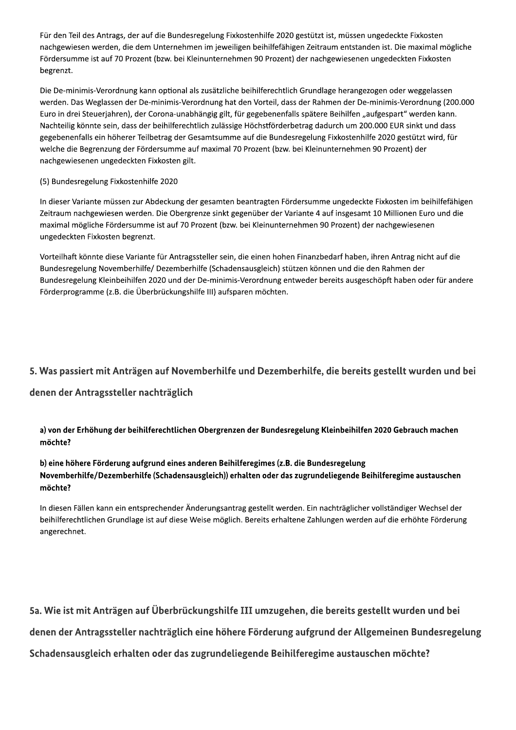Für den Teil des Antrags, der auf die Bundesregelung Fixkostenhilfe 2020 gestützt ist, müssen ungedeckte Fixkosten nachgewiesen werden, die dem Unternehmen im jeweiligen beihilfefähigen Zeitraum entstanden ist. Die maximal mögliche Fördersumme ist auf 70 Prozent (bzw. bei Kleinunternehmen 90 Prozent) der nachgewiesenen ungedeckten Fixkosten begrenzt.

Die De-minimis-Verordnung kann optional als zusätzliche beihilferechtlich Grundlage herangezogen oder weggelassen werden. Das Weglassen der De-minimis-Verordnung hat den Vorteil, dass der Rahmen der De-minimis-Verordnung (200.000 Euro in drei Steuerjahren), der Corona-unabhängig gilt, für gegebenenfalls spätere Beihilfen „aufgespart" werden kann. Nachteilig könnte sein, dass der beihilferechtlich zulässige Höchstförderbetrag dadurch um 200.000 EUR sinkt und dass gegebenenfalls ein höherer Teilbetrag der Gesamtsumme auf die Bundesregelung Fixkostenhilfe 2020 gestützt wird, für welche die Begrenzung der Fördersumme auf maximal 70 Prozent (bzw. bei Kleinunternehmen 90 Prozent) der nachgewiesenen ungedeckten Fixkosten gilt.

(5) Bundesregelung Fixkostenhilfe 2020

In dieser Variante müssen zur Abdeckung der gesamten beantragten Fördersumme ungedeckte Fixkosten im beihilfefähigen Zeitraum nachgewiesen werden. Die Obergrenze sinkt gegenüber der Variante 4 auf insgesamt 10 Millionen Euro und die maximal mögliche Fördersumme ist auf 70 Prozent (bzw. bei Kleinunternehmen 90 Prozent) der nachgewiesenen ungedeckten Fixkosten begrenzt.

Vorteilhaft könnte diese Variante für Antragssteller sein, die einen hohen Finanzbedarf haben, ihren Antrag nicht auf die Bundesregelung Novemberhilfe/ Dezemberhilfe (Schadensausgleich) stützen können und die den Rahmen der Bundesregelung Kleinbeihilfen 2020 und der De-minimis-Verordnung entweder bereits ausgeschöpft haben oder für andere Förderprogramme (z.B. die Überbrückungshilfe III) aufsparen möchten.

## 5. Was passiert mit Anträgen auf Novemberhilfe und Dezemberhilfe, die bereits gestellt wurden und bei denen der Antragssteller nachträglich

**a) von der Erhöhung der beihilferechtlichen Obergrenzen der Bundesregelung Kleinbeihilfen 2020 Gebrauch machen möchte?**

**b) eine höhere Förderung aufgrund eines anderen Beihilferegimes (z.B. die Bundesregelung Novemberhilfe/Dezemberhilfe (Schadensausgleich)) erhalten oder das zugrundeliegende Beihilferegime austauschen möchte?**

In diesen Fällen kann ein entsprechender Änderungsantrag gestellt werden. Ein nachträglicher vollständiger Wechsel der beihilferechtlichen Grundlage ist auf diese Weise möglich. Bereits erhaltene Zahlungen werden auf die erhöhte Förderung angerechnet.

## 5a. Wie ist mit Anträgen auf Überbrückungshilfe III umzugehen, die bereits gestellt wurden und bei denen der Antragssteller nachträglich eine höhere Förderung aufgrund der Allgemeinen Bundesregelung Schadensausgleich erhalten oder das zugrundeliegende Beihilferegime austauschen möchte?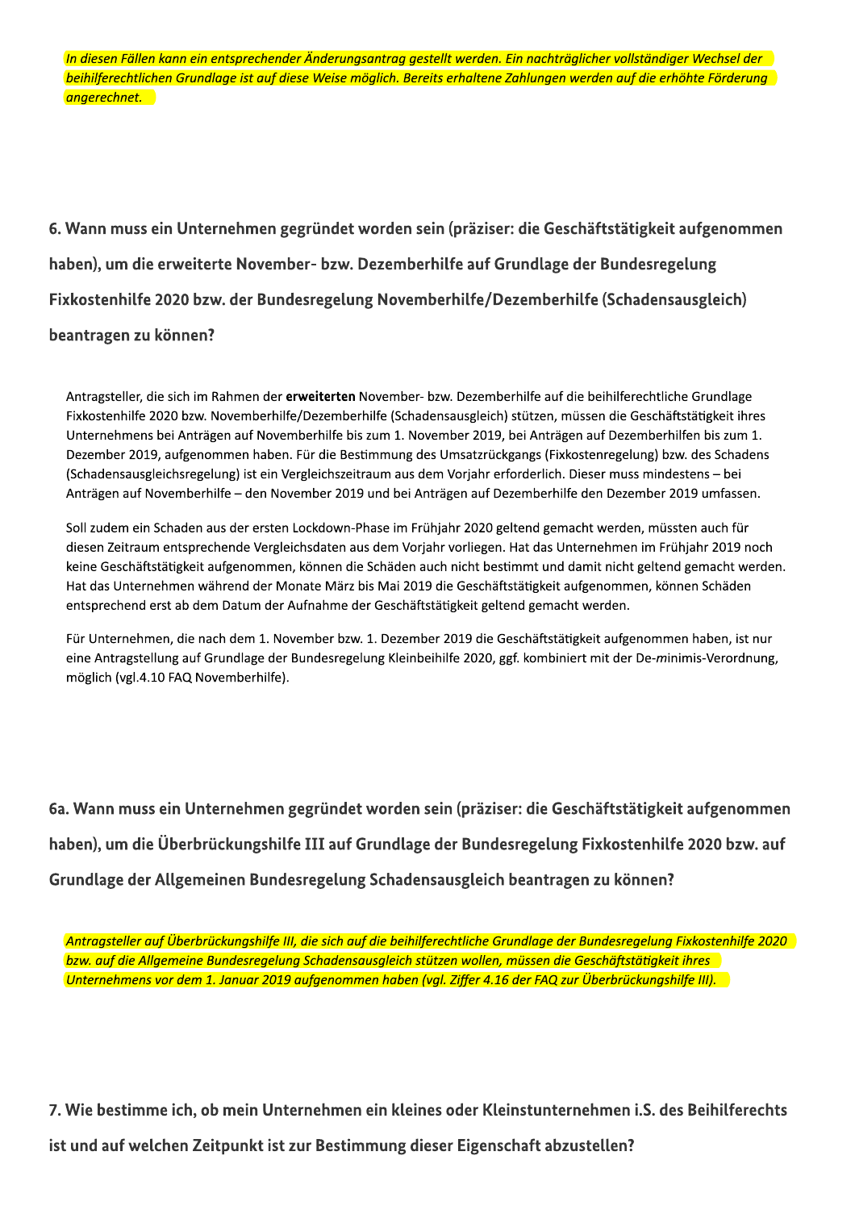*In diesen Fällen kann ein entsprechender Änderungsantrag gestellt werden. Ein nachträglicher vollständiger Wechsel der beihilferechtlichen Grundlage ist auf diese Weise möglich. Bereits erhaltene Zahlungen werden auf die erhöhte Förderung angerechnet.*

## 6. Wann muss ein Unternehmen gegründet worden sein (präziser: die Geschäftstätigkeit aufgenommen haben), um die erweiterte November- bzw. Dezemberhilfe auf Grundlage der Bundesregelung Fixkostenhilfe 2020 bzw. der Bundesregelung Novemberhilfe/Dezemberhilfe (Schadensausgleich) beantragen zu können?

Antragsteller, die sich im Rahmen der **erweiterten** November- bzw. Dezemberhilfe auf die beihilferechtliche Grundlage Fixkostenhilfe 2020 bzw. Novemberhilfe/Dezemberhilfe (Schadensausgleich) stützen, müssen die Geschäftstätigkeit ihres Unternehmens bei Anträgen auf Novemberhilfe bis zum 1. November 2019, bei Anträgen auf Dezemberhilfen bis zum 1. Dezember 2019, aufgenommen haben. Für die Bestimmung des Umsatzrückgangs (Fixkostenregelung) bzw. des Schadens (Schadensausgleichsregelung) ist ein Vergleichszeitraum aus dem Vorjahr erforderlich. Dieser muss mindestens – bei Anträgen auf Novemberhilfe – den November 2019 und bei Anträgen auf Dezemberhilfe den Dezember 2019 umfassen.

Soll zudem ein Schaden aus der ersten Lockdown-Phase im Frühjahr 2020 geltend gemacht werden, müssten auch für diesen Zeitraum entsprechende Vergleichsdaten aus dem Vorjahr vorliegen. Hat das Unternehmen im Frühjahr 2019 noch keine Geschäftstätigkeit aufgenommen, können die Schäden auch nicht bestimmt und damit nicht geltend gemacht werden. Hat das Unternehmen während der Monate März bis Mai 2019 die Geschäftstätigkeit aufgenommen, können Schäden entsprechend erst ab dem Datum der Aufnahme der Geschäftstätigkeit geltend gemacht werden.

Für Unternehmen, die nach dem 1. November bzw. 1. Dezember 2019 die Geschäftstätigkeit aufgenommen haben, ist nur eine Antragstellung auf Grundlage der Bundesregelung Kleinbeihilfe 2020, ggf. kombiniert mit der De-*minimis*-Verordnung, möglich (vgl.4.10 FAQ Novemberhilfe).

## 6a. Wann muss ein Unternehmen gegründet worden sein (präziser: die Geschäftstätigkeit aufgenommen haben), um die Überbrückungshilfe III auf Grundlage der Bundesregelung Fixkostenhilfe 2020 bzw. auf Grundlage der Allgemeinen Bundesregelung Schadensausgleich beantragen zu können?

*Antragsteller auf Überbrückungshilfe III, die sich auf die beihilferechtliche Grundlage der Bundesregelung Fixkostenhilfe 2020 bzw. auf die Allgemeine Bundesregelung Schadensausgleich stützen wollen, müssen die Geschäftstätigkeit ihres Unternehmens vor dem 1. Januar 2019 aufgenommen haben (vgl. Ziffer 4.16 der FAQ zur Überbrückungshilfe III).*

## 7. Wie bestimme ich, ob mein Unternehmen ein kleines oder Kleinstunternehmen i.S. des Beihilferechts ist und auf welchen Zeitpunkt ist zur Bestimmung dieser Eigenschaft abzustellen?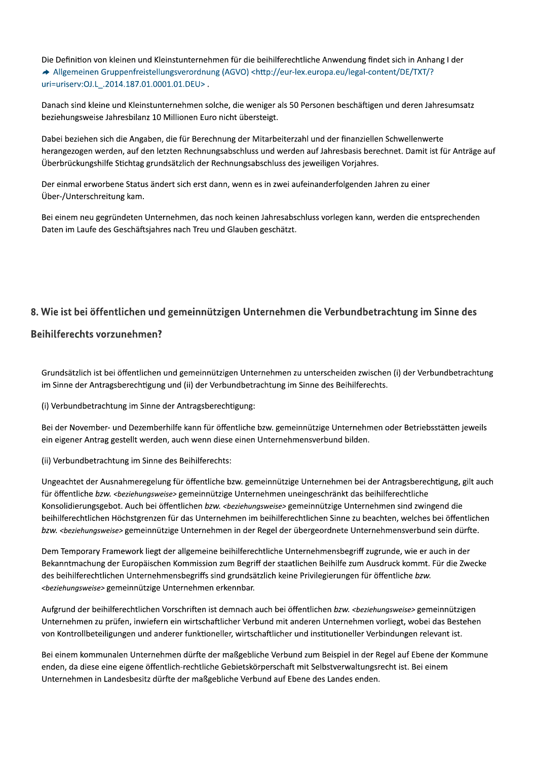Die Definition von kleinen und Kleinstunternehmen für die beihilferechtliche Anwendung findet sich in Anhang I der ➔ Allgemeinen Gruppenfreistellungsverordnung (AGVO) <http://eur-lex.europa.eu/legal-content/DE/TXT/?uri=uriserv:OJ.L_.2014.187.01.0001.01.DEU> .

Danach sind kleine und Kleinstunternehmen solche, die weniger als 50 Personen beschäftigen und deren Jahresumsatz beziehungsweise Jahresbilanz 10 Millionen Euro nicht übersteigt.

Dabei beziehen sich die Angaben, die für Berechnung der Mitarbeiterzahl und der finanziellen Schwellenwerte herangezogen werden, auf den letzten Rechnungsabschluss und werden auf Jahresbasis berechnet. Damit ist für Anträge auf Überbrückungshilfe Stichtag grundsätzlich der Rechnungsabschluss des jeweiligen Vorjahres.

Der einmal erworbene Status ändert sich erst dann, wenn es in zwei aufeinanderfolgenden Jahren zu einer Über-/Unterschreitung kam.

Bei einem neu gegründeten Unternehmen, das noch keinen Jahresabschluss vorlegen kann, werden die entsprechenden Daten im Laufe des Geschäftsjahres nach Treu und Glauben geschätzt.

## 8. Wie ist bei öffentlichen und gemeinnützigen Unternehmen die Verbundbetrachtung im Sinne des Beihilferechts vorzunehmen?

Grundsätzlich ist bei öffentlichen und gemeinnützigen Unternehmen zu unterscheiden zwischen (i) der Verbundbetrachtung im Sinne der Antragsberechtigung und (ii) der Verbundbetrachtung im Sinne des Beihilferechts.

(i) Verbundbetrachtung im Sinne der Antragsberechtigung:

Bei der November- und Dezemberhilfe kann für öffentliche bzw. gemeinnützige Unternehmen oder Betriebsstätten jeweils ein eigener Antrag gestellt werden, auch wenn diese einen Unternehmensverbund bilden.

(ii) Verbundbetrachtung im Sinne des Beihilferechts:

Ungeachtet der Ausnahmeregelung für öffentliche bzw. gemeinnützige Unternehmen bei der Antragsberechtigung, gilt auch für öffentliche *bzw.* <*beziehungsweise*> gemeinnützige Unternehmen uneingeschränkt das beihilferechtliche Konsolidierungsgebot. Auch bei öffentlichen *bzw.* <*beziehungsweise*> gemeinnützige Unternehmen sind zwingend die beihilferechtlichen Höchstgrenzen für das Unternehmen im beihilferechtlichen Sinne zu beachten, welches bei öffentlichen *bzw.* <*beziehungsweise*> gemeinnützige Unternehmen in der Regel der übergeordnete Unternehmensverbund sein dürfte.

Dem Temporary Framework liegt der allgemeine beihilferechtliche Unternehmensbegriff zugrunde, wie er auch in der Bekanntmachung der Europäischen Kommission zum Begriff der staatlichen Beihilfe zum Ausdruck kommt. Für die Zwecke des beihilferechtlichen Unternehmensbegriffs sind grundsätzlich keine Privilegierungen für öffentliche *bzw.* <*beziehungsweise*> gemeinnützige Unternehmen erkennbar.

Aufgrund der beihilferechtlichen Vorschriften ist demnach auch bei öffentlichen *bzw.* <*beziehungsweise*> gemeinnützigen Unternehmen zu prüfen, inwiefern ein wirtschaftlicher Verbund mit anderen Unternehmen vorliegt, wobei das Bestehen von Kontrollbeteiligungen und anderer funktioneller, wirtschaftlicher und institutioneller Verbindungen relevant ist.

Bei einem kommunalen Unternehmen dürfte der maßgebliche Verbund zum Beispiel in der Regel auf Ebene der Kommune enden, da diese eine eigene öffentlich-rechtliche Gebietskörperschaft mit Selbstverwaltungsrecht ist. Bei einem Unternehmen in Landesbesitz dürfte der maßgebliche Verbund auf Ebene des Landes enden.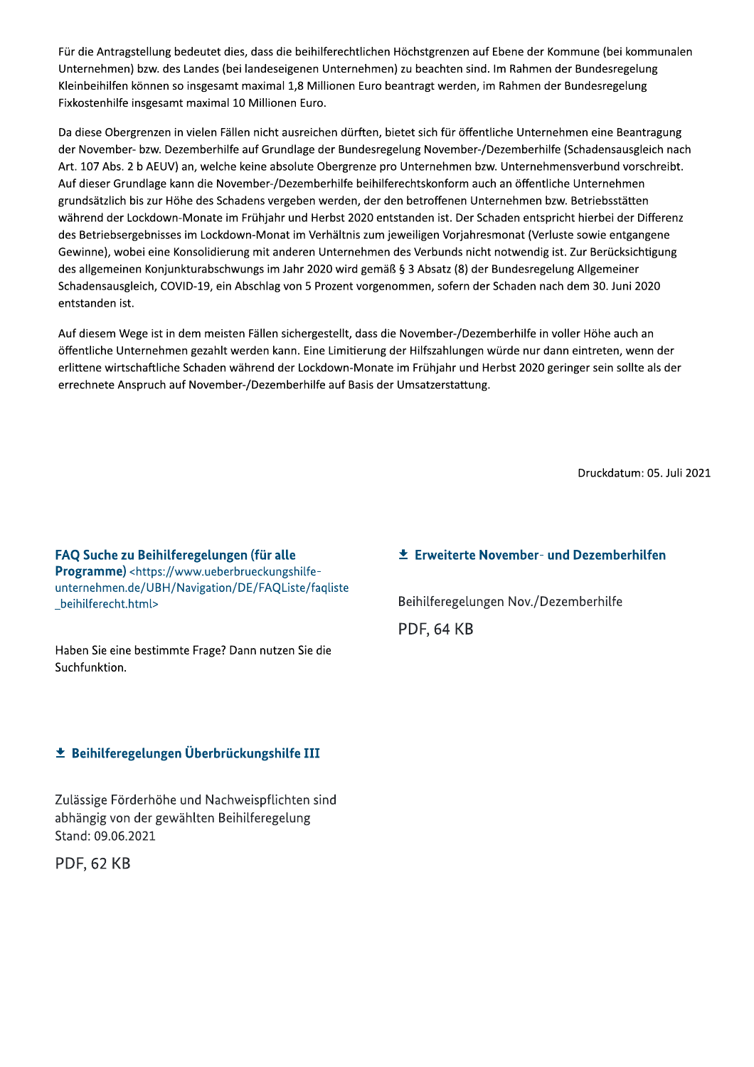Für die Antragstellung bedeutet dies, dass die beihilferechtlichen Höchstgrenzen auf Ebene der Kommune (bei kommunalen Unternehmen) bzw. des Landes (bei landeseigenen Unternehmen) zu beachten sind. Im Rahmen der Bundesregelung Kleinbeihilfen können so insgesamt maximal 1,8 Millionen Euro beantragt werden, im Rahmen der Bundesregelung Fixkostenhilfe insgesamt maximal 10 Millionen Euro.

Da diese Obergrenzen in vielen Fällen nicht ausreichen dürften, bietet sich für öffentliche Unternehmen eine Beantragung der November- bzw. Dezemberhilfe auf Grundlage der Bundesregelung November-/Dezemberhilfe (Schadensausgleich nach Art. 107 Abs. 2 b AEUV) an, welche keine absolute Obergrenze pro Unternehmen bzw. Unternehmensverbund vorschreibt. Auf dieser Grundlage kann die November-/Dezemberhilfe beihilferechtskonform auch an öffentliche Unternehmen grundsätzlich bis zur Höhe des Schadens vergeben werden, der den betroffenen Unternehmen bzw. Betriebsstätten während der Lockdown-Monate im Frühjahr und Herbst 2020 entstanden ist. Der Schaden entspricht hierbei der Differenz des Betriebsergebnisses im Lockdown-Monat im Verhältnis zum jeweiligen Vorjahresmonat (Verluste sowie entgangene Gewinne), wobei eine Konsolidierung mit anderen Unternehmen des Verbunds nicht notwendig ist. Zur Berücksichtigung des allgemeinen Konjunkturabschwungs im Jahr 2020 wird gemäß § 3 Absatz (8) der Bundesregelung Allgemeiner Schadensausgleich, COVID-19, ein Abschlag von 5 Prozent vorgenommen, sofern der Schaden nach dem 30. Juni 2020 entstanden ist.

Auf diesem Wege ist in dem meisten Fällen sichergestellt, dass die November-/Dezemberhilfe in voller Höhe auch an öffentliche Unternehmen gezahlt werden kann. Eine Limitierung der Hilfszahlungen würde nur dann eintreten, wenn der erlittene wirtschaftliche Schaden während der Lockdown-Monate im Frühjahr und Herbst 2020 geringer sein sollte als der errechnete Anspruch auf November-/Dezemberhilfe auf Basis der Umsatzerstattung.

Druckdatum: 05. Juli 2021

**FAQ Suche zu Beihilferegelungen (für alle Programme)** <https://www.ueberbrueckungshilfe-unternehmen.de/UBH/Navigation/DE/FAQListe/faqliste_beihilferecht.html>

Haben Sie eine bestimmte Frage? Dann nutzen Sie die Suchfunktion.

**Beihilferegelungen Überbrückungshilfe III**

Zulässige Förderhöhe und Nachweispflichten sind abhängig von der gewählten Beihilferegelung
Stand: 09.06.2021

PDF, 62 KB

**Erweiterte November- und Dezemberhilfen**

Beihilferegelungen Nov./Dezemberhilfe

PDF, 64 KB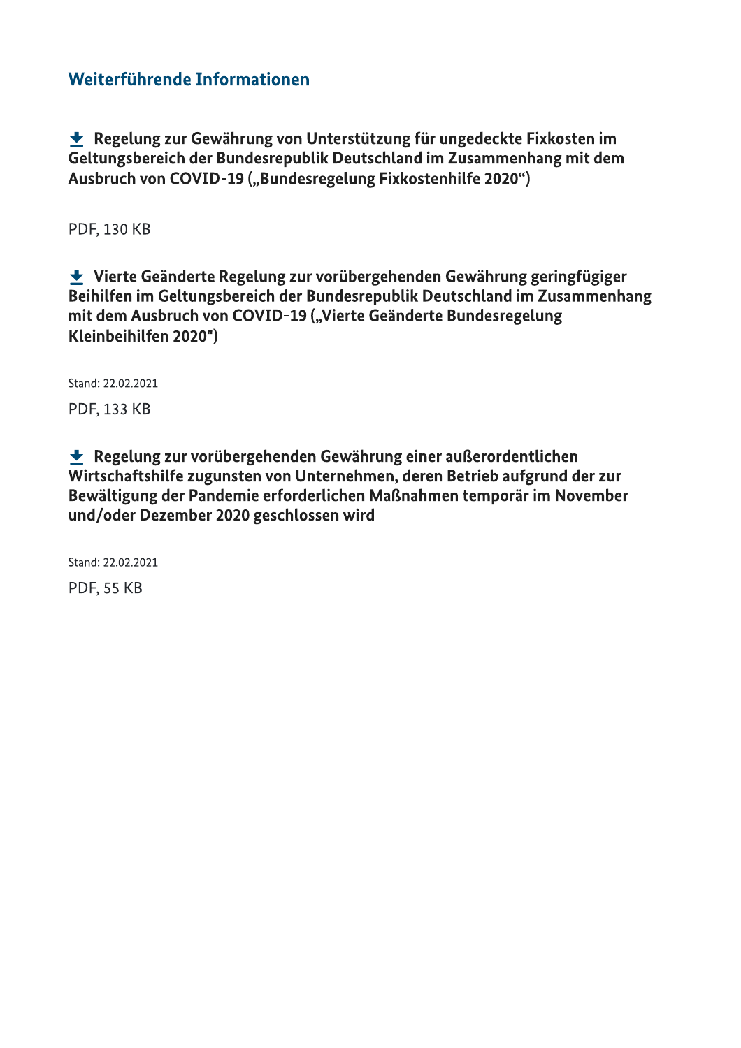## Weiterführende Informationen

**Regelung zur Gewährung von Unterstützung für ungedeckte Fixkosten im Geltungsbereich der Bundesrepublik Deutschland im Zusammenhang mit dem Ausbruch von COVID-19 („Bundesregelung Fixkostenhilfe 2020“)**

PDF, 130 KB

**Vierte Geänderte Regelung zur vorübergehenden Gewährung geringfügiger Beihilfen im Geltungsbereich der Bundesrepublik Deutschland im Zusammenhang mit dem Ausbruch von COVID-19 („Vierte Geänderte Bundesregelung Kleinbeihilfen 2020")**

Stand: 22.02.2021

PDF, 133 KB

**Regelung zur vorübergehenden Gewährung einer außerordentlichen Wirtschaftshilfe zugunsten von Unternehmen, deren Betrieb aufgrund der zur Bewältigung der Pandemie erforderlichen Maßnahmen temporär im November und/oder Dezember 2020 geschlossen wird**

Stand: 22.02.2021

PDF, 55 KB